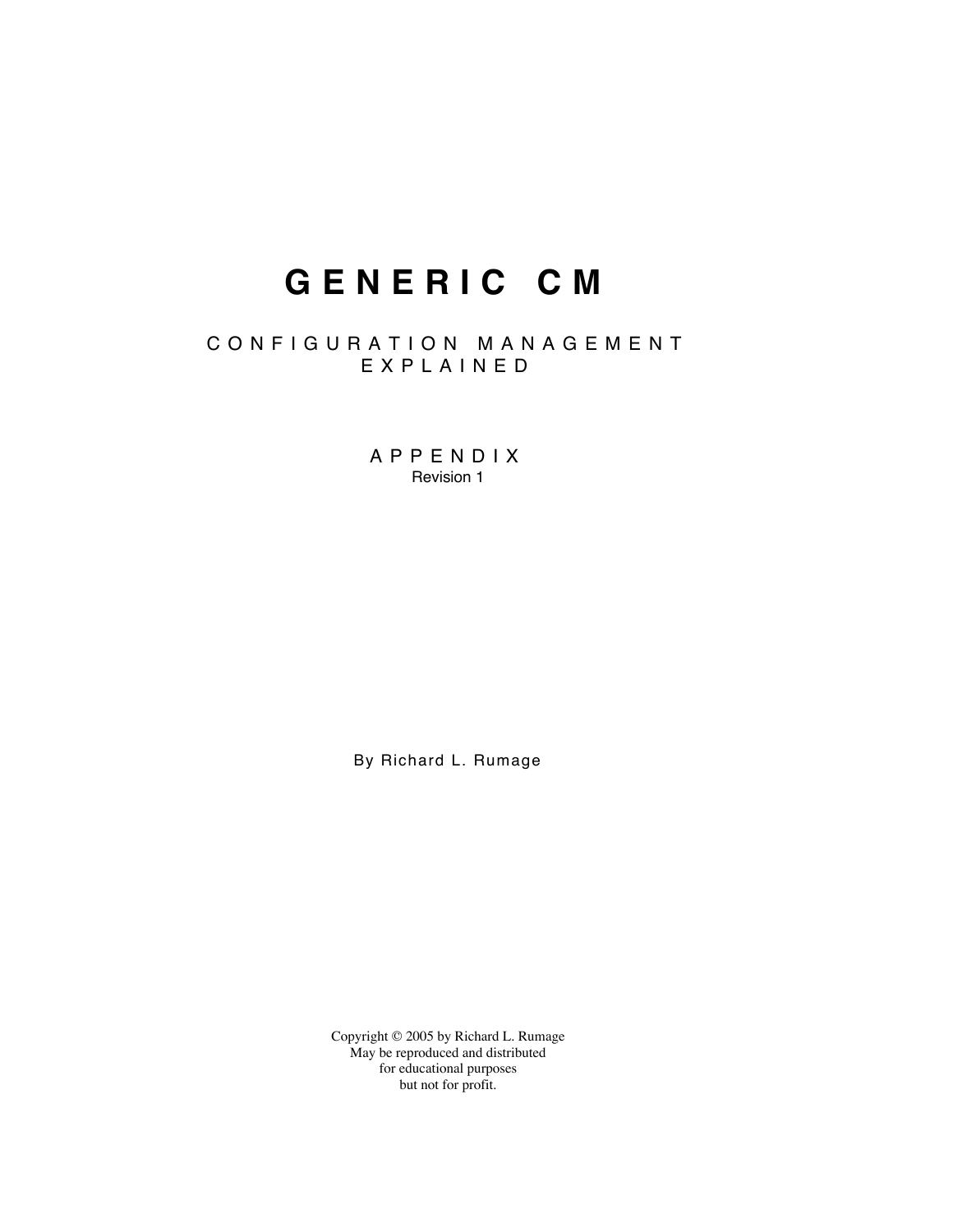# GENERIC CM

## CONFIGURATION MANAGEMENT EXPLAINED

## APPENDIX

Revision 1

By Richard L. Rumage

Copyright © 2005 by Richard L. Rumage
May be reproduced and distributed
for educational purposes
but not for profit.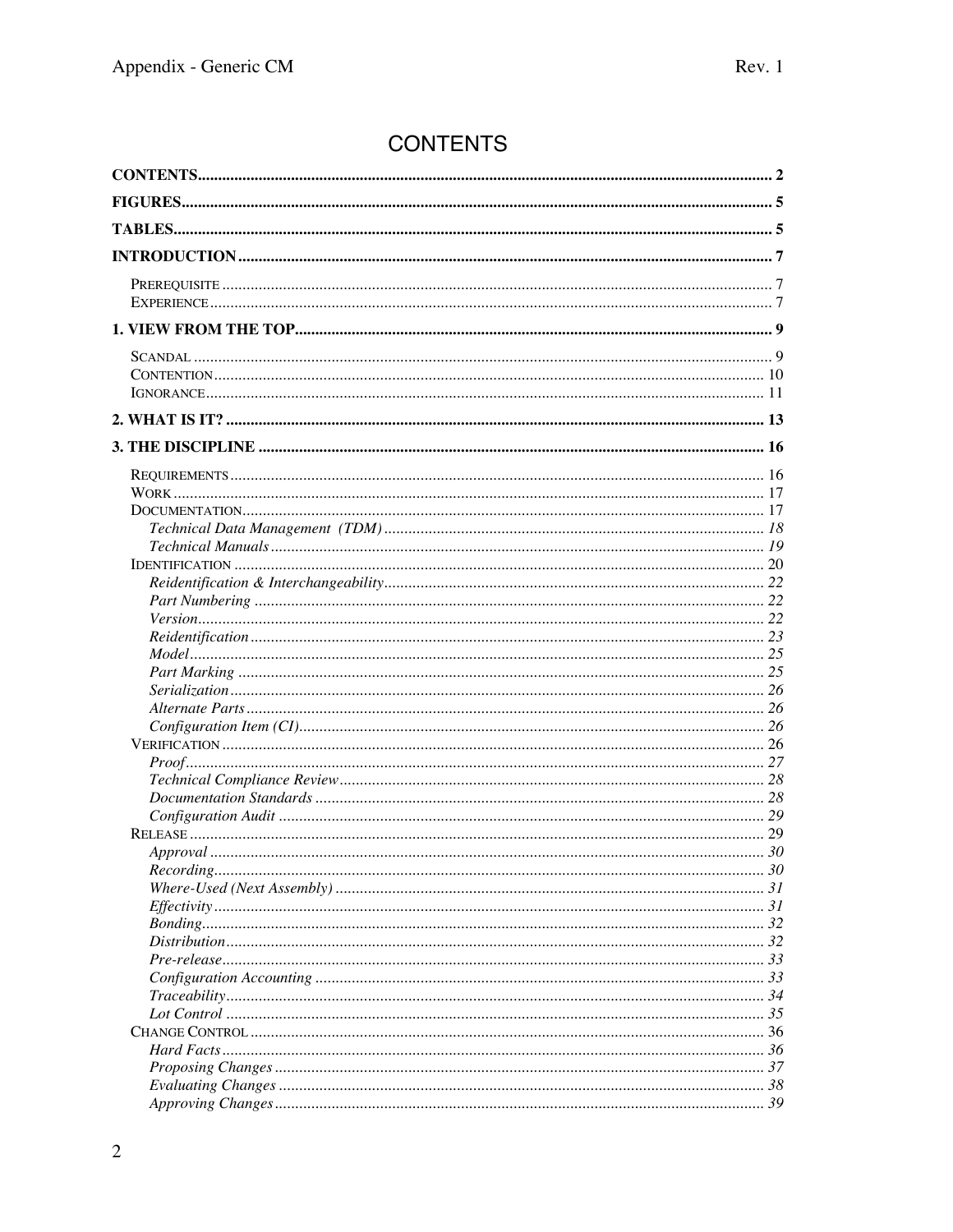# CONTENTS

**CONTENTS** ... 2

**FIGURES** ... 5

**TABLES** ... 5

**INTRODUCTION** ... 7

- Prerequisite ... 7
- Experience ... 7

**1. VIEW FROM THE TOP** ... 9

- Scandal ... 9
- Contention ... 10
- Ignorance ... 11

**2. WHAT IS IT?** ... 13

**3. THE DISCIPLINE** ... 16

- Requirements ... 16
- Work ... 17
- Documentation ... 17
  - *Technical Data Management (TDM)* ... 18
  - *Technical Manuals* ... 19
- Identification ... 20
  - *Reidentification & Interchangeability* ... 22
  - *Part Numbering* ... 22
  - *Version* ... 22
  - *Reidentification* ... 23
  - *Model* ... 25
  - *Part Marking* ... 25
  - *Serialization* ... 26
  - *Alternate Parts* ... 26
  - *Configuration Item (CI)* ... 26
- Verification ... 26
  - *Proof* ... 27
  - *Technical Compliance Review* ... 28
  - *Documentation Standards* ... 28
  - *Configuration Audit* ... 29
- Release ... 29
  - *Approval* ... 30
  - *Recording* ... 30
  - *Where-Used (Next Assembly)* ... 31
  - *Effectivity* ... 31
  - *Bonding* ... 32
  - *Distribution* ... 32
  - *Pre-release* ... 33
  - *Configuration Accounting* ... 33
  - *Traceability* ... 34
  - *Lot Control* ... 35
- Change Control ... 36
  - *Hard Facts* ... 36
  - *Proposing Changes* ... 37
  - *Evaluating Changes* ... 38
  - *Approving Changes* ... 39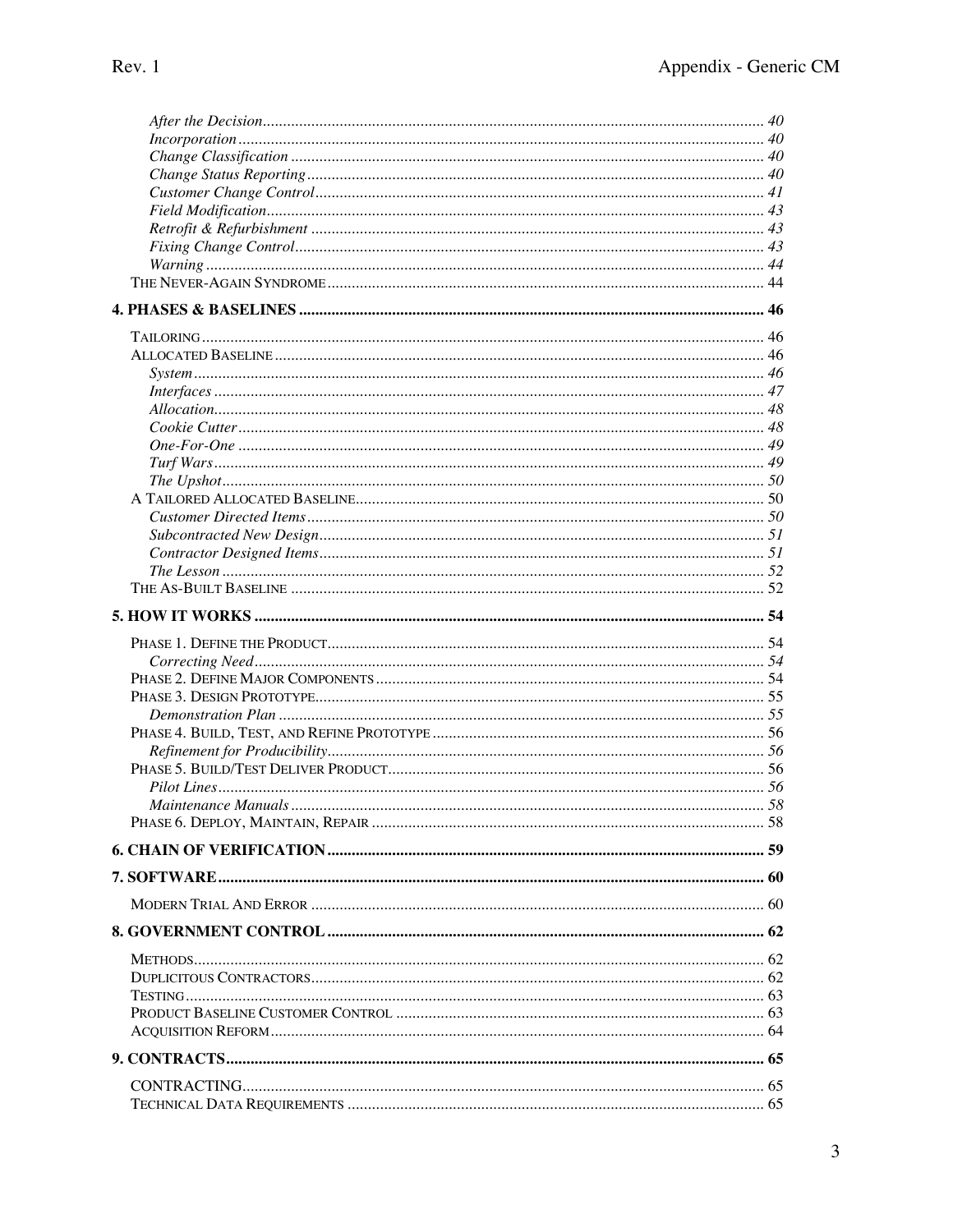*After the Decision* ........................................................................................................ 40
*Incorporation* ................................................................................................................ 40
*Change Classification* .................................................................................................... 40
*Change Status Reporting* ................................................................................................ 40
*Customer Change Control* .............................................................................................. 41
*Field Modification* .......................................................................................................... 43
*Retrofit & Refurbishment* ............................................................................................... 43
*Fixing Change Control* .................................................................................................... 43
*Warning* .......................................................................................................................... 44
THE NEVER-AGAIN SYNDROME ............................................................................................ 44

**4. PHASES & BASELINES** ................................................................................................. 46

TAILORING ........................................................................................................................... 46
ALLOCATED BASELINE ........................................................................................................ 46
*System* ............................................................................................................................. 46
*Interfaces* ........................................................................................................................ 47
*Allocation* ........................................................................................................................ 48
*Cookie Cutter* .................................................................................................................. 48
*One-For-One* ................................................................................................................... 49
*Turf Wars* ........................................................................................................................ 49
*The Upshot* ...................................................................................................................... 50
A TAILORED ALLOCATED BASELINE ..................................................................................... 50
*Customer Directed Items* ................................................................................................. 50
*Subcontracted New Design* .............................................................................................. 51
*Contractor Designed Items* .............................................................................................. 51
*The Lesson* ...................................................................................................................... 52
THE AS-BUILT BASELINE ..................................................................................................... 52

**5. HOW IT WORKS** ............................................................................................................ 54

PHASE 1. DEFINE THE PRODUCT ........................................................................................... 54
*Correcting Need* .............................................................................................................. 54
PHASE 2. DEFINE MAJOR COMPONENTS ............................................................................... 54
PHASE 3. DESIGN PROTOTYPE .............................................................................................. 55
*Demonstration Plan* ........................................................................................................ 55
PHASE 4. BUILD, TEST, AND REFINE PROTOTYPE ................................................................. 56
*Refinement for Producibility* ........................................................................................... 56
PHASE 5. BUILD/TEST DELIVER PRODUCT ............................................................................ 56
*Pilot Lines* ....................................................................................................................... 56
*Maintenance Manuals* ..................................................................................................... 58
PHASE 6. DEPLOY, MAINTAIN, REPAIR ................................................................................. 58

**6. CHAIN OF VERIFICATION** ............................................................................................ 59

**7. SOFTWARE** ...................................................................................................................... 60

MODERN TRIAL AND ERROR ............................................................................................... 60

**8. GOVERNMENT CONTROL** ............................................................................................ 62

METHODS ............................................................................................................................. 62
DUPLICITOUS CONTRACTORS ............................................................................................... 62
TESTING ............................................................................................................................... 63
PRODUCT BASELINE CUSTOMER CONTROL ........................................................................... 63
ACQUISITION REFORM .......................................................................................................... 64

**9. CONTRACTS** .................................................................................................................... 65

CONTRACTING ..................................................................................................................... 65
TECHNICAL DATA REQUIREMENTS ...................................................................................... 65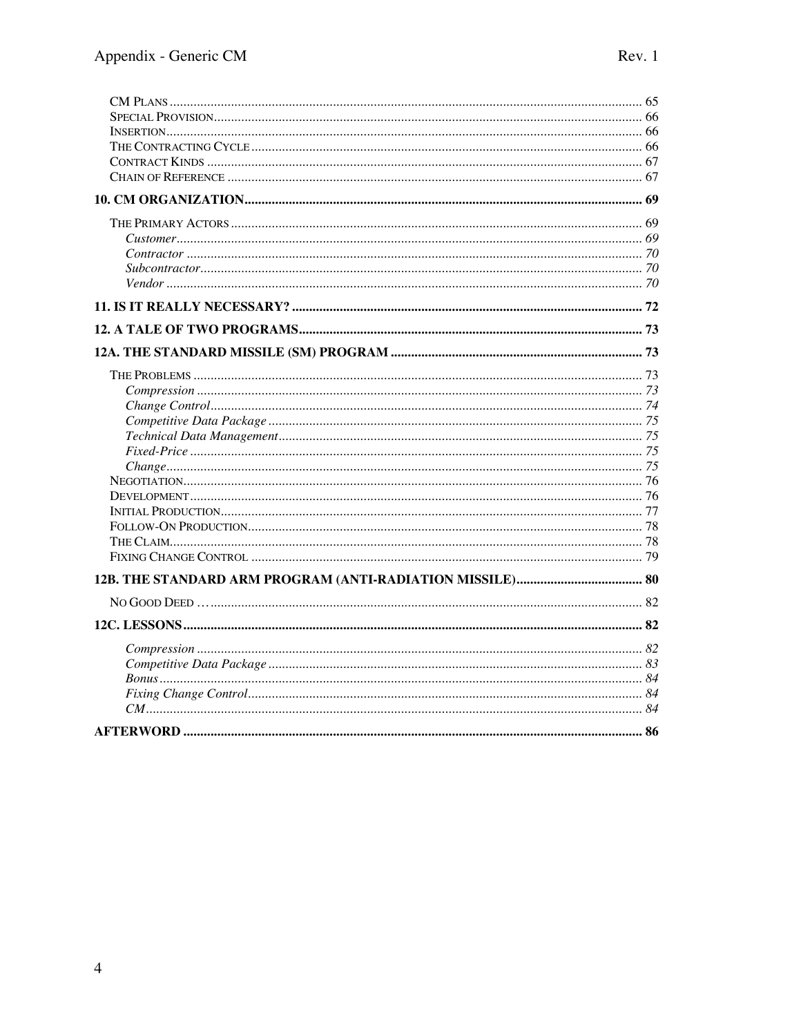CM Plans ........................................................................................................................... 65
Special Provision............................................................................................................. 66
Insertion........................................................................................................................... 66
The Contracting Cycle .................................................................................................. 66
Contract Kinds ............................................................................................................... 67
Chain of Reference ......................................................................................................... 67

**10. CM ORGANIZATION.................................................................................................... 69**

The Primary Actors ........................................................................................................ 69
*Customer*........................................................................................................................ 69
*Contractor* ..................................................................................................................... 70
*Subcontractor*................................................................................................................. 70
*Vendor* ........................................................................................................................... 70

**11. IS IT REALLY NECESSARY? ...................................................................................... 72**

**12. A TALE OF TWO PROGRAMS.................................................................................... 73**

**12A. THE STANDARD MISSILE (SM) PROGRAM .......................................................... 73**

The Problems ................................................................................................................... 73
*Compression* .................................................................................................................. 73
*Change Control*.............................................................................................................. 74
*Competitive Data Package* ............................................................................................. 75
*Technical Data Management*.......................................................................................... 75
*Fixed-Price* .................................................................................................................... 75
*Change*........................................................................................................................... 75
Negotiation....................................................................................................................... 76
Development.................................................................................................................... 76
Initial Production........................................................................................................... 77
Follow-On Production.................................................................................................... 78
The Claim.......................................................................................................................... 78
Fixing Change Control .................................................................................................. 79

**12B. THE STANDARD ARM PROGRAM (ANTI-RADIATION MISSILE)..................... 80**

No Good Deed … ............................................................................................................ 82

**12C. LESSONS...................................................................................................................... 82**

*Compression* .................................................................................................................. 82
*Competitive Data Package* ............................................................................................. 83
*Bonus*............................................................................................................................. 84
*Fixing Change Control*................................................................................................... 84
*CM*................................................................................................................................. 84

**AFTERWORD ..................................................................................................................... 86**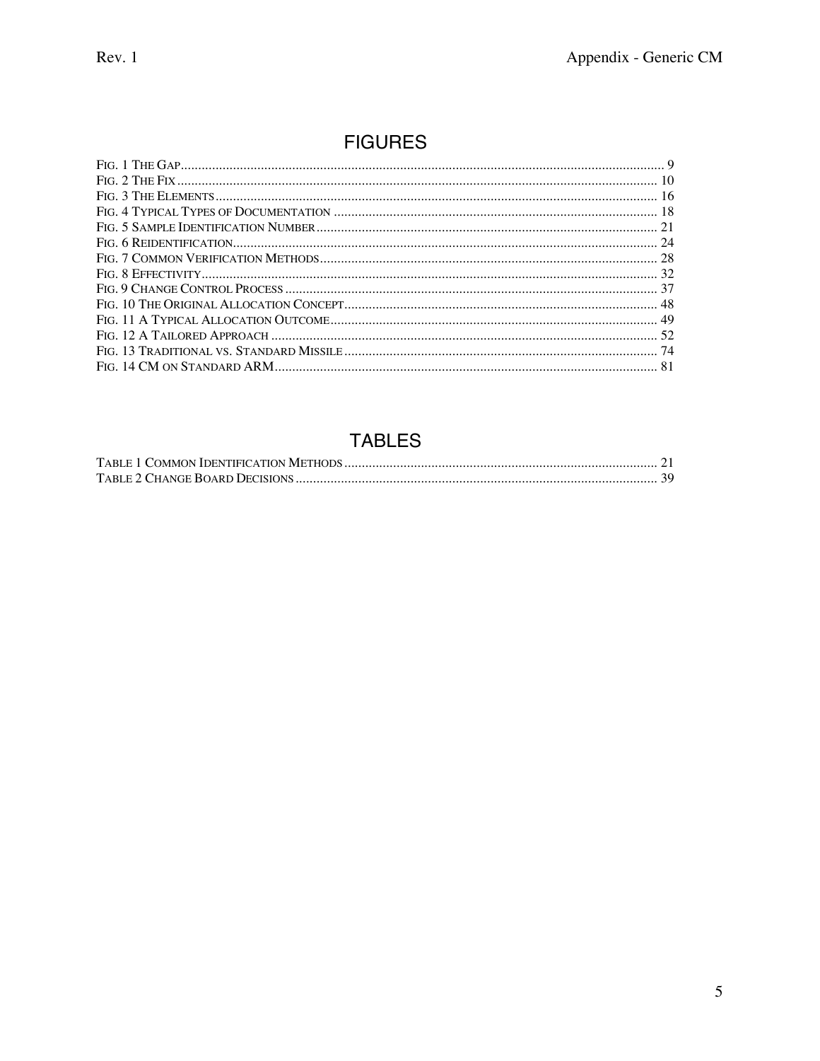# FIGURES

Fig. 1 The Gap .......... 9
Fig. 2 The Fix .......... 10
Fig. 3 The Elements .......... 16
Fig. 4 Typical Types of Documentation .......... 18
Fig. 5 Sample Identification Number .......... 21
Fig. 6 Reidentification .......... 24
Fig. 7 Common Verification Methods .......... 28
Fig. 8 Effectivity .......... 32
Fig. 9 Change Control Process .......... 37
Fig. 10 The Original Allocation Concept .......... 48
Fig. 11 A Typical Allocation Outcome .......... 49
Fig. 12 A Tailored Approach .......... 52
Fig. 13 Traditional vs. Standard Missile .......... 74
Fig. 14 CM on Standard ARM .......... 81

# TABLES

Table 1 Common Identification Methods .......... 21
Table 2 Change Board Decisions .......... 39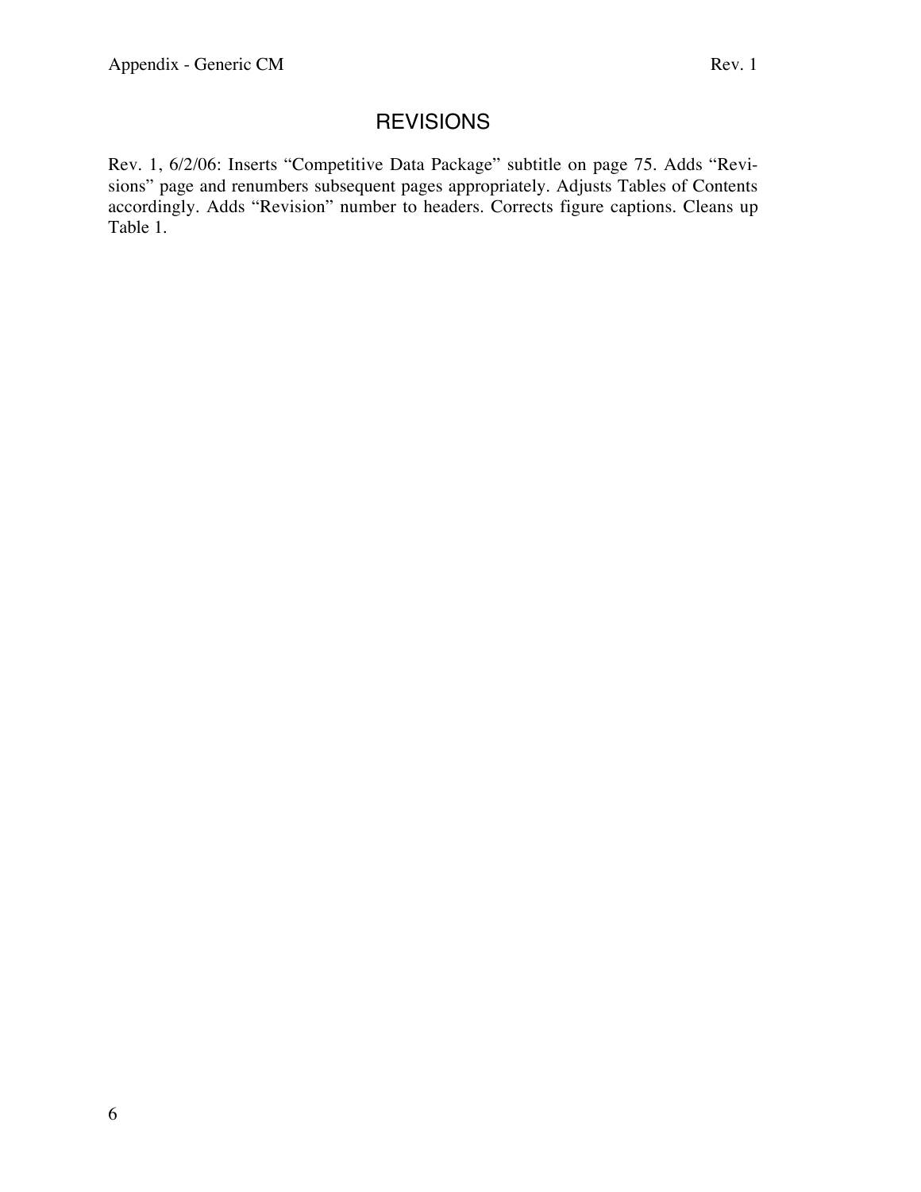# REVISIONS

Rev. 1, 6/2/06: Inserts "Competitive Data Package" subtitle on page 75. Adds "Revisions" page and renumbers subsequent pages appropriately. Adjusts Tables of Contents accordingly. Adds "Revision" number to headers. Corrects figure captions. Cleans up Table 1.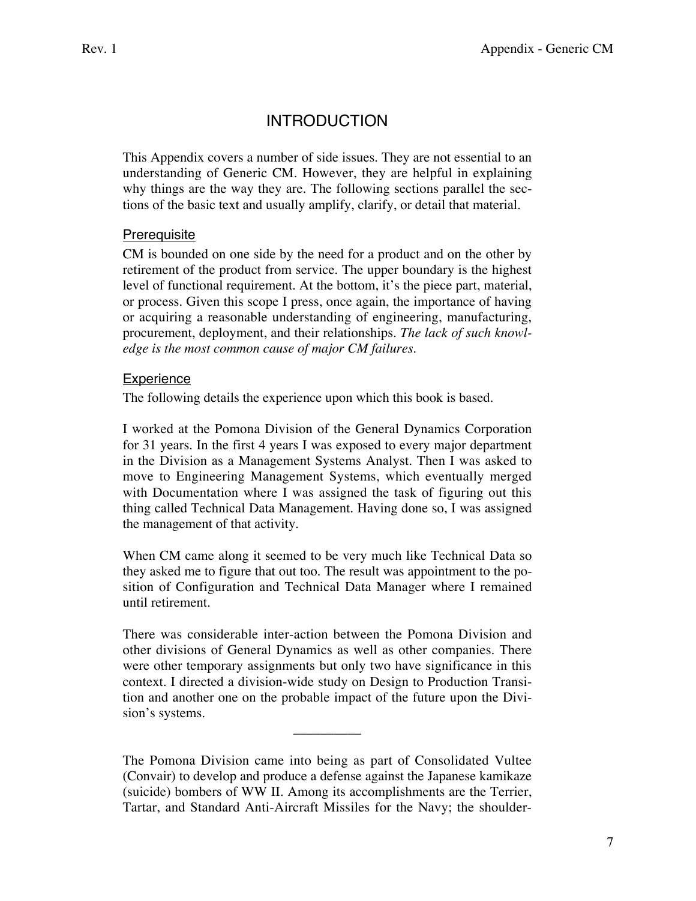# INTRODUCTION

This Appendix covers a number of side issues. They are not essential to an understanding of Generic CM. However, they are helpful in explaining why things are the way they are. The following sections parallel the sections of the basic text and usually amplify, clarify, or detail that material.

## Prerequisite

CM is bounded on one side by the need for a product and on the other by retirement of the product from service. The upper boundary is the highest level of functional requirement. At the bottom, it's the piece part, material, or process. Given this scope I press, once again, the importance of having or acquiring a reasonable understanding of engineering, manufacturing, procurement, deployment, and their relationships. *The lack of such knowledge is the most common cause of major CM failures.*

## Experience

The following details the experience upon which this book is based.

I worked at the Pomona Division of the General Dynamics Corporation for 31 years. In the first 4 years I was exposed to every major department in the Division as a Management Systems Analyst. Then I was asked to move to Engineering Management Systems, which eventually merged with Documentation where I was assigned the task of figuring out this thing called Technical Data Management. Having done so, I was assigned the management of that activity.

When CM came along it seemed to be very much like Technical Data so they asked me to figure that out too. The result was appointment to the position of Configuration and Technical Data Manager where I remained until retirement.

There was considerable inter-action between the Pomona Division and other divisions of General Dynamics as well as other companies. There were other temporary assignments but only two have significance in this context. I directed a division-wide study on Design to Production Transition and another one on the probable impact of the future upon the Division's systems.

---

The Pomona Division came into being as part of Consolidated Vultee (Convair) to develop and produce a defense against the Japanese kamikaze (suicide) bombers of WW II. Among its accomplishments are the Terrier, Tartar, and Standard Anti-Aircraft Missiles for the Navy; the shoulder-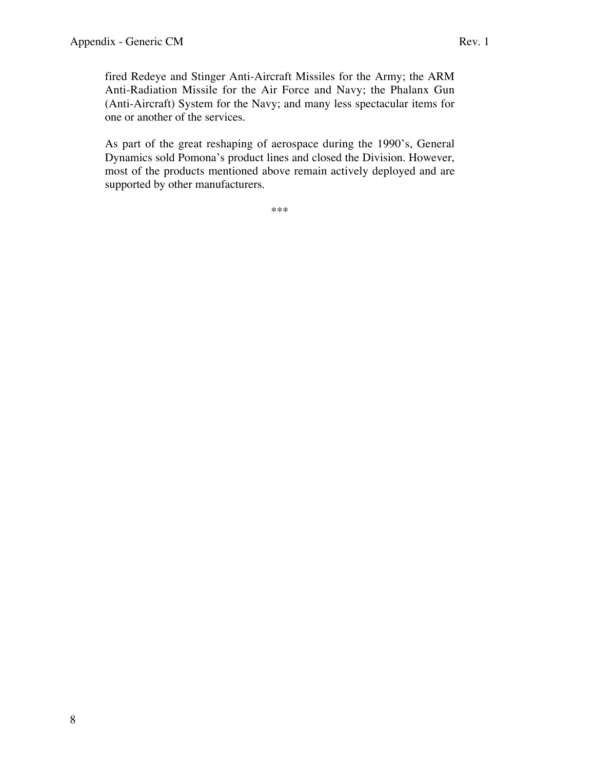fired Redeye and Stinger Anti-Aircraft Missiles for the Army; the ARM Anti-Radiation Missile for the Air Force and Navy; the Phalanx Gun (Anti-Aircraft) System for the Navy; and many less spectacular items for one or another of the services.

As part of the great reshaping of aerospace during the 1990's, General Dynamics sold Pomona's product lines and closed the Division. However, most of the products mentioned above remain actively deployed and are supported by other manufacturers.

***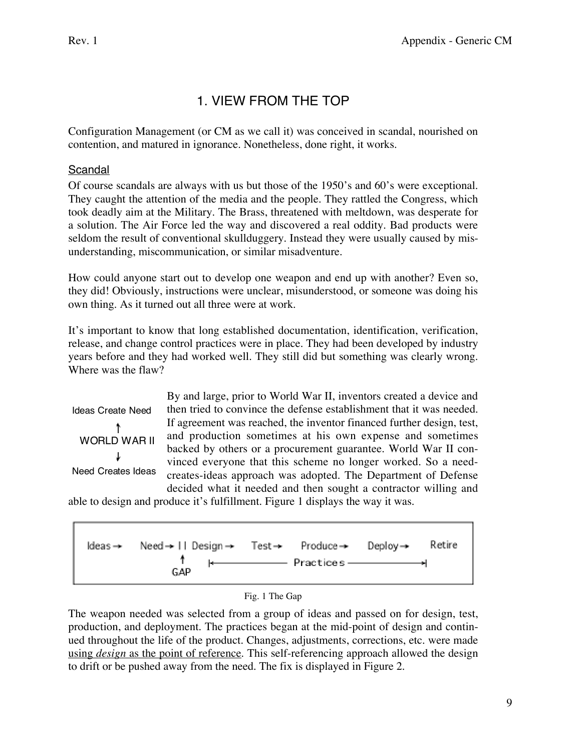# 1. VIEW FROM THE TOP

Configuration Management (or CM as we call it) was conceived in scandal, nourished on contention, and matured in ignorance. Nonetheless, done right, it works.

## Scandal

Of course scandals are always with us but those of the 1950's and 60's were exceptional. They caught the attention of the media and the people. They rattled the Congress, which took deadly aim at the Military. The Brass, threatened with meltdown, was desperate for a solution. The Air Force led the way and discovered a real oddity. Bad products were seldom the result of conventional skullduggery. Instead they were usually caused by misunderstanding, miscommunication, or similar misadventure.

How could anyone start out to develop one weapon and end up with another? Even so, they did! Obviously, instructions were unclear, misunderstood, or someone was doing his own thing. As it turned out all three were at work.

It's important to know that long established documentation, identification, verification, release, and change control practices were in place. They had been developed by industry years before and they had worked well. They still did but something was clearly wrong. Where was the flaw?

Ideas Create Need
↑
WORLD WAR II
↓
Need Creates Ideas

By and large, prior to World War II, inventors created a device and then tried to convince the defense establishment that it was needed. If agreement was reached, the inventor financed further design, test, and production sometimes at his own expense and sometimes backed by others or a procurement guarantee. World War II convinced everyone that this scheme no longer worked. So a need-creates-ideas approach was adopted. The Department of Defense decided what it needed and then sought a contractor willing and able to design and produce it's fulfillment. Figure 1 displays the way it was.

Ideas → Need → || Design → Test → Produce → Deploy → Retire

GAP (↑ between Need and Design); |← Practices →| (spanning Design through Retire)

Fig. 1 The Gap

The weapon needed was selected from a group of ideas and passed on for design, test, production, and deployment. The practices began at the mid-point of design and continued throughout the life of the product. Changes, adjustments, corrections, etc. were made <u>using *design* as the point of reference</u>. This self-referencing approach allowed the design to drift or be pushed away from the need. The fix is displayed in Figure 2.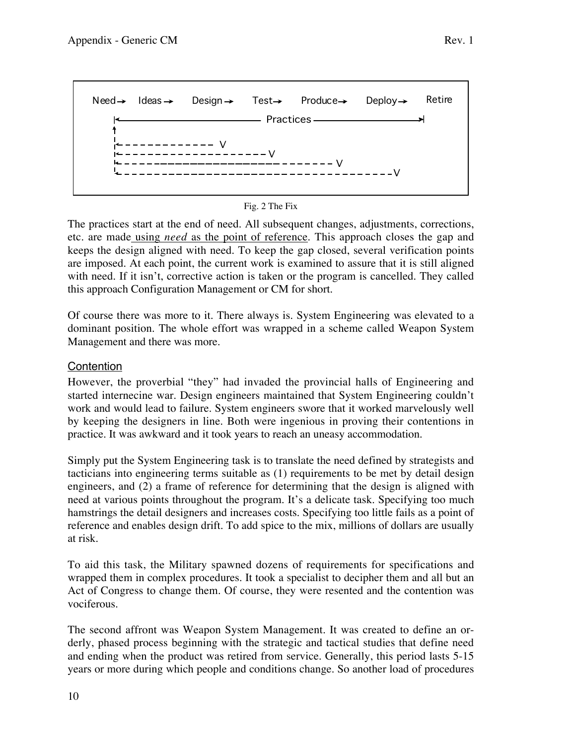Need → Ideas → Design → Test → Produce → Deploy → Retire

Practices

Fig. 2 The Fix

The practices start at the end of need. All subsequent changes, adjustments, corrections, etc. are made using *need* as the point of reference. This approach closes the gap and keeps the design aligned with need. To keep the gap closed, several verification points are imposed. At each point, the current work is examined to assure that it is still aligned with need. If it isn't, corrective action is taken or the program is cancelled. They called this approach Configuration Management or CM for short.

Of course there was more to it. There always is. System Engineering was elevated to a dominant position. The whole effort was wrapped in a scheme called Weapon System Management and there was more.

## Contention

However, the proverbial "they" had invaded the provincial halls of Engineering and started internecine war. Design engineers maintained that System Engineering couldn't work and would lead to failure. System engineers swore that it worked marvelously well by keeping the designers in line. Both were ingenious in proving their contentions in practice. It was awkward and it took years to reach an uneasy accommodation.

Simply put the System Engineering task is to translate the need defined by strategists and tacticians into engineering terms suitable as (1) requirements to be met by detail design engineers, and (2) a frame of reference for determining that the design is aligned with need at various points throughout the program. It's a delicate task. Specifying too much hamstrings the detail designers and increases costs. Specifying too little fails as a point of reference and enables design drift. To add spice to the mix, millions of dollars are usually at risk.

To aid this task, the Military spawned dozens of requirements for specifications and wrapped them in complex procedures. It took a specialist to decipher them and all but an Act of Congress to change them. Of course, they were resented and the contention was vociferous.

The second affront was Weapon System Management. It was created to define an orderly, phased process beginning with the strategic and tactical studies that define need and ending when the product was retired from service. Generally, this period lasts 5-15 years or more during which people and conditions change. So another load of procedures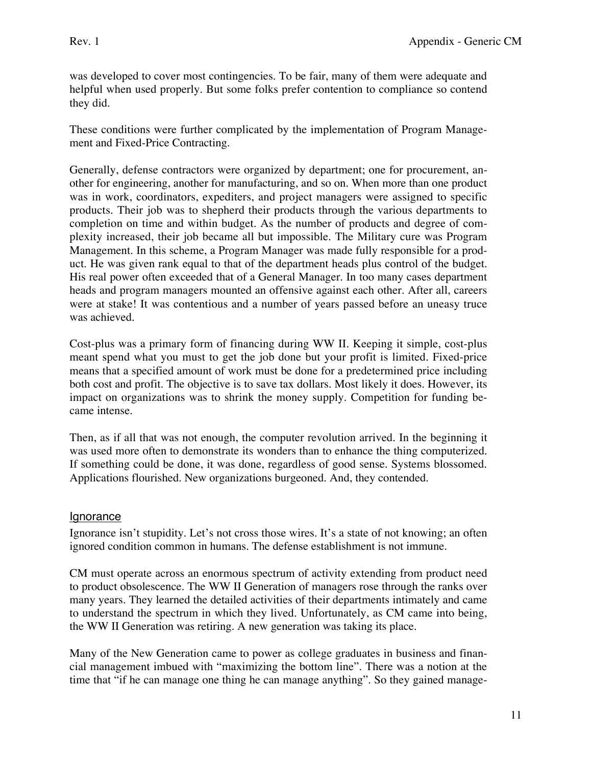was developed to cover most contingencies. To be fair, many of them were adequate and helpful when used properly. But some folks prefer contention to compliance so contend they did.

These conditions were further complicated by the implementation of Program Management and Fixed-Price Contracting.

Generally, defense contractors were organized by department; one for procurement, another for engineering, another for manufacturing, and so on. When more than one product was in work, coordinators, expediters, and project managers were assigned to specific products. Their job was to shepherd their products through the various departments to completion on time and within budget. As the number of products and degree of complexity increased, their job became all but impossible. The Military cure was Program Management. In this scheme, a Program Manager was made fully responsible for a product. He was given rank equal to that of the department heads plus control of the budget. His real power often exceeded that of a General Manager. In too many cases department heads and program managers mounted an offensive against each other. After all, careers were at stake! It was contentious and a number of years passed before an uneasy truce was achieved.

Cost-plus was a primary form of financing during WW II. Keeping it simple, cost-plus meant spend what you must to get the job done but your profit is limited. Fixed-price means that a specified amount of work must be done for a predetermined price including both cost and profit. The objective is to save tax dollars. Most likely it does. However, its impact on organizations was to shrink the money supply. Competition for funding became intense.

Then, as if all that was not enough, the computer revolution arrived. In the beginning it was used more often to demonstrate its wonders than to enhance the thing computerized. If something could be done, it was done, regardless of good sense. Systems blossomed. Applications flourished. New organizations burgeoned. And, they contended.

### Ignorance

Ignorance isn't stupidity. Let's not cross those wires. It's a state of not knowing; an often ignored condition common in humans. The defense establishment is not immune.

CM must operate across an enormous spectrum of activity extending from product need to product obsolescence. The WW II Generation of managers rose through the ranks over many years. They learned the detailed activities of their departments intimately and came to understand the spectrum in which they lived. Unfortunately, as CM came into being, the WW II Generation was retiring. A new generation was taking its place.

Many of the New Generation came to power as college graduates in business and financial management imbued with "maximizing the bottom line". There was a notion at the time that "if he can manage one thing he can manage anything". So they gained manage-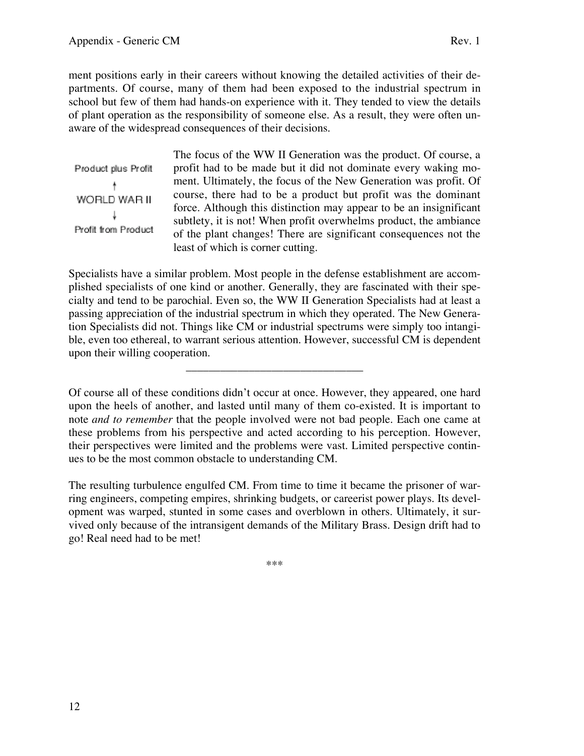ment positions early in their careers without knowing the detailed activities of their departments. Of course, many of them had been exposed to the industrial spectrum in school but few of them had hands-on experience with it. They tended to view the details of plant operation as the responsibility of someone else. As a result, they were often unaware of the widespread consequences of their decisions.

Product plus Profit
↑
WORLD WAR II
↓
Profit from Product

The focus of the WW II Generation was the product. Of course, a profit had to be made but it did not dominate every waking moment. Ultimately, the focus of the New Generation was profit. Of course, there had to be a product but profit was the dominant force. Although this distinction may appear to be an insignificant subtlety, it is not! When profit overwhelms product, the ambiance of the plant changes! There are significant consequences not the least of which is corner cutting.

Specialists have a similar problem. Most people in the defense establishment are accomplished specialists of one kind or another. Generally, they are fascinated with their specialty and tend to be parochial. Even so, the WW II Generation Specialists had at least a passing appreciation of the industrial spectrum in which they operated. The New Generation Specialists did not. Things like CM or industrial spectrums were simply too intangible, even too ethereal, to warrant serious attention. However, successful CM is dependent upon their willing cooperation.

---

Of course all of these conditions didn't occur at once. However, they appeared, one hard upon the heels of another, and lasted until many of them co-existed. It is important to note *and to remember* that the people involved were not bad people. Each one came at these problems from his perspective and acted according to his perception. However, their perspectives were limited and the problems were vast. Limited perspective continues to be the most common obstacle to understanding CM.

The resulting turbulence engulfed CM. From time to time it became the prisoner of warring engineers, competing empires, shrinking budgets, or careerist power plays. Its development was warped, stunted in some cases and overblown in others. Ultimately, it survived only because of the intransigent demands of the Military Brass. Design drift had to go! Real need had to be met!

***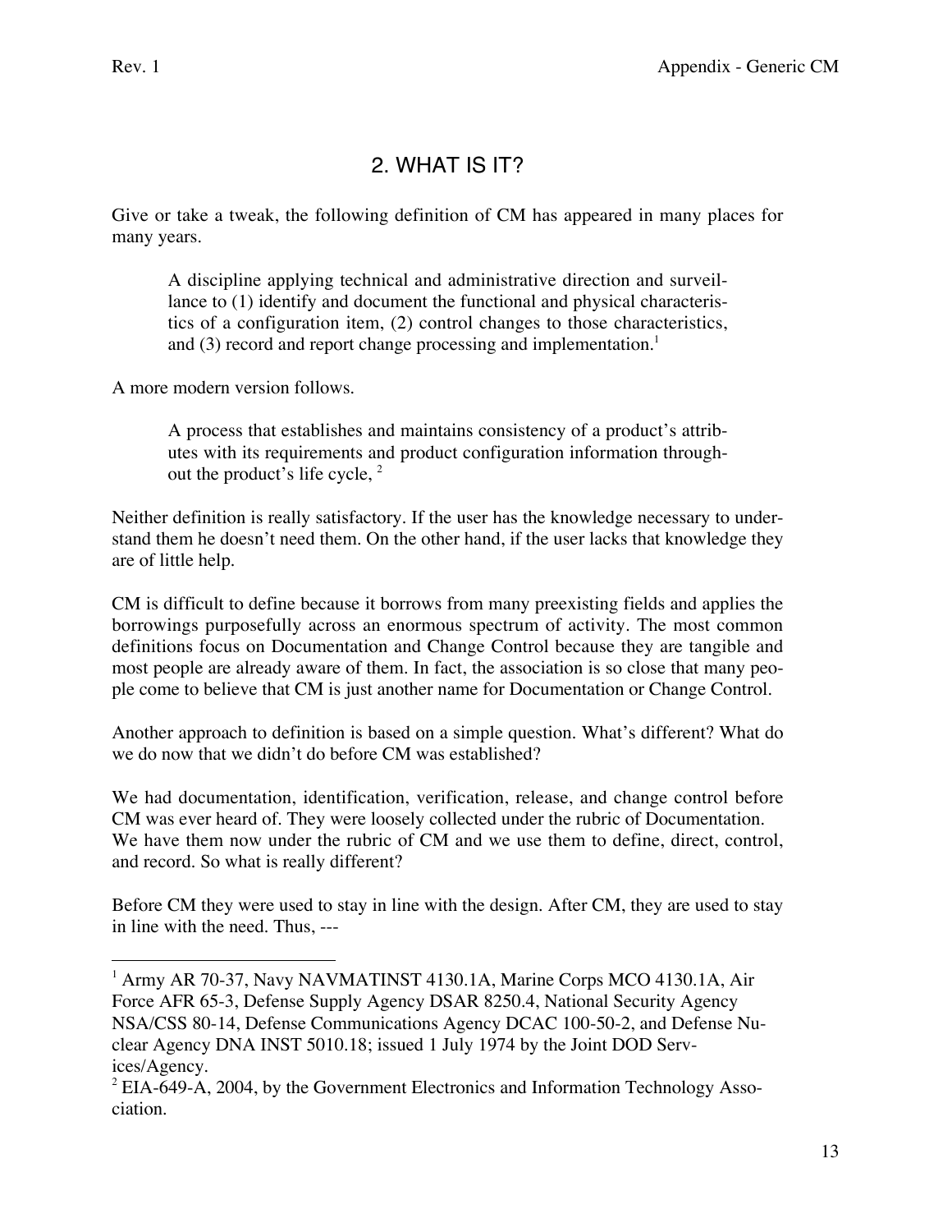## 2. WHAT IS IT?

Give or take a tweak, the following definition of CM has appeared in many places for many years.

> A discipline applying technical and administrative direction and surveillance to (1) identify and document the functional and physical characteristics of a configuration item, (2) control changes to those characteristics, and (3) record and report change processing and implementation.[1]

A more modern version follows.

> A process that establishes and maintains consistency of a product's attributes with its requirements and product configuration information throughout the product's life cycle, [2]

Neither definition is really satisfactory. If the user has the knowledge necessary to understand them he doesn't need them. On the other hand, if the user lacks that knowledge they are of little help.

CM is difficult to define because it borrows from many preexisting fields and applies the borrowings purposefully across an enormous spectrum of activity. The most common definitions focus on Documentation and Change Control because they are tangible and most people are already aware of them. In fact, the association is so close that many people come to believe that CM is just another name for Documentation or Change Control.

Another approach to definition is based on a simple question. What's different? What do we do now that we didn't do before CM was established?

We had documentation, identification, verification, release, and change control before CM was ever heard of. They were loosely collected under the rubric of Documentation. We have them now under the rubric of CM and we use them to define, direct, control, and record. So what is really different?

Before CM they were used to stay in line with the design. After CM, they are used to stay in line with the need. Thus, ---

---

[1] Army AR 70-37, Navy NAVMATINST 4130.1A, Marine Corps MCO 4130.1A, Air Force AFR 65-3, Defense Supply Agency DSAR 8250.4, National Security Agency NSA/CSS 80-14, Defense Communications Agency DCAC 100-50-2, and Defense Nuclear Agency DNA INST 5010.18; issued 1 July 1974 by the Joint DOD Services/Agency.

[2] EIA-649-A, 2004, by the Government Electronics and Information Technology Association.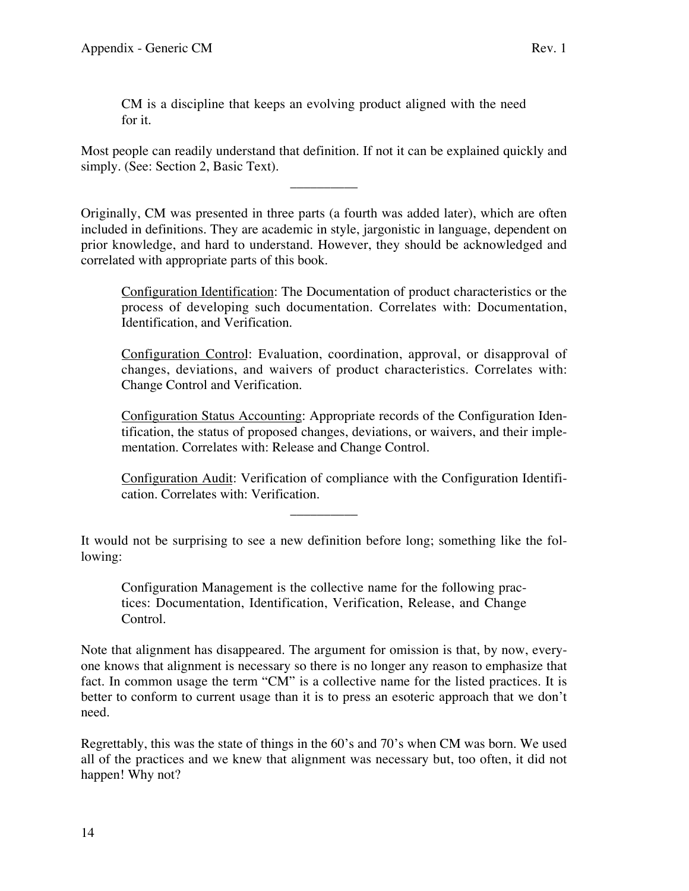> CM is a discipline that keeps an evolving product aligned with the need for it.

Most people can readily understand that definition. If not it can be explained quickly and simply. (See: Section 2, Basic Text).

---

Originally, CM was presented in three parts (a fourth was added later), which are often included in definitions. They are academic in style, jargonistic in language, dependent on prior knowledge, and hard to understand. However, they should be acknowledged and correlated with appropriate parts of this book.

> Configuration Identification: The Documentation of product characteristics or the process of developing such documentation. Correlates with: Documentation, Identification, and Verification.
>
> Configuration Control: Evaluation, coordination, approval, or disapproval of changes, deviations, and waivers of product characteristics. Correlates with: Change Control and Verification.
>
> Configuration Status Accounting: Appropriate records of the Configuration Identification, the status of proposed changes, deviations, or waivers, and their implementation. Correlates with: Release and Change Control.
>
> Configuration Audit: Verification of compliance with the Configuration Identification. Correlates with: Verification.

---

It would not be surprising to see a new definition before long; something like the following:

> Configuration Management is the collective name for the following practices: Documentation, Identification, Verification, Release, and Change Control.

Note that alignment has disappeared. The argument for omission is that, by now, everyone knows that alignment is necessary so there is no longer any reason to emphasize that fact. In common usage the term "CM" is a collective name for the listed practices. It is better to conform to current usage than it is to press an esoteric approach that we don't need.

Regrettably, this was the state of things in the 60's and 70's when CM was born. We used all of the practices and we knew that alignment was necessary but, too often, it did not happen! Why not?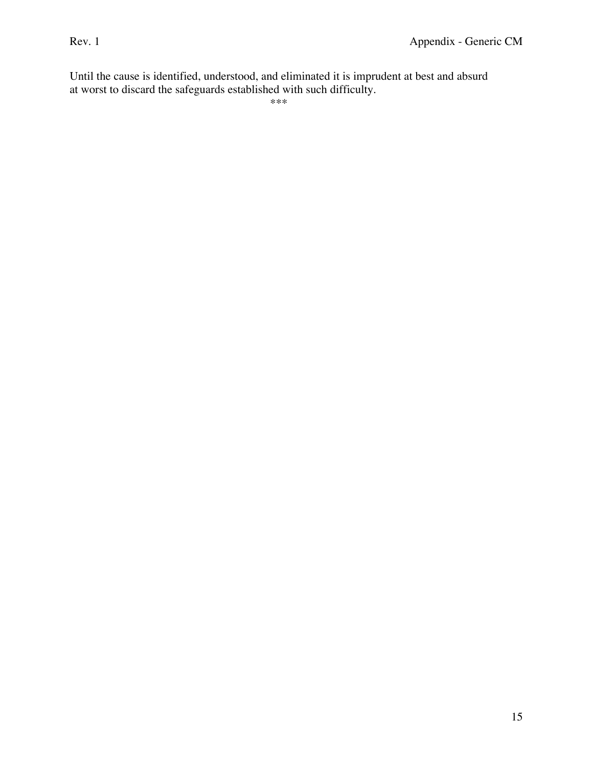Until the cause is identified, understood, and eliminated it is imprudent at best and absurd at worst to discard the safeguards established with such difficulty.

***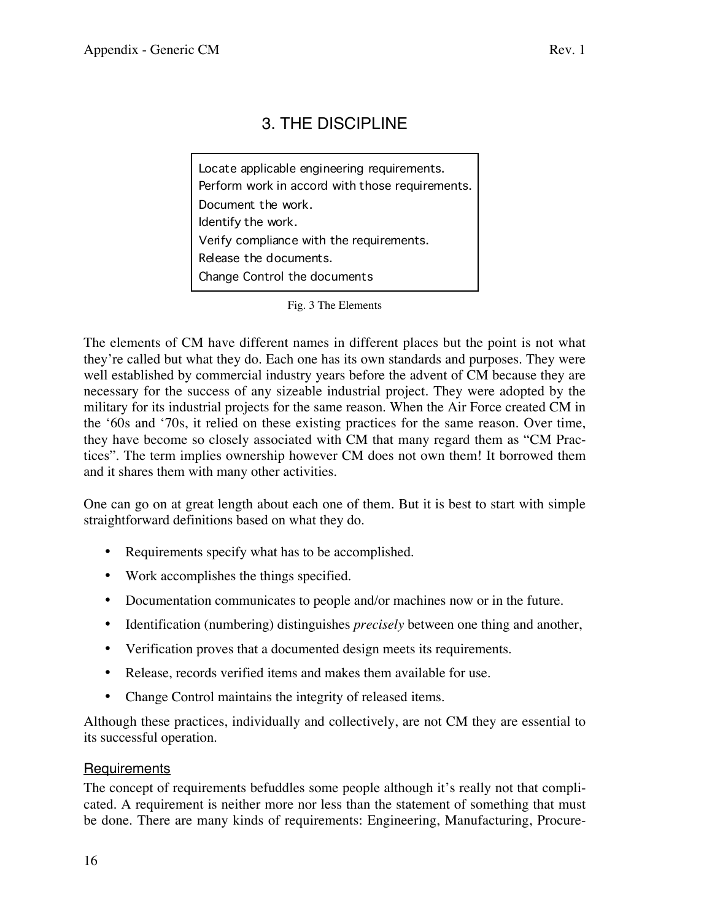# 3. THE DISCIPLINE

Locate applicable engineering requirements.
Perform work in accord with those requirements.
Document the work.
Identify the work.
Verify compliance with the requirements.
Release the documents.
Change Control the documents

Fig. 3 The Elements

The elements of CM have different names in different places but the point is not what they're called but what they do. Each one has its own standards and purposes. They were well established by commercial industry years before the advent of CM because they are necessary for the success of any sizeable industrial project. They were adopted by the military for its industrial projects for the same reason. When the Air Force created CM in the '60s and '70s, it relied on these existing practices for the same reason. Over time, they have become so closely associated with CM that many regard them as "CM Practices". The term implies ownership however CM does not own them! It borrowed them and it shares them with many other activities.

One can go on at great length about each one of them. But it is best to start with simple straightforward definitions based on what they do.

- Requirements specify what has to be accomplished.
- Work accomplishes the things specified.
- Documentation communicates to people and/or machines now or in the future.
- Identification (numbering) distinguishes *precisely* between one thing and another,
- Verification proves that a documented design meets its requirements.
- Release, records verified items and makes them available for use.
- Change Control maintains the integrity of released items.

Although these practices, individually and collectively, are not CM they are essential to its successful operation.

## Requirements

The concept of requirements befuddles some people although it's really not that complicated. A requirement is neither more nor less than the statement of something that must be done. There are many kinds of requirements: Engineering, Manufacturing, Procure-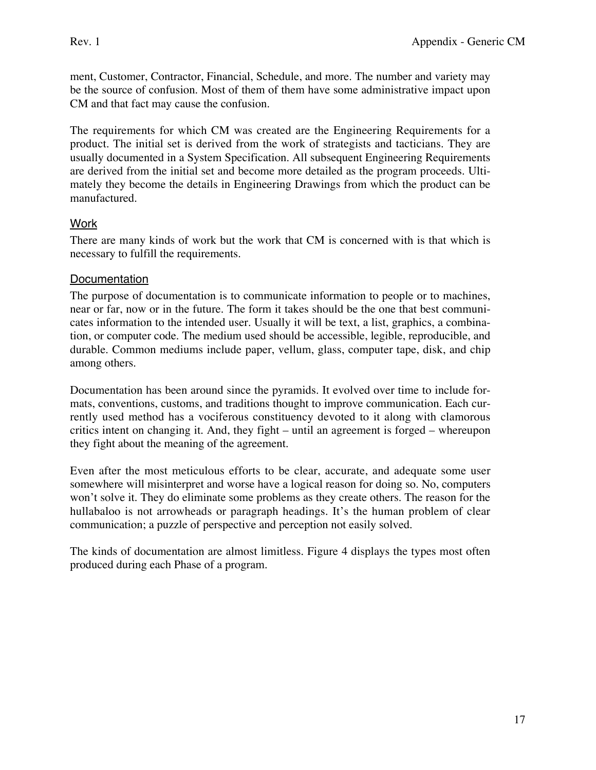ment, Customer, Contractor, Financial, Schedule, and more. The number and variety may be the source of confusion. Most of them of them have some administrative impact upon CM and that fact may cause the confusion.

The requirements for which CM was created are the Engineering Requirements for a product. The initial set is derived from the work of strategists and tacticians. They are usually documented in a System Specification. All subsequent Engineering Requirements are derived from the initial set and become more detailed as the program proceeds. Ultimately they become the details in Engineering Drawings from which the product can be manufactured.

### Work

There are many kinds of work but the work that CM is concerned with is that which is necessary to fulfill the requirements.

### Documentation

The purpose of documentation is to communicate information to people or to machines, near or far, now or in the future. The form it takes should be the one that best communicates information to the intended user. Usually it will be text, a list, graphics, a combination, or computer code. The medium used should be accessible, legible, reproducible, and durable. Common mediums include paper, vellum, glass, computer tape, disk, and chip among others.

Documentation has been around since the pyramids. It evolved over time to include formats, conventions, customs, and traditions thought to improve communication. Each currently used method has a vociferous constituency devoted to it along with clamorous critics intent on changing it. And, they fight – until an agreement is forged – whereupon they fight about the meaning of the agreement.

Even after the most meticulous efforts to be clear, accurate, and adequate some user somewhere will misinterpret and worse have a logical reason for doing so. No, computers won't solve it. They do eliminate some problems as they create others. The reason for the hullabaloo is not arrowheads or paragraph headings. It's the human problem of clear communication; a puzzle of perspective and perception not easily solved.

The kinds of documentation are almost limitless. Figure 4 displays the types most often produced during each Phase of a program.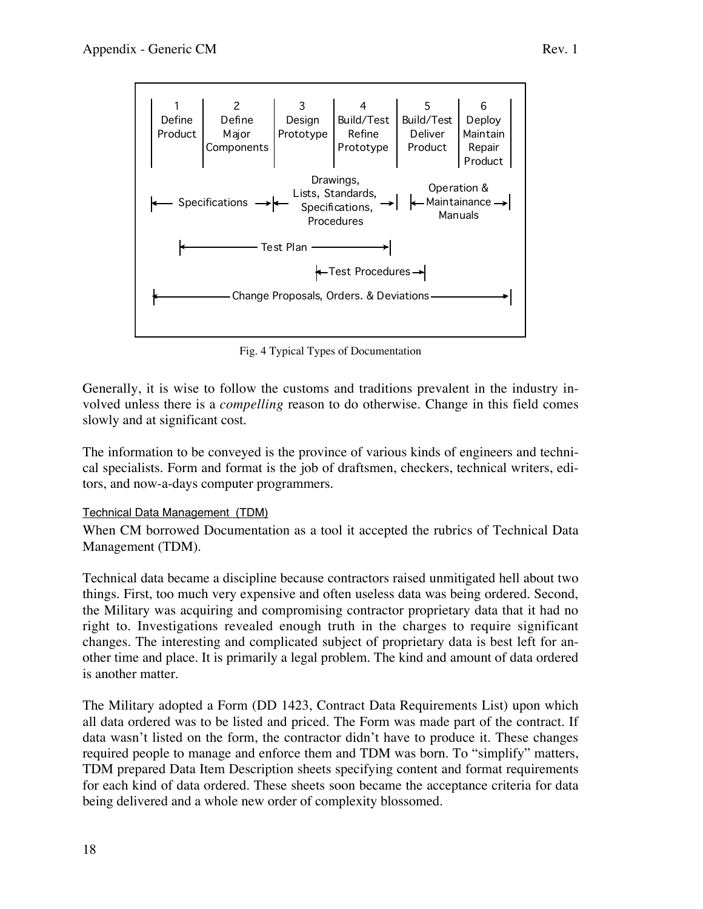| 1 Define Product | 2 Define Major Components | 3 Design Prototype | 4 Build/Test Refine Prototype | 5 Build/Test Deliver Product | 6 Deploy Maintain Repair Product |
|---|---|---|---|---|---|

|← Specifications →|← Drawings, Lists, Standards, Specifications, Procedures →| |← Operation & Maintainance Manuals →|

|← Test Plan →|

|← Test Procedures →|

|← Change Proposals, Orders. & Deviations →|

Fig. 4 Typical Types of Documentation

Generally, it is wise to follow the customs and traditions prevalent in the industry involved unless there is a *compelling* reason to do otherwise. Change in this field comes slowly and at significant cost.

The information to be conveyed is the province of various kinds of engineers and technical specialists. Form and format is the job of draftsmen, checkers, technical writers, editors, and now-a-days computer programmers.

### Technical Data Management (TDM)

When CM borrowed Documentation as a tool it accepted the rubrics of Technical Data Management (TDM).

Technical data became a discipline because contractors raised unmitigated hell about two things. First, too much very expensive and often useless data was being ordered. Second, the Military was acquiring and compromising contractor proprietary data that it had no right to. Investigations revealed enough truth in the charges to require significant changes. The interesting and complicated subject of proprietary data is best left for another time and place. It is primarily a legal problem. The kind and amount of data ordered is another matter.

The Military adopted a Form (DD 1423, Contract Data Requirements List) upon which all data ordered was to be listed and priced. The Form was made part of the contract. If data wasn't listed on the form, the contractor didn't have to produce it. These changes required people to manage and enforce them and TDM was born. To "simplify" matters, TDM prepared Data Item Description sheets specifying content and format requirements for each kind of data ordered. These sheets soon became the acceptance criteria for data being delivered and a whole new order of complexity blossomed.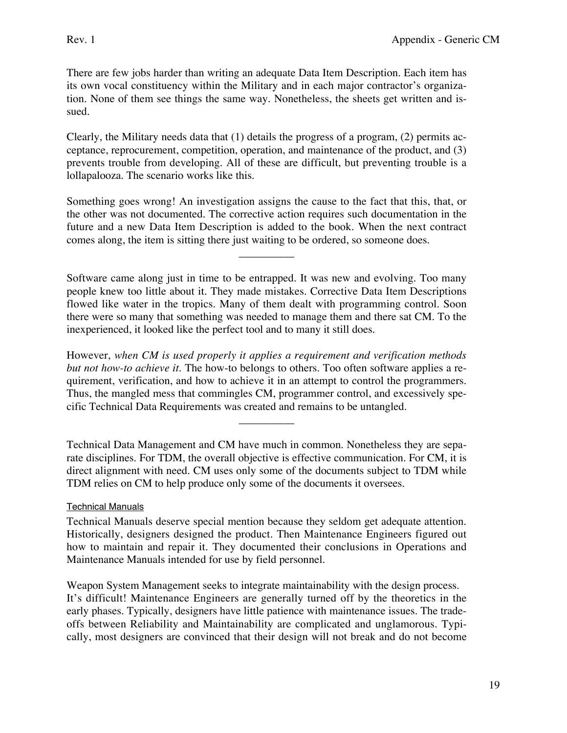There are few jobs harder than writing an adequate Data Item Description. Each item has its own vocal constituency within the Military and in each major contractor's organization. None of them see things the same way. Nonetheless, the sheets get written and issued.

Clearly, the Military needs data that (1) details the progress of a program, (2) permits acceptance, reprocurement, competition, operation, and maintenance of the product, and (3) prevents trouble from developing. All of these are difficult, but preventing trouble is a lollapalooza. The scenario works like this.

Something goes wrong! An investigation assigns the cause to the fact that this, that, or the other was not documented. The corrective action requires such documentation in the future and a new Data Item Description is added to the book. When the next contract comes along, the item is sitting there just waiting to be ordered, so someone does.

__________

Software came along just in time to be entrapped. It was new and evolving. Too many people knew too little about it. They made mistakes. Corrective Data Item Descriptions flowed like water in the tropics. Many of them dealt with programming control. Soon there were so many that something was needed to manage them and there sat CM. To the inexperienced, it looked like the perfect tool and to many it still does.

However, *when CM is used properly it applies a requirement and verification methods but not how-to achieve it*. The how-to belongs to others. Too often software applies a requirement, verification, and how to achieve it in an attempt to control the programmers. Thus, the mangled mess that commingles CM, programmer control, and excessively specific Technical Data Requirements was created and remains to be untangled.

__________

Technical Data Management and CM have much in common. Nonetheless they are separate disciplines. For TDM, the overall objective is effective communication. For CM, it is direct alignment with need. CM uses only some of the documents subject to TDM while TDM relies on CM to help produce only some of the documents it oversees.

### Technical Manuals

Technical Manuals deserve special mention because they seldom get adequate attention. Historically, designers designed the product. Then Maintenance Engineers figured out how to maintain and repair it. They documented their conclusions in Operations and Maintenance Manuals intended for use by field personnel.

Weapon System Management seeks to integrate maintainability with the design process. It's difficult! Maintenance Engineers are generally turned off by the theoretics in the early phases. Typically, designers have little patience with maintenance issues. The tradeoffs between Reliability and Maintainability are complicated and unglamorous. Typically, most designers are convinced that their design will not break and do not become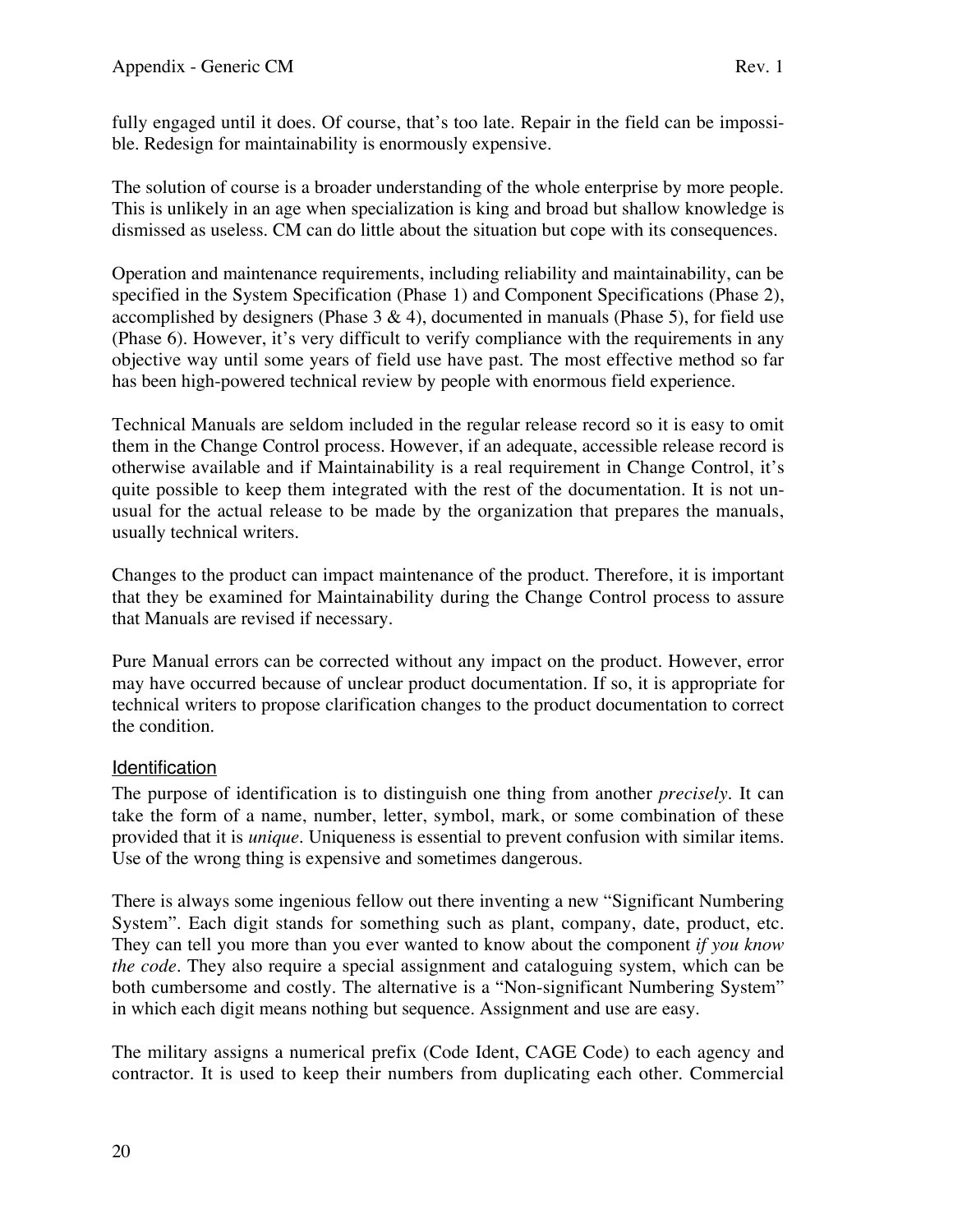fully engaged until it does. Of course, that's too late. Repair in the field can be impossible. Redesign for maintainability is enormously expensive.

The solution of course is a broader understanding of the whole enterprise by more people. This is unlikely in an age when specialization is king and broad but shallow knowledge is dismissed as useless. CM can do little about the situation but cope with its consequences.

Operation and maintenance requirements, including reliability and maintainability, can be specified in the System Specification (Phase 1) and Component Specifications (Phase 2), accomplished by designers (Phase 3 & 4), documented in manuals (Phase 5), for field use (Phase 6). However, it's very difficult to verify compliance with the requirements in any objective way until some years of field use have past. The most effective method so far has been high-powered technical review by people with enormous field experience.

Technical Manuals are seldom included in the regular release record so it is easy to omit them in the Change Control process. However, if an adequate, accessible release record is otherwise available and if Maintainability is a real requirement in Change Control, it's quite possible to keep them integrated with the rest of the documentation. It is not unusual for the actual release to be made by the organization that prepares the manuals, usually technical writers.

Changes to the product can impact maintenance of the product. Therefore, it is important that they be examined for Maintainability during the Change Control process to assure that Manuals are revised if necessary.

Pure Manual errors can be corrected without any impact on the product. However, error may have occurred because of unclear product documentation. If so, it is appropriate for technical writers to propose clarification changes to the product documentation to correct the condition.

### Identification

The purpose of identification is to distinguish one thing from another *precisely*. It can take the form of a name, number, letter, symbol, mark, or some combination of these provided that it is *unique*. Uniqueness is essential to prevent confusion with similar items. Use of the wrong thing is expensive and sometimes dangerous.

There is always some ingenious fellow out there inventing a new "Significant Numbering System". Each digit stands for something such as plant, company, date, product, etc. They can tell you more than you ever wanted to know about the component *if you know the code*. They also require a special assignment and cataloguing system, which can be both cumbersome and costly. The alternative is a "Non-significant Numbering System" in which each digit means nothing but sequence. Assignment and use are easy.

The military assigns a numerical prefix (Code Ident, CAGE Code) to each agency and contractor. It is used to keep their numbers from duplicating each other. Commercial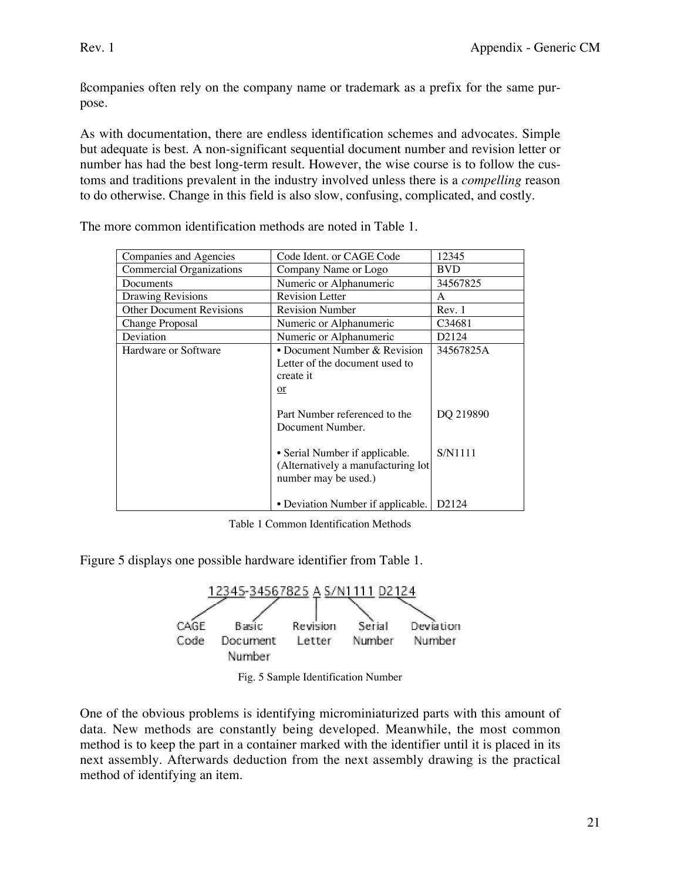ßcompanies often rely on the company name or trademark as a prefix for the same purpose.

As with documentation, there are endless identification schemes and advocates. Simple but adequate is best. A non-significant sequential document number and revision letter or number has had the best long-term result. However, the wise course is to follow the customs and traditions prevalent in the industry involved unless there is a *compelling* reason to do otherwise. Change in this field is also slow, confusing, complicated, and costly.

The more common identification methods are noted in Table 1.

| Companies and Agencies | Code Ident. or CAGE Code | 12345 |
|---|---|---|
| Commercial Organizations | Company Name or Logo | BVD |
| Documents | Numeric or Alphanumeric | 34567825 |
| Drawing Revisions | Revision Letter | A |
| Other Document Revisions | Revision Number | Rev. 1 |
| Change Proposal | Numeric or Alphanumeric | C34681 |
| Deviation | Numeric or Alphanumeric | D2124 |
| Hardware or Software | • Document Number & Revision Letter of the document used to create it<br>or<br><br>Part Number referenced to the Document Number.<br><br>• Serial Number if applicable. (Alternatively a manufacturing lot number may be used.)<br><br>• Deviation Number if applicable. | 34567825A<br><br><br><br>DQ 219890<br><br><br>S/N1111<br><br><br><br>D2124 |

Table 1 Common Identification Methods

Figure 5 displays one possible hardware identifier from Table 1.

12345-34567825 A S/N1111 D2124

CAGE Code | Basic Document Number | Revision Letter | Serial Number | Deviation Number

Fig. 5 Sample Identification Number

One of the obvious problems is identifying microminiaturized parts with this amount of data. New methods are constantly being developed. Meanwhile, the most common method is to keep the part in a container marked with the identifier until it is placed in its next assembly. Afterwards deduction from the next assembly drawing is the practical method of identifying an item.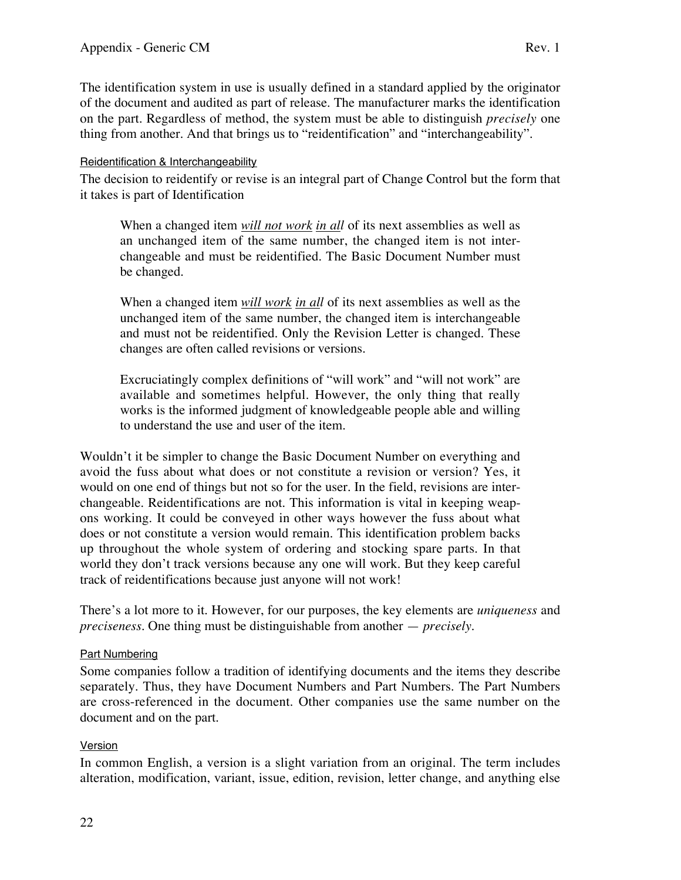The identification system in use is usually defined in a standard applied by the originator of the document and audited as part of release. The manufacturer marks the identification on the part. Regardless of method, the system must be able to distinguish *precisely* one thing from another. And that brings us to "reidentification" and "interchangeability".

### Reidentification & Interchangeability

The decision to reidentify or revise is an integral part of Change Control but the form that it takes is part of Identification

> When a changed item *will not work* *in all* of its next assemblies as well as an unchanged item of the same number, the changed item is not interchangeable and must be reidentified. The Basic Document Number must be changed.
>
> When a changed item *will work* *in all* of its next assemblies as well as the unchanged item of the same number, the changed item is interchangeable and must not be reidentified. Only the Revision Letter is changed. These changes are often called revisions or versions.
>
> Excruciatingly complex definitions of "will work" and "will not work" are available and sometimes helpful. However, the only thing that really works is the informed judgment of knowledgeable people able and willing to understand the use and user of the item.

Wouldn't it be simpler to change the Basic Document Number on everything and avoid the fuss about what does or not constitute a revision or version? Yes, it would on one end of things but not so for the user. In the field, revisions are interchangeable. Reidentifications are not. This information is vital in keeping weapons working. It could be conveyed in other ways however the fuss about what does or not constitute a version would remain. This identification problem backs up throughout the whole system of ordering and stocking spare parts. In that world they don't track versions because any one will work. But they keep careful track of reidentifications because just anyone will not work!

There's a lot more to it. However, for our purposes, the key elements are *uniqueness* and *preciseness*. One thing must be distinguishable from another — *precisely*.

### Part Numbering

Some companies follow a tradition of identifying documents and the items they describe separately. Thus, they have Document Numbers and Part Numbers. The Part Numbers are cross-referenced in the document. Other companies use the same number on the document and on the part.

### Version

In common English, a version is a slight variation from an original. The term includes alteration, modification, variant, issue, edition, revision, letter change, and anything else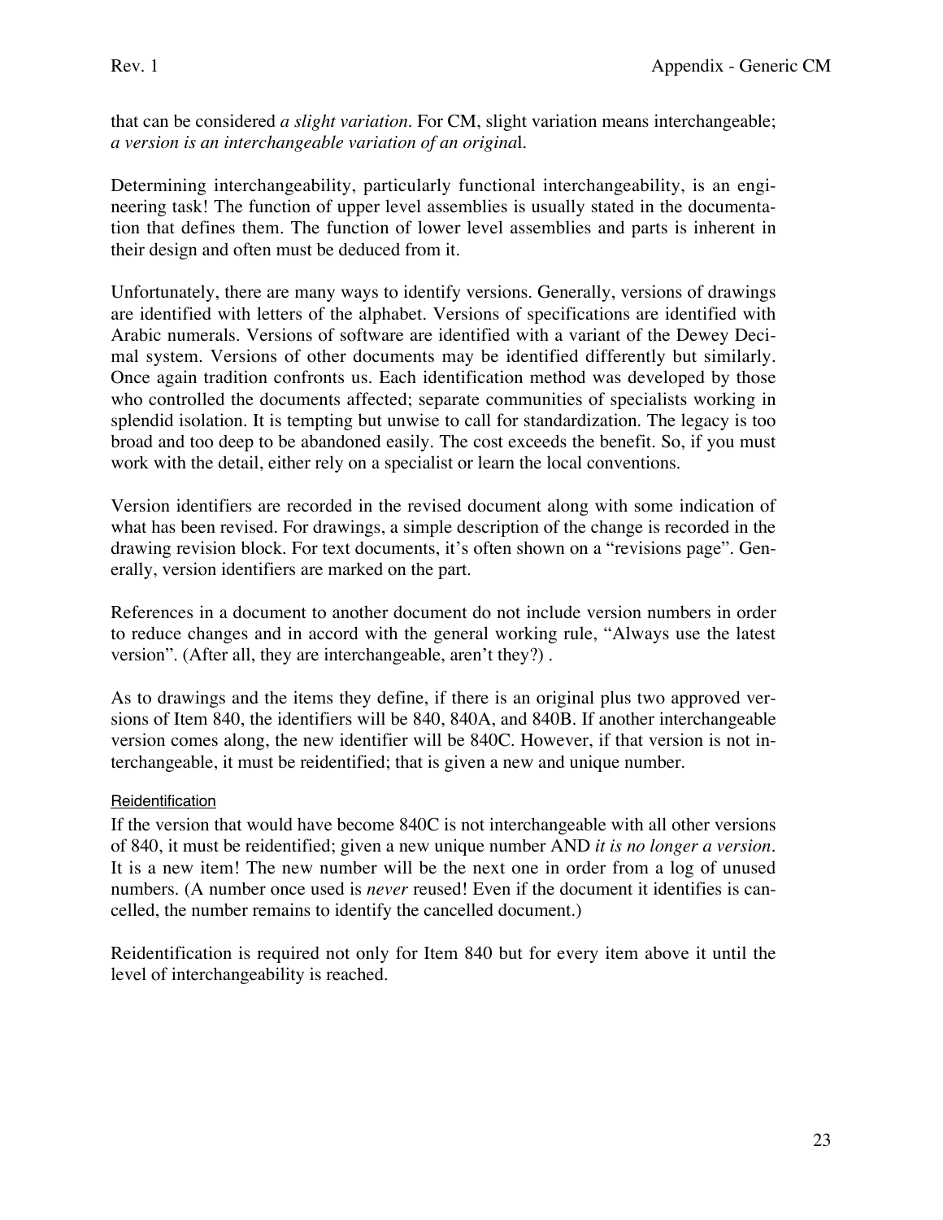that can be considered *a slight variation*. For CM, slight variation means interchangeable; *a version is an interchangeable variation of an original*.

Determining interchangeability, particularly functional interchangeability, is an engineering task! The function of upper level assemblies is usually stated in the documentation that defines them. The function of lower level assemblies and parts is inherent in their design and often must be deduced from it.

Unfortunately, there are many ways to identify versions. Generally, versions of drawings are identified with letters of the alphabet. Versions of specifications are identified with Arabic numerals. Versions of software are identified with a variant of the Dewey Decimal system. Versions of other documents may be identified differently but similarly. Once again tradition confronts us. Each identification method was developed by those who controlled the documents affected; separate communities of specialists working in splendid isolation. It is tempting but unwise to call for standardization. The legacy is too broad and too deep to be abandoned easily. The cost exceeds the benefit. So, if you must work with the detail, either rely on a specialist or learn the local conventions.

Version identifiers are recorded in the revised document along with some indication of what has been revised. For drawings, a simple description of the change is recorded in the drawing revision block. For text documents, it's often shown on a "revisions page". Generally, version identifiers are marked on the part.

References in a document to another document do not include version numbers in order to reduce changes and in accord with the general working rule, "Always use the latest version". (After all, they are interchangeable, aren't they?) .

As to drawings and the items they define, if there is an original plus two approved versions of Item 840, the identifiers will be 840, 840A, and 840B. If another interchangeable version comes along, the new identifier will be 840C. However, if that version is not interchangeable, it must be reidentified; that is given a new and unique number.

### Reidentification

If the version that would have become 840C is not interchangeable with all other versions of 840, it must be reidentified; given a new unique number AND *it is no longer a version*. It is a new item! The new number will be the next one in order from a log of unused numbers. (A number once used is *never* reused! Even if the document it identifies is cancelled, the number remains to identify the cancelled document.)

Reidentification is required not only for Item 840 but for every item above it until the level of interchangeability is reached.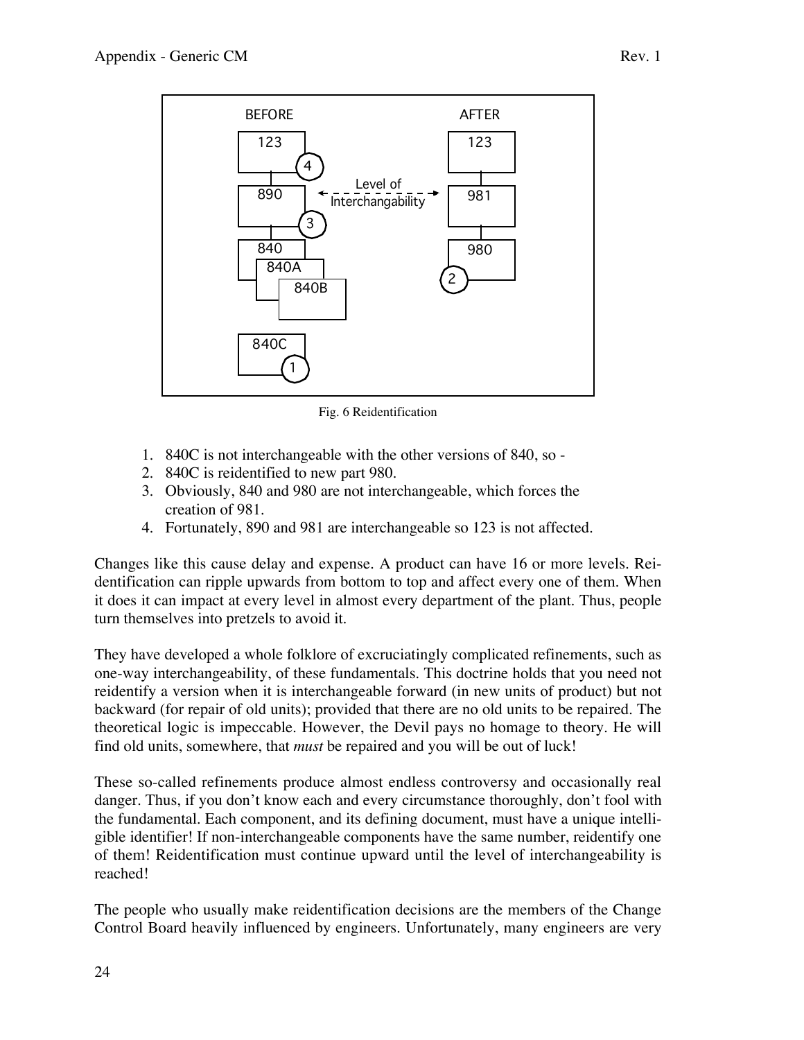Fig. 6 Reidentification

1. 840C is not interchangeable with the other versions of 840, so -
2. 840C is reidentified to new part 980.
3. Obviously, 840 and 980 are not interchangeable, which forces the creation of 981.
4. Fortunately, 890 and 981 are interchangeable so 123 is not affected.

Changes like this cause delay and expense. A product can have 16 or more levels. Reidentification can ripple upwards from bottom to top and affect every one of them. When it does it can impact at every level in almost every department of the plant. Thus, people turn themselves into pretzels to avoid it.

They have developed a whole folklore of excruciatingly complicated refinements, such as one-way interchangeability, of these fundamentals. This doctrine holds that you need not reidentify a version when it is interchangeable forward (in new units of product) but not backward (for repair of old units); provided that there are no old units to be repaired. The theoretical logic is impeccable. However, the Devil pays no homage to theory. He will find old units, somewhere, that *must* be repaired and you will be out of luck!

These so-called refinements produce almost endless controversy and occasionally real danger. Thus, if you don't know each and every circumstance thoroughly, don't fool with the fundamental. Each component, and its defining document, must have a unique intelligible identifier! If non-interchangeable components have the same number, reidentify one of them! Reidentification must continue upward until the level of interchangeability is reached!

The people who usually make reidentification decisions are the members of the Change Control Board heavily influenced by engineers. Unfortunately, many engineers are very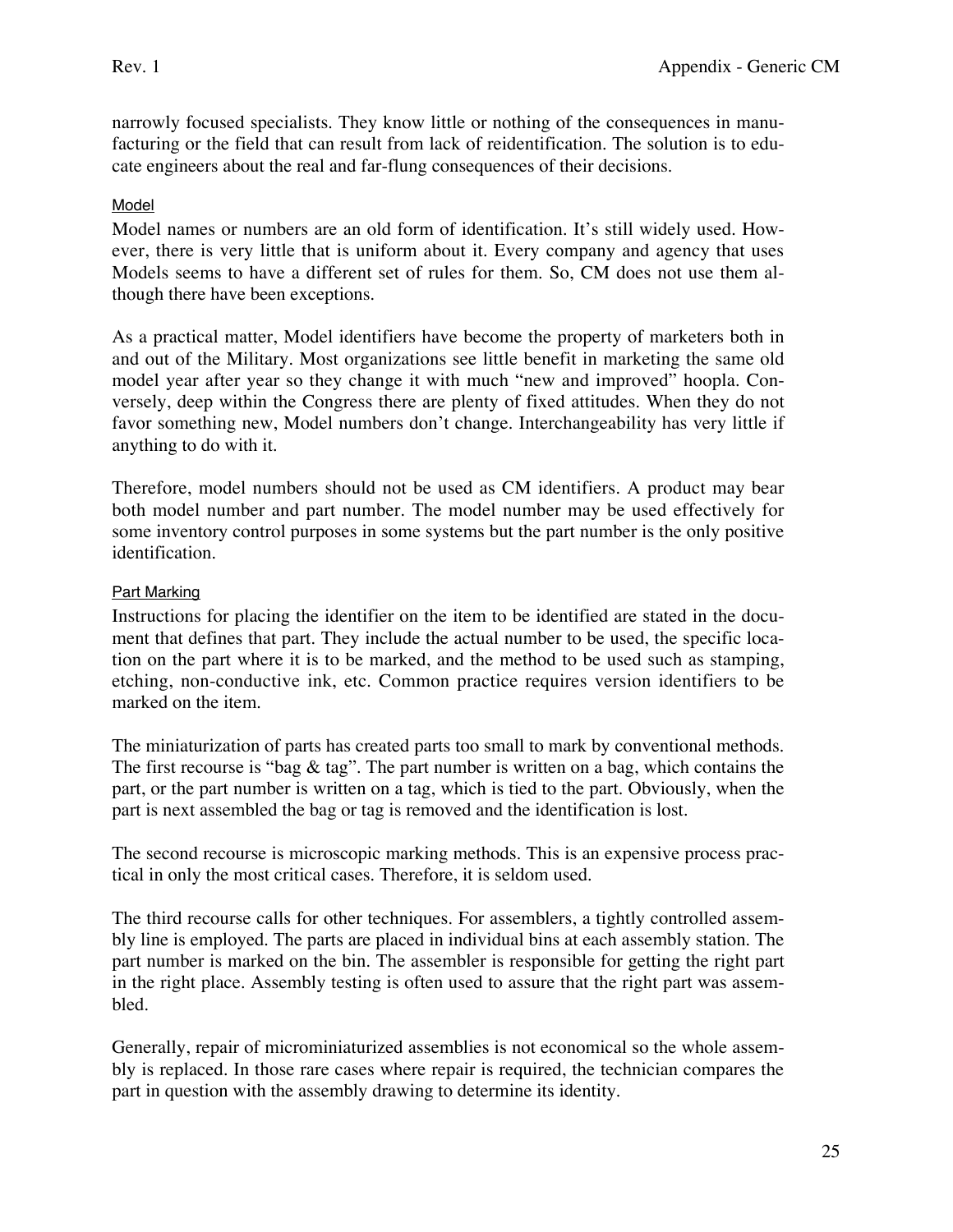narrowly focused specialists. They know little or nothing of the consequences in manufacturing or the field that can result from lack of reidentification. The solution is to educate engineers about the real and far-flung consequences of their decisions.

### Model

Model names or numbers are an old form of identification. It's still widely used. However, there is very little that is uniform about it. Every company and agency that uses Models seems to have a different set of rules for them. So, CM does not use them although there have been exceptions.

As a practical matter, Model identifiers have become the property of marketers both in and out of the Military. Most organizations see little benefit in marketing the same old model year after year so they change it with much "new and improved" hoopla. Conversely, deep within the Congress there are plenty of fixed attitudes. When they do not favor something new, Model numbers don't change. Interchangeability has very little if anything to do with it.

Therefore, model numbers should not be used as CM identifiers. A product may bear both model number and part number. The model number may be used effectively for some inventory control purposes in some systems but the part number is the only positive identification.

### Part Marking

Instructions for placing the identifier on the item to be identified are stated in the document that defines that part. They include the actual number to be used, the specific location on the part where it is to be marked, and the method to be used such as stamping, etching, non-conductive ink, etc. Common practice requires version identifiers to be marked on the item.

The miniaturization of parts has created parts too small to mark by conventional methods. The first recourse is "bag & tag". The part number is written on a bag, which contains the part, or the part number is written on a tag, which is tied to the part. Obviously, when the part is next assembled the bag or tag is removed and the identification is lost.

The second recourse is microscopic marking methods. This is an expensive process practical in only the most critical cases. Therefore, it is seldom used.

The third recourse calls for other techniques. For assemblers, a tightly controlled assembly line is employed. The parts are placed in individual bins at each assembly station. The part number is marked on the bin. The assembler is responsible for getting the right part in the right place. Assembly testing is often used to assure that the right part was assembled.

Generally, repair of microminiaturized assemblies is not economical so the whole assembly is replaced. In those rare cases where repair is required, the technician compares the part in question with the assembly drawing to determine its identity.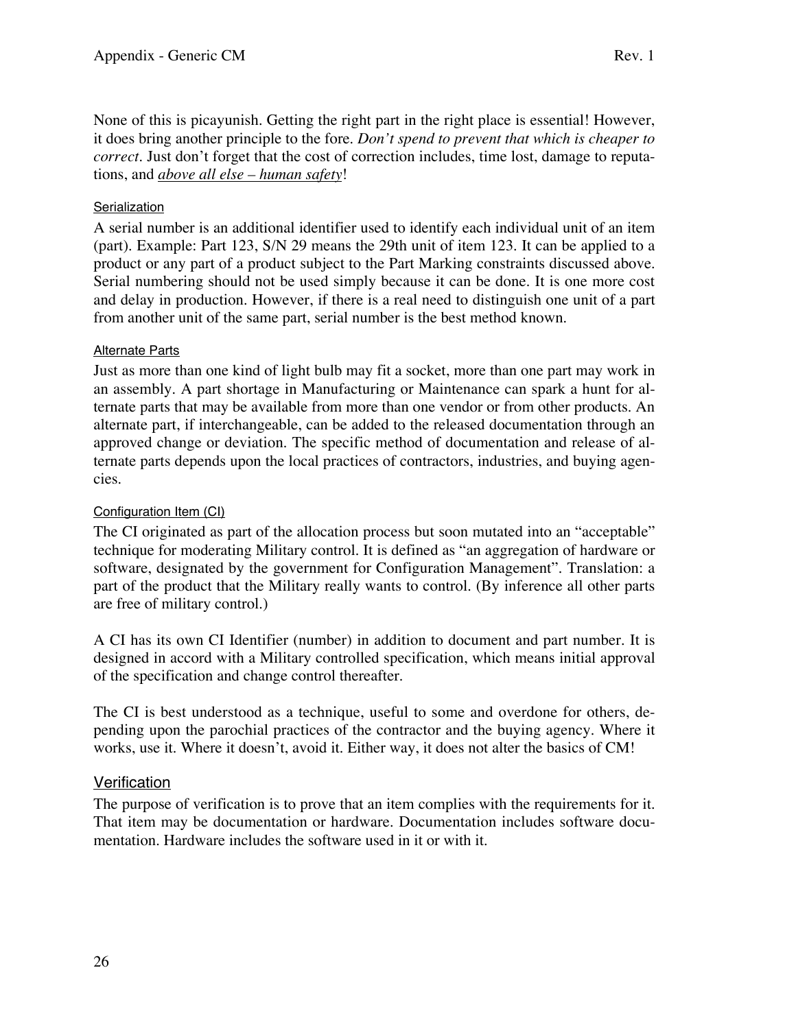None of this is picayunish. Getting the right part in the right place is essential! However, it does bring another principle to the fore. *Don't spend to prevent that which is cheaper to correct*. Just don't forget that the cost of correction includes, time lost, damage to reputations, and *above all else – human safety*!

#### Serialization

A serial number is an additional identifier used to identify each individual unit of an item (part). Example: Part 123, S/N 29 means the 29th unit of item 123. It can be applied to a product or any part of a product subject to the Part Marking constraints discussed above. Serial numbering should not be used simply because it can be done. It is one more cost and delay in production. However, if there is a real need to distinguish one unit of a part from another unit of the same part, serial number is the best method known.

#### Alternate Parts

Just as more than one kind of light bulb may fit a socket, more than one part may work in an assembly. A part shortage in Manufacturing or Maintenance can spark a hunt for alternate parts that may be available from more than one vendor or from other products. An alternate part, if interchangeable, can be added to the released documentation through an approved change or deviation. The specific method of documentation and release of alternate parts depends upon the local practices of contractors, industries, and buying agencies.

#### Configuration Item (CI)

The CI originated as part of the allocation process but soon mutated into an "acceptable" technique for moderating Military control. It is defined as "an aggregation of hardware or software, designated by the government for Configuration Management". Translation: a part of the product that the Military really wants to control. (By inference all other parts are free of military control.)

A CI has its own CI Identifier (number) in addition to document and part number. It is designed in accord with a Military controlled specification, which means initial approval of the specification and change control thereafter.

The CI is best understood as a technique, useful to some and overdone for others, depending upon the parochial practices of the contractor and the buying agency. Where it works, use it. Where it doesn't, avoid it. Either way, it does not alter the basics of CM!

### Verification

The purpose of verification is to prove that an item complies with the requirements for it. That item may be documentation or hardware. Documentation includes software documentation. Hardware includes the software used in it or with it.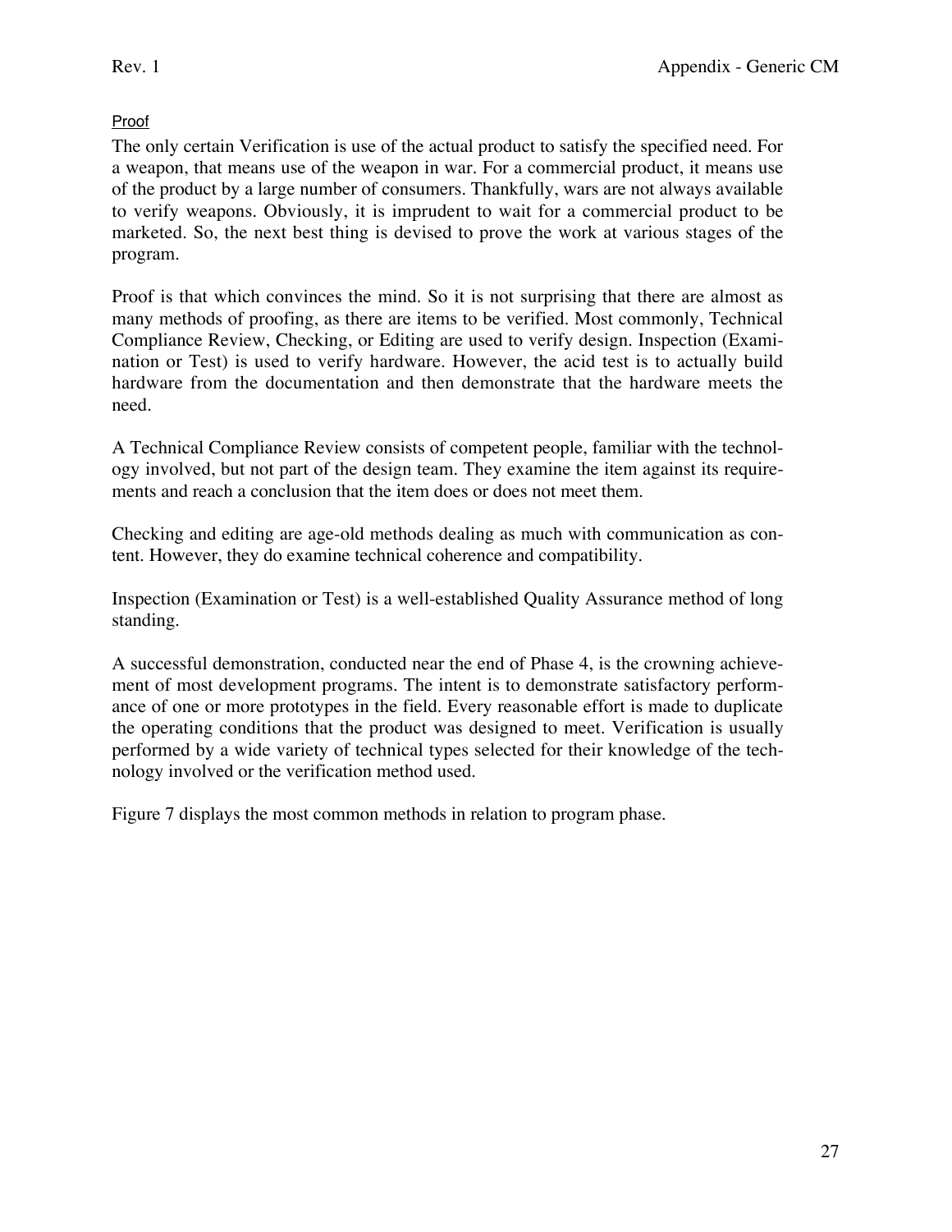### Proof

The only certain Verification is use of the actual product to satisfy the specified need. For a weapon, that means use of the weapon in war. For a commercial product, it means use of the product by a large number of consumers. Thankfully, wars are not always available to verify weapons. Obviously, it is imprudent to wait for a commercial product to be marketed. So, the next best thing is devised to prove the work at various stages of the program.

Proof is that which convinces the mind. So it is not surprising that there are almost as many methods of proofing, as there are items to be verified. Most commonly, Technical Compliance Review, Checking, or Editing are used to verify design. Inspection (Examination or Test) is used to verify hardware. However, the acid test is to actually build hardware from the documentation and then demonstrate that the hardware meets the need.

A Technical Compliance Review consists of competent people, familiar with the technology involved, but not part of the design team. They examine the item against its requirements and reach a conclusion that the item does or does not meet them.

Checking and editing are age-old methods dealing as much with communication as content. However, they do examine technical coherence and compatibility.

Inspection (Examination or Test) is a well-established Quality Assurance method of long standing.

A successful demonstration, conducted near the end of Phase 4, is the crowning achievement of most development programs. The intent is to demonstrate satisfactory performance of one or more prototypes in the field. Every reasonable effort is made to duplicate the operating conditions that the product was designed to meet. Verification is usually performed by a wide variety of technical types selected for their knowledge of the technology involved or the verification method used.

Figure 7 displays the most common methods in relation to program phase.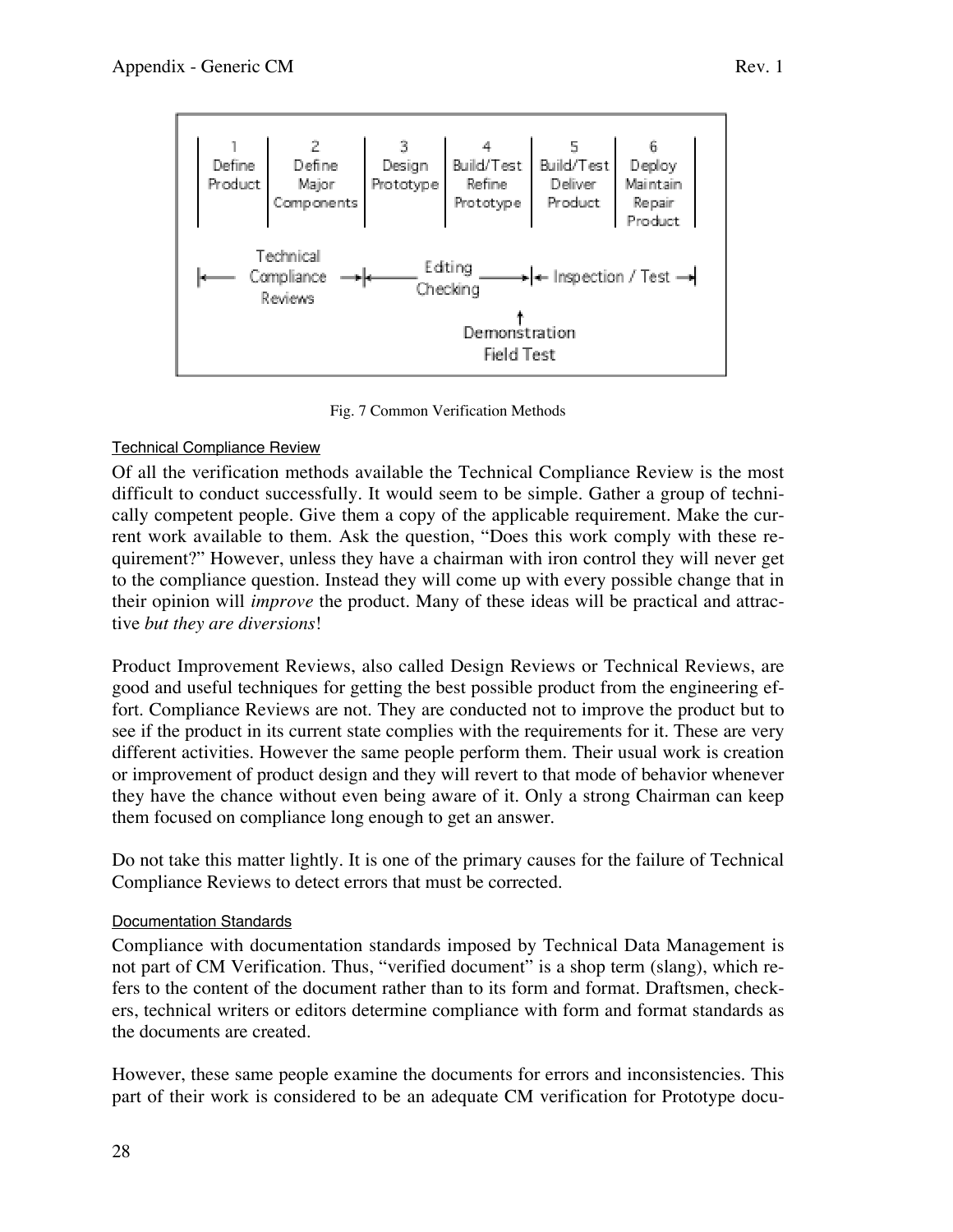| 1 Define Product | 2 Define Major Components | 3 Design Prototype | 4 Build/Test Refine Prototype | 5 Build/Test Deliver Product | 6 Deploy Maintain Repair Product |
|---|---|---|---|---|---|

|← Technical Compliance Reviews →|← Editing Checking →|← Inspection / Test →|

↑ Demonstration Field Test

Fig. 7 Common Verification Methods

### Technical Compliance Review

Of all the verification methods available the Technical Compliance Review is the most difficult to conduct successfully. It would seem to be simple. Gather a group of technically competent people. Give them a copy of the applicable requirement. Make the current work available to them. Ask the question, "Does this work comply with these requirement?" However, unless they have a chairman with iron control they will never get to the compliance question. Instead they will come up with every possible change that in their opinion will *improve* the product. Many of these ideas will be practical and attractive *but they are diversions*!

Product Improvement Reviews, also called Design Reviews or Technical Reviews, are good and useful techniques for getting the best possible product from the engineering effort. Compliance Reviews are not. They are conducted not to improve the product but to see if the product in its current state complies with the requirements for it. These are very different activities. However the same people perform them. Their usual work is creation or improvement of product design and they will revert to that mode of behavior whenever they have the chance without even being aware of it. Only a strong Chairman can keep them focused on compliance long enough to get an answer.

Do not take this matter lightly. It is one of the primary causes for the failure of Technical Compliance Reviews to detect errors that must be corrected.

### Documentation Standards

Compliance with documentation standards imposed by Technical Data Management is not part of CM Verification. Thus, "verified document" is a shop term (slang), which refers to the content of the document rather than to its form and format. Draftsmen, checkers, technical writers or editors determine compliance with form and format standards as the documents are created.

However, these same people examine the documents for errors and inconsistencies. This part of their work is considered to be an adequate CM verification for Prototype docu-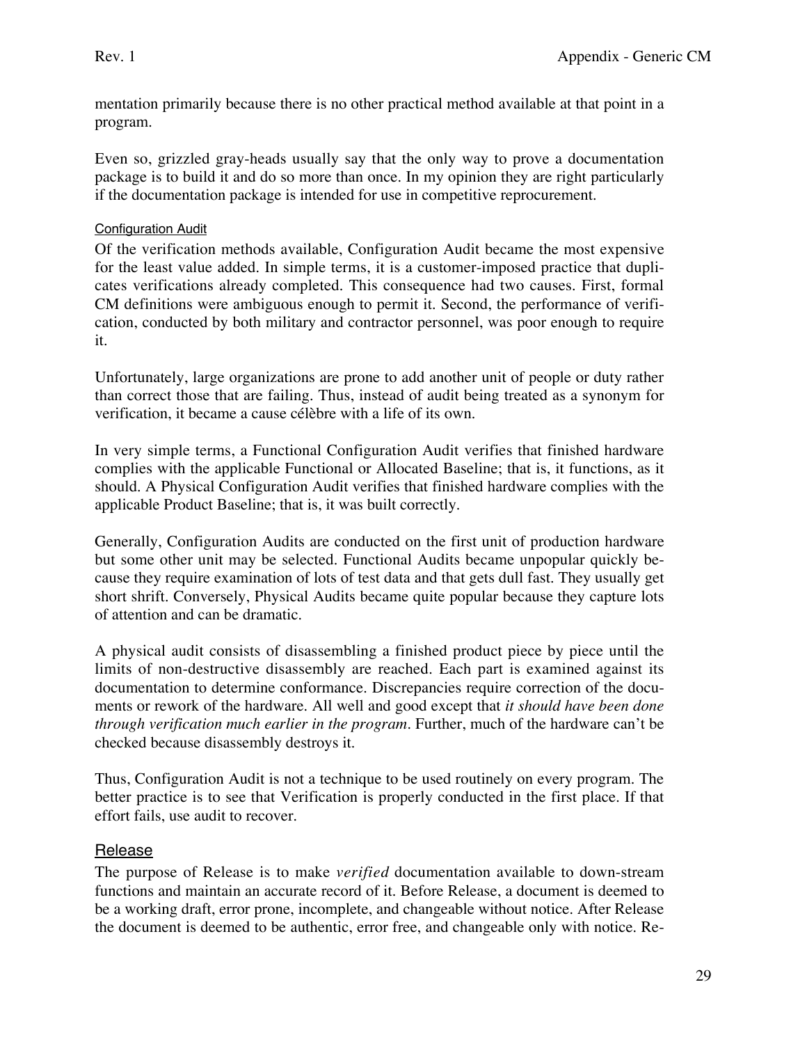mentation primarily because there is no other practical method available at that point in a program.

Even so, grizzled gray-heads usually say that the only way to prove a documentation package is to build it and do so more than once. In my opinion they are right particularly if the documentation package is intended for use in competitive reprocurement.

#### Configuration Audit

Of the verification methods available, Configuration Audit became the most expensive for the least value added. In simple terms, it is a customer-imposed practice that duplicates verifications already completed. This consequence had two causes. First, formal CM definitions were ambiguous enough to permit it. Second, the performance of verification, conducted by both military and contractor personnel, was poor enough to require it.

Unfortunately, large organizations are prone to add another unit of people or duty rather than correct those that are failing. Thus, instead of audit being treated as a synonym for verification, it became a cause célèbre with a life of its own.

In very simple terms, a Functional Configuration Audit verifies that finished hardware complies with the applicable Functional or Allocated Baseline; that is, it functions, as it should. A Physical Configuration Audit verifies that finished hardware complies with the applicable Product Baseline; that is, it was built correctly.

Generally, Configuration Audits are conducted on the first unit of production hardware but some other unit may be selected. Functional Audits became unpopular quickly because they require examination of lots of test data and that gets dull fast. They usually get short shrift. Conversely, Physical Audits became quite popular because they capture lots of attention and can be dramatic.

A physical audit consists of disassembling a finished product piece by piece until the limits of non-destructive disassembly are reached. Each part is examined against its documentation to determine conformance. Discrepancies require correction of the documents or rework of the hardware. All well and good except that *it should have been done through verification much earlier in the program*. Further, much of the hardware can't be checked because disassembly destroys it.

Thus, Configuration Audit is not a technique to be used routinely on every program. The better practice is to see that Verification is properly conducted in the first place. If that effort fails, use audit to recover.

### Release

The purpose of Release is to make *verified* documentation available to down-stream functions and maintain an accurate record of it. Before Release, a document is deemed to be a working draft, error prone, incomplete, and changeable without notice. After Release the document is deemed to be authentic, error free, and changeable only with notice. Re-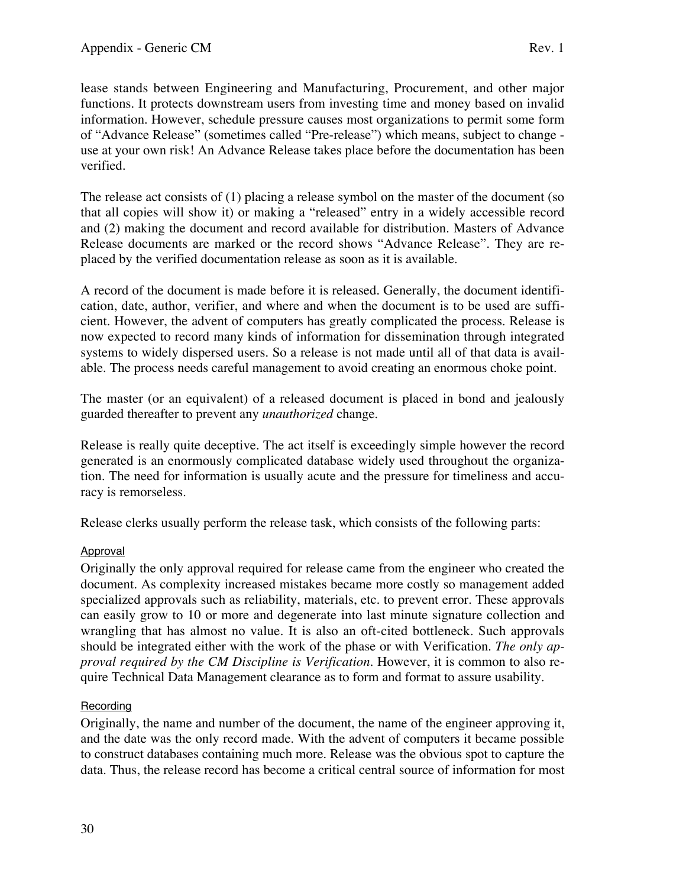lease stands between Engineering and Manufacturing, Procurement, and other major functions. It protects downstream users from investing time and money based on invalid information. However, schedule pressure causes most organizations to permit some form of "Advance Release" (sometimes called "Pre-release") which means, subject to change - use at your own risk! An Advance Release takes place before the documentation has been verified.

The release act consists of (1) placing a release symbol on the master of the document (so that all copies will show it) or making a "released" entry in a widely accessible record and (2) making the document and record available for distribution. Masters of Advance Release documents are marked or the record shows "Advance Release". They are replaced by the verified documentation release as soon as it is available.

A record of the document is made before it is released. Generally, the document identification, date, author, verifier, and where and when the document is to be used are sufficient. However, the advent of computers has greatly complicated the process. Release is now expected to record many kinds of information for dissemination through integrated systems to widely dispersed users. So a release is not made until all of that data is available. The process needs careful management to avoid creating an enormous choke point.

The master (or an equivalent) of a released document is placed in bond and jealously guarded thereafter to prevent any *unauthorized* change.

Release is really quite deceptive. The act itself is exceedingly simple however the record generated is an enormously complicated database widely used throughout the organization. The need for information is usually acute and the pressure for timeliness and accuracy is remorseless.

Release clerks usually perform the release task, which consists of the following parts:

#### Approval

Originally the only approval required for release came from the engineer who created the document. As complexity increased mistakes became more costly so management added specialized approvals such as reliability, materials, etc. to prevent error. These approvals can easily grow to 10 or more and degenerate into last minute signature collection and wrangling that has almost no value. It is also an oft-cited bottleneck. Such approvals should be integrated either with the work of the phase or with Verification. *The only approval required by the CM Discipline is Verification*. However, it is common to also require Technical Data Management clearance as to form and format to assure usability.

#### Recording

Originally, the name and number of the document, the name of the engineer approving it, and the date was the only record made. With the advent of computers it became possible to construct databases containing much more. Release was the obvious spot to capture the data. Thus, the release record has become a critical central source of information for most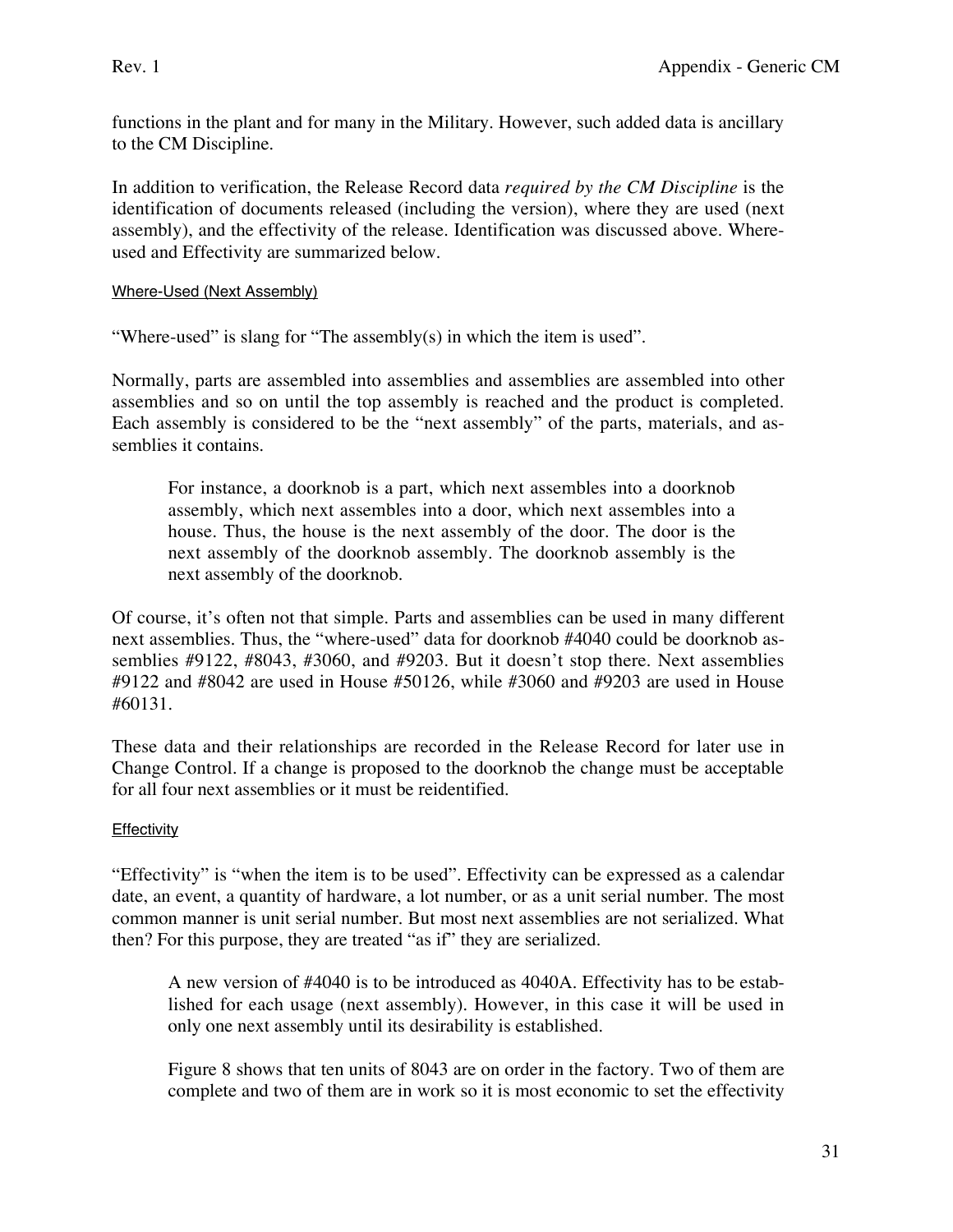functions in the plant and for many in the Military. However, such added data is ancillary to the CM Discipline.

In addition to verification, the Release Record data *required by the CM Discipline* is the identification of documents released (including the version), where they are used (next assembly), and the effectivity of the release. Identification was discussed above. Where-used and Effectivity are summarized below.

#### Where-Used (Next Assembly)

"Where-used" is slang for "The assembly(s) in which the item is used".

Normally, parts are assembled into assemblies and assemblies are assembled into other assemblies and so on until the top assembly is reached and the product is completed. Each assembly is considered to be the "next assembly" of the parts, materials, and assemblies it contains.

> For instance, a doorknob is a part, which next assembles into a doorknob assembly, which next assembles into a door, which next assembles into a house. Thus, the house is the next assembly of the door. The door is the next assembly of the doorknob assembly. The doorknob assembly is the next assembly of the doorknob.

Of course, it's often not that simple. Parts and assemblies can be used in many different next assemblies. Thus, the "where-used" data for doorknob #4040 could be doorknob assemblies #9122, #8043, #3060, and #9203. But it doesn't stop there. Next assemblies #9122 and #8042 are used in House #50126, while #3060 and #9203 are used in House #60131.

These data and their relationships are recorded in the Release Record for later use in Change Control. If a change is proposed to the doorknob the change must be acceptable for all four next assemblies or it must be reidentified.

#### Effectivity

"Effectivity" is "when the item is to be used". Effectivity can be expressed as a calendar date, an event, a quantity of hardware, a lot number, or as a unit serial number. The most common manner is unit serial number. But most next assemblies are not serialized. What then? For this purpose, they are treated "as if" they are serialized.

> A new version of #4040 is to be introduced as 4040A. Effectivity has to be established for each usage (next assembly). However, in this case it will be used in only one next assembly until its desirability is established.
>
> Figure 8 shows that ten units of 8043 are on order in the factory. Two of them are complete and two of them are in work so it is most economic to set the effectivity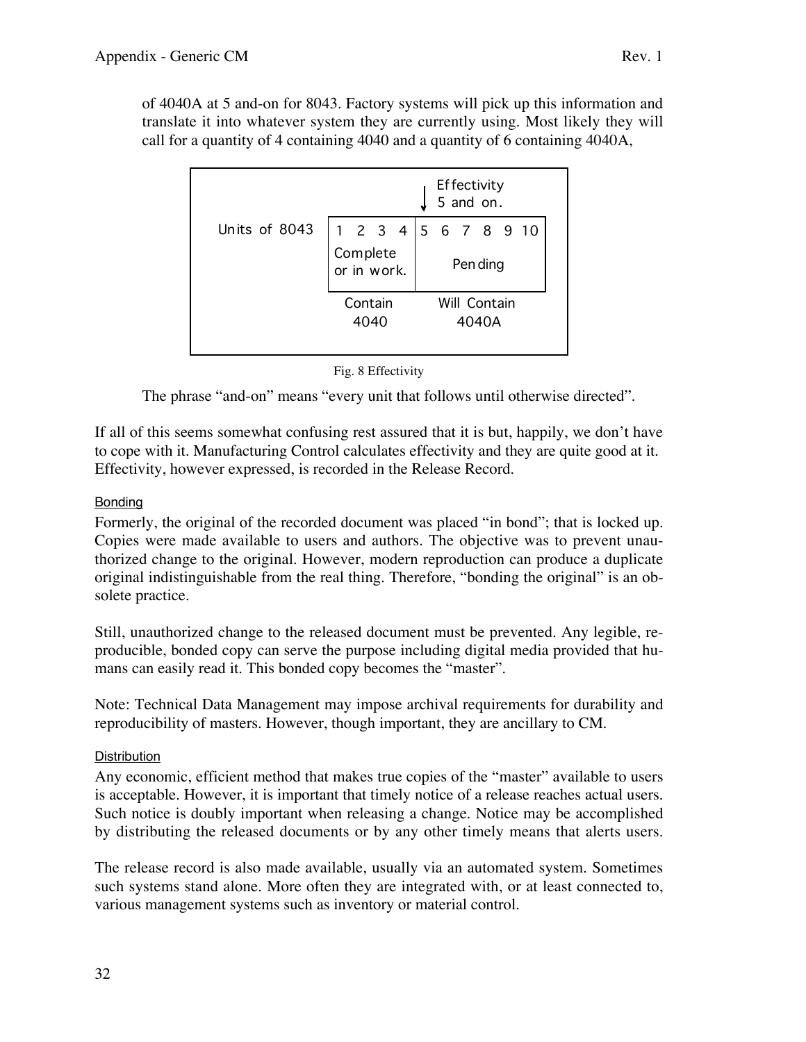of 4040A at 5 and-on for 8043. Factory systems will pick up this information and translate it into whatever system they are currently using. Most likely they will call for a quantity of 4 containing 4040 and a quantity of 6 containing 4040A,

| | Effectivity 5 and on. ↓ | |
|---|---|---|
| Units of 8043 | 1 2 3 4 | 5 6 7 8 9 10 |
| | Complete or in work. | Pending |
| | Contain 4040 | Will Contain 4040A |

Fig. 8 Effectivity

The phrase "and-on" means "every unit that follows until otherwise directed".

If all of this seems somewhat confusing rest assured that it is but, happily, we don't have to cope with it. Manufacturing Control calculates effectivity and they are quite good at it. Effectivity, however expressed, is recorded in the Release Record.

#### Bonding

Formerly, the original of the recorded document was placed "in bond"; that is locked up. Copies were made available to users and authors. The objective was to prevent unauthorized change to the original. However, modern reproduction can produce a duplicate original indistinguishable from the real thing. Therefore, "bonding the original" is an obsolete practice.

Still, unauthorized change to the released document must be prevented. Any legible, reproducible, bonded copy can serve the purpose including digital media provided that humans can easily read it. This bonded copy becomes the "master".

Note: Technical Data Management may impose archival requirements for durability and reproducibility of masters. However, though important, they are ancillary to CM.

#### Distribution

Any economic, efficient method that makes true copies of the "master" available to users is acceptable. However, it is important that timely notice of a release reaches actual users. Such notice is doubly important when releasing a change. Notice may be accomplished by distributing the released documents or by any other timely means that alerts users.

The release record is also made available, usually via an automated system. Sometimes such systems stand alone. More often they are integrated with, or at least connected to, various management systems such as inventory or material control.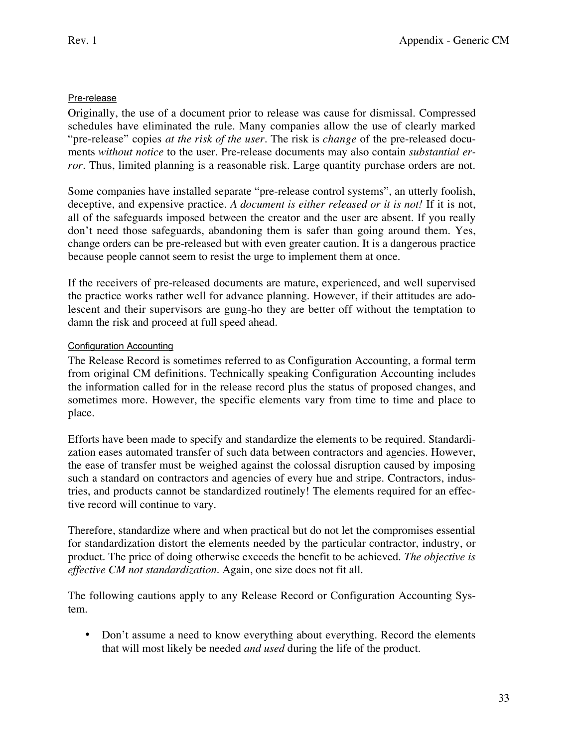### Pre-release

Originally, the use of a document prior to release was cause for dismissal. Compressed schedules have eliminated the rule. Many companies allow the use of clearly marked "pre-release" copies *at the risk of the user*. The risk is *change* of the pre-released documents *without notice* to the user. Pre-release documents may also contain *substantial error*. Thus, limited planning is a reasonable risk. Large quantity purchase orders are not.

Some companies have installed separate "pre-release control systems", an utterly foolish, deceptive, and expensive practice. *A document is either released or it is not!* If it is not, all of the safeguards imposed between the creator and the user are absent. If you really don't need those safeguards, abandoning them is safer than going around them. Yes, change orders can be pre-released but with even greater caution. It is a dangerous practice because people cannot seem to resist the urge to implement them at once.

If the receivers of pre-released documents are mature, experienced, and well supervised the practice works rather well for advance planning. However, if their attitudes are adolescent and their supervisors are gung-ho they are better off without the temptation to damn the risk and proceed at full speed ahead.

### Configuration Accounting

The Release Record is sometimes referred to as Configuration Accounting, a formal term from original CM definitions. Technically speaking Configuration Accounting includes the information called for in the release record plus the status of proposed changes, and sometimes more. However, the specific elements vary from time to time and place to place.

Efforts have been made to specify and standardize the elements to be required. Standardization eases automated transfer of such data between contractors and agencies. However, the ease of transfer must be weighed against the colossal disruption caused by imposing such a standard on contractors and agencies of every hue and stripe. Contractors, industries, and products cannot be standardized routinely! The elements required for an effective record will continue to vary.

Therefore, standardize where and when practical but do not let the compromises essential for standardization distort the elements needed by the particular contractor, industry, or product. The price of doing otherwise exceeds the benefit to be achieved. *The objective is effective CM not standardization*. Again, one size does not fit all.

The following cautions apply to any Release Record or Configuration Accounting System.

- Don't assume a need to know everything about everything. Record the elements that will most likely be needed *and used* during the life of the product.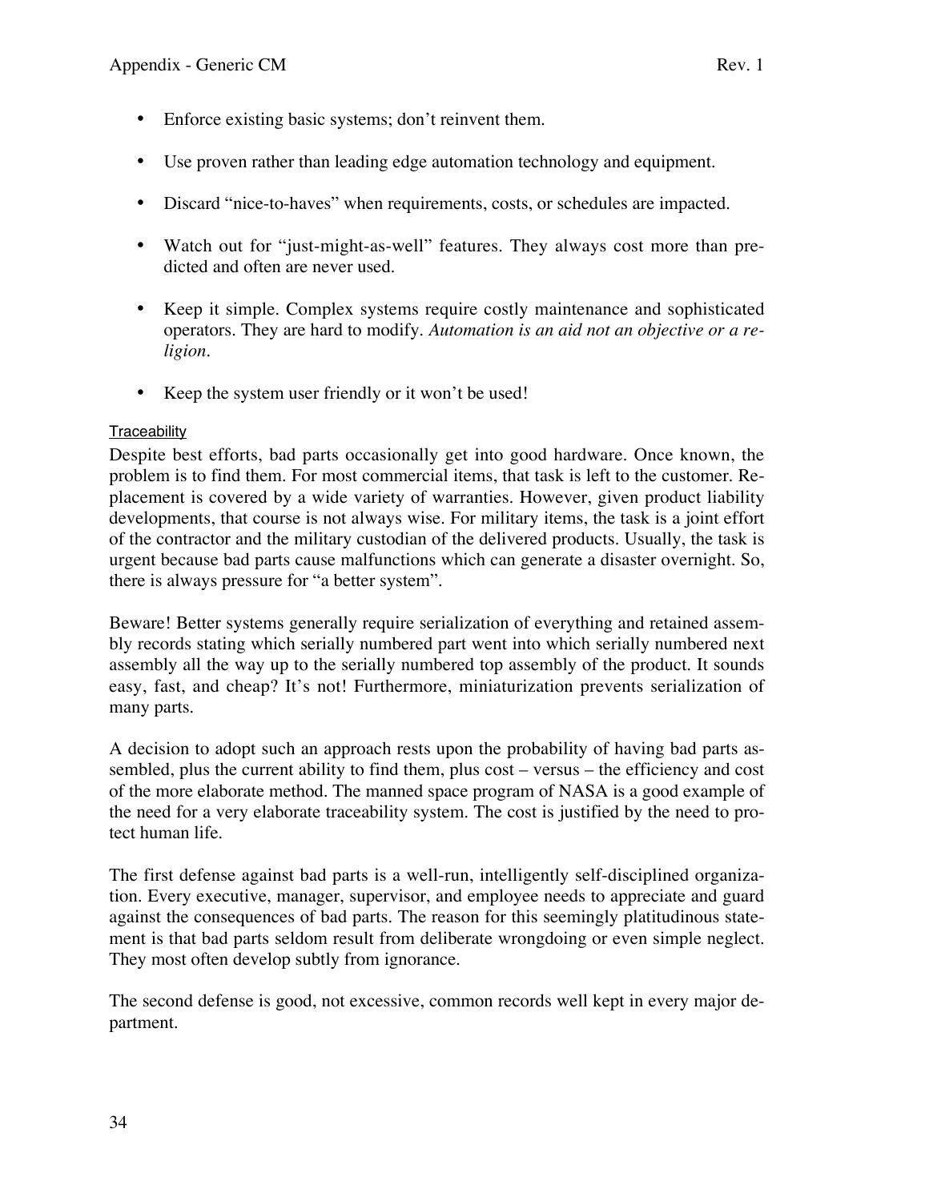- Enforce existing basic systems; don't reinvent them.

- Use proven rather than leading edge automation technology and equipment.

- Discard "nice-to-haves" when requirements, costs, or schedules are impacted.

- Watch out for "just-might-as-well" features. They always cost more than predicted and often are never used.

- Keep it simple. Complex systems require costly maintenance and sophisticated operators. They are hard to modify. *Automation is an aid not an objective or a religion.*

- Keep the system user friendly or it won't be used!

### Traceability

Despite best efforts, bad parts occasionally get into good hardware. Once known, the problem is to find them. For most commercial items, that task is left to the customer. Replacement is covered by a wide variety of warranties. However, given product liability developments, that course is not always wise. For military items, the task is a joint effort of the contractor and the military custodian of the delivered products. Usually, the task is urgent because bad parts cause malfunctions which can generate a disaster overnight. So, there is always pressure for "a better system".

Beware! Better systems generally require serialization of everything and retained assembly records stating which serially numbered part went into which serially numbered next assembly all the way up to the serially numbered top assembly of the product. It sounds easy, fast, and cheap? It's not! Furthermore, miniaturization prevents serialization of many parts.

A decision to adopt such an approach rests upon the probability of having bad parts assembled, plus the current ability to find them, plus cost – versus – the efficiency and cost of the more elaborate method. The manned space program of NASA is a good example of the need for a very elaborate traceability system. The cost is justified by the need to protect human life.

The first defense against bad parts is a well-run, intelligently self-disciplined organization. Every executive, manager, supervisor, and employee needs to appreciate and guard against the consequences of bad parts. The reason for this seemingly platitudinous statement is that bad parts seldom result from deliberate wrongdoing or even simple neglect. They most often develop subtly from ignorance.

The second defense is good, not excessive, common records well kept in every major department.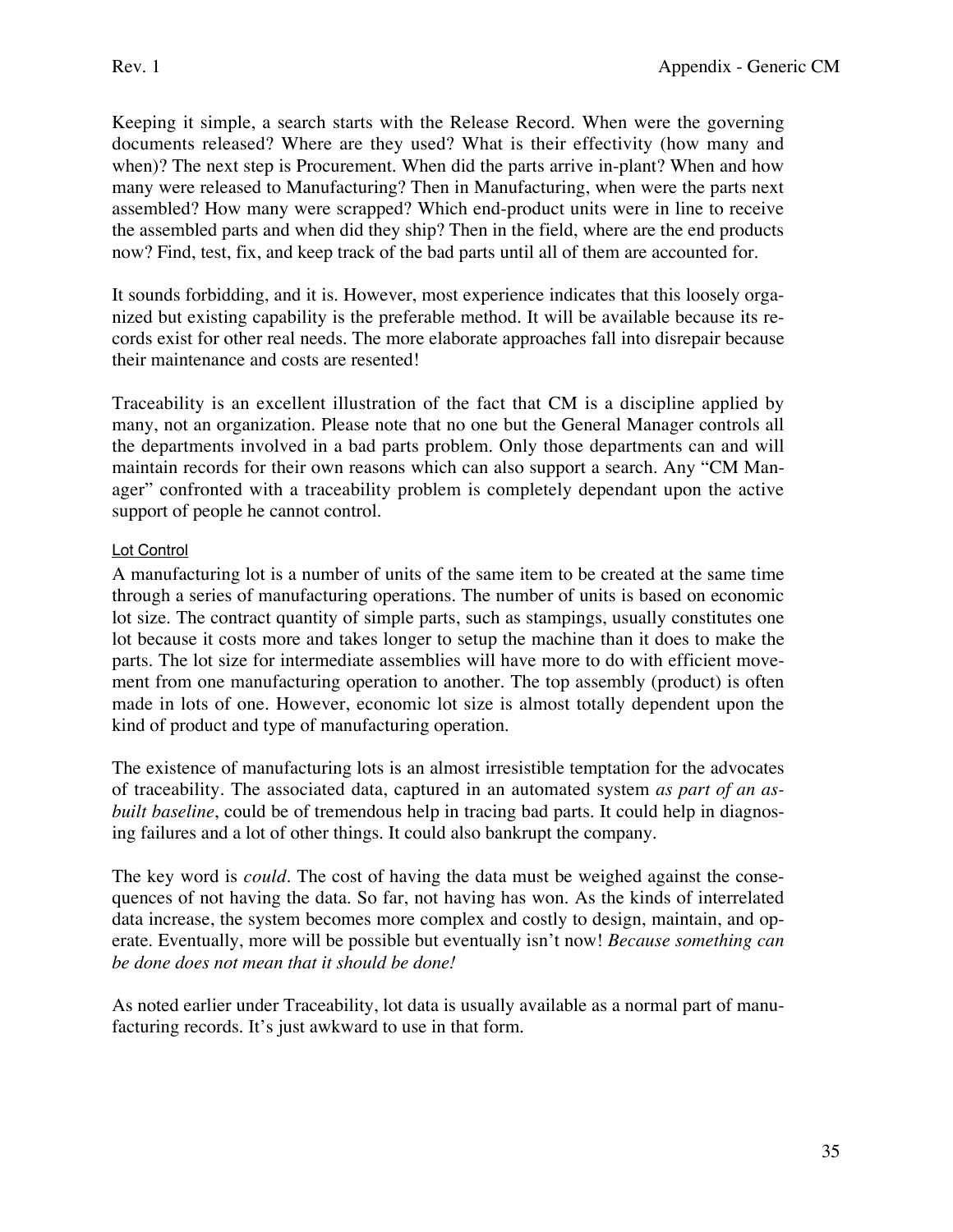Keeping it simple, a search starts with the Release Record. When were the governing documents released? Where are they used? What is their effectivity (how many and when)? The next step is Procurement. When did the parts arrive in-plant? When and how many were released to Manufacturing? Then in Manufacturing, when were the parts next assembled? How many were scrapped? Which end-product units were in line to receive the assembled parts and when did they ship? Then in the field, where are the end products now? Find, test, fix, and keep track of the bad parts until all of them are accounted for.

It sounds forbidding, and it is. However, most experience indicates that this loosely organized but existing capability is the preferable method. It will be available because its records exist for other real needs. The more elaborate approaches fall into disrepair because their maintenance and costs are resented!

Traceability is an excellent illustration of the fact that CM is a discipline applied by many, not an organization. Please note that no one but the General Manager controls all the departments involved in a bad parts problem. Only those departments can and will maintain records for their own reasons which can also support a search. Any "CM Manager" confronted with a traceability problem is completely dependant upon the active support of people he cannot control.

#### Lot Control

A manufacturing lot is a number of units of the same item to be created at the same time through a series of manufacturing operations. The number of units is based on economic lot size. The contract quantity of simple parts, such as stampings, usually constitutes one lot because it costs more and takes longer to setup the machine than it does to make the parts. The lot size for intermediate assemblies will have more to do with efficient movement from one manufacturing operation to another. The top assembly (product) is often made in lots of one. However, economic lot size is almost totally dependent upon the kind of product and type of manufacturing operation.

The existence of manufacturing lots is an almost irresistible temptation for the advocates of traceability. The associated data, captured in an automated system *as part of an as-built baseline*, could be of tremendous help in tracing bad parts. It could help in diagnosing failures and a lot of other things. It could also bankrupt the company.

The key word is *could*. The cost of having the data must be weighed against the consequences of not having the data. So far, not having has won. As the kinds of interrelated data increase, the system becomes more complex and costly to design, maintain, and operate. Eventually, more will be possible but eventually isn't now! *Because something can be done does not mean that it should be done!*

As noted earlier under Traceability, lot data is usually available as a normal part of manufacturing records. It's just awkward to use in that form.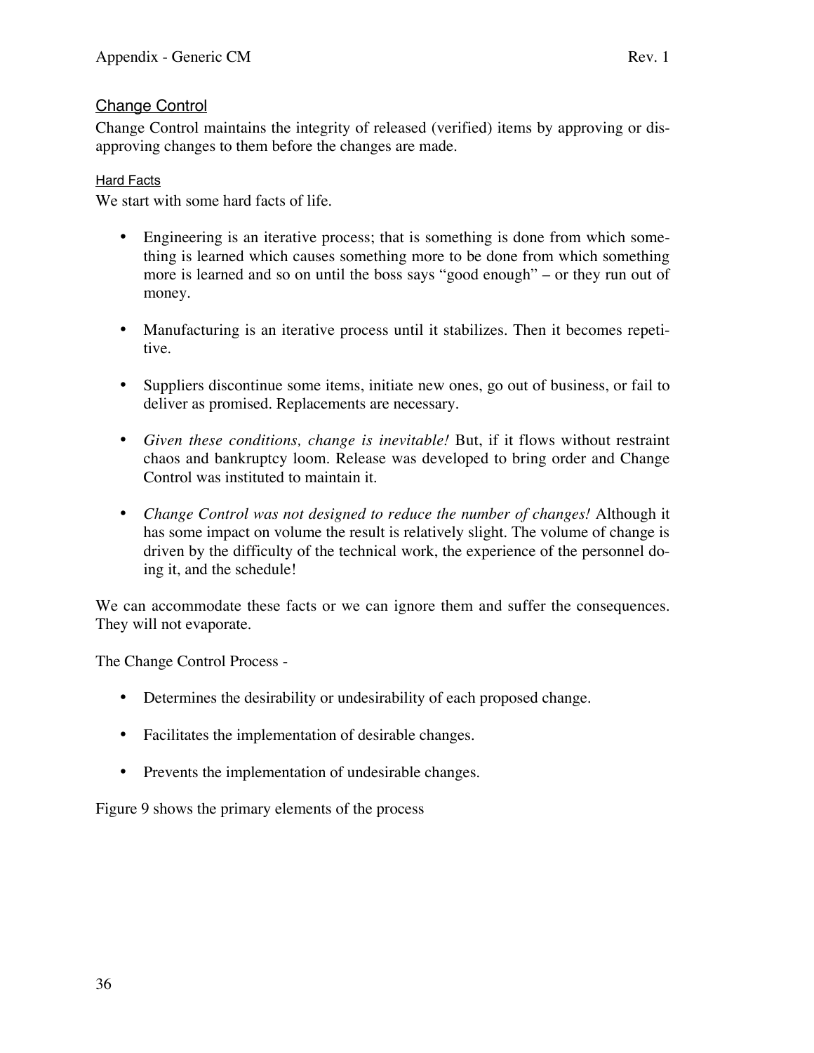## Change Control

Change Control maintains the integrity of released (verified) items by approving or disapproving changes to them before the changes are made.

### Hard Facts

We start with some hard facts of life.

- Engineering is an iterative process; that is something is done from which something is learned which causes something more to be done from which something more is learned and so on until the boss says "good enough" – or they run out of money.

- Manufacturing is an iterative process until it stabilizes. Then it becomes repetitive.

- Suppliers discontinue some items, initiate new ones, go out of business, or fail to deliver as promised. Replacements are necessary.

- *Given these conditions, change is inevitable!* But, if it flows without restraint chaos and bankruptcy loom. Release was developed to bring order and Change Control was instituted to maintain it.

- *Change Control was not designed to reduce the number of changes!* Although it has some impact on volume the result is relatively slight. The volume of change is driven by the difficulty of the technical work, the experience of the personnel doing it, and the schedule!

We can accommodate these facts or we can ignore them and suffer the consequences. They will not evaporate.

The Change Control Process -

- Determines the desirability or undesirability of each proposed change.

- Facilitates the implementation of desirable changes.

- Prevents the implementation of undesirable changes.

Figure 9 shows the primary elements of the process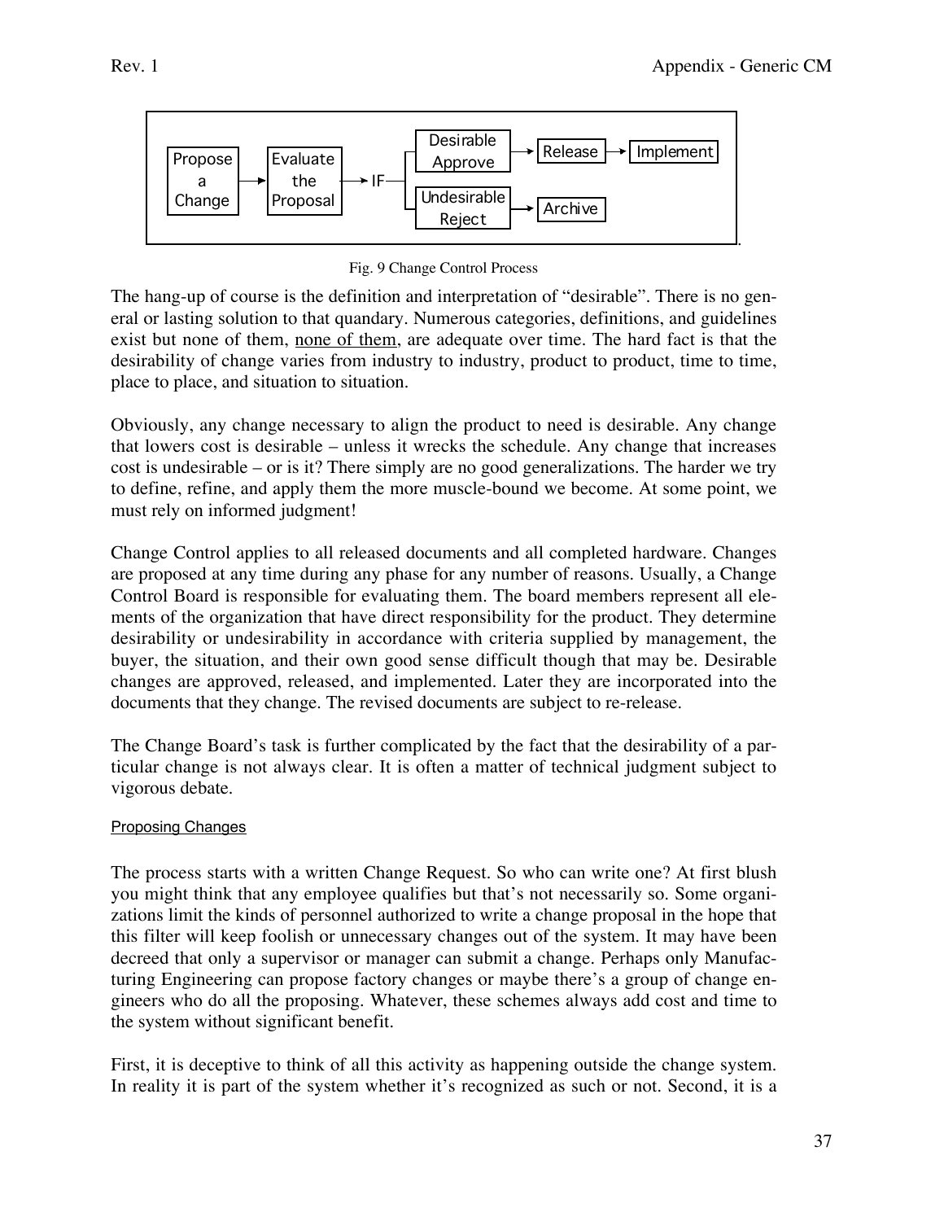Propose a Change → Evaluate the Proposal → IF → Desirable Approve → Release → Implement

IF → Undesirable Reject → Archive

Fig. 9 Change Control Process

The hang-up of course is the definition and interpretation of "desirable". There is no general or lasting solution to that quandary. Numerous categories, definitions, and guidelines exist but none of them, none of them, are adequate over time. The hard fact is that the desirability of change varies from industry to industry, product to product, time to time, place to place, and situation to situation.

Obviously, any change necessary to align the product to need is desirable. Any change that lowers cost is desirable – unless it wrecks the schedule. Any change that increases cost is undesirable – or is it? There simply are no good generalizations. The harder we try to define, refine, and apply them the more muscle-bound we become. At some point, we must rely on informed judgment!

Change Control applies to all released documents and all completed hardware. Changes are proposed at any time during any phase for any number of reasons. Usually, a Change Control Board is responsible for evaluating them. The board members represent all elements of the organization that have direct responsibility for the product. They determine desirability or undesirability in accordance with criteria supplied by management, the buyer, the situation, and their own good sense difficult though that may be. Desirable changes are approved, released, and implemented. Later they are incorporated into the documents that they change. The revised documents are subject to re-release.

The Change Board's task is further complicated by the fact that the desirability of a particular change is not always clear. It is often a matter of technical judgment subject to vigorous debate.

### Proposing Changes

The process starts with a written Change Request. So who can write one? At first blush you might think that any employee qualifies but that's not necessarily so. Some organizations limit the kinds of personnel authorized to write a change proposal in the hope that this filter will keep foolish or unnecessary changes out of the system. It may have been decreed that only a supervisor or manager can submit a change. Perhaps only Manufacturing Engineering can propose factory changes or maybe there's a group of change engineers who do all the proposing. Whatever, these schemes always add cost and time to the system without significant benefit.

First, it is deceptive to think of all this activity as happening outside the change system. In reality it is part of the system whether it's recognized as such or not. Second, it is a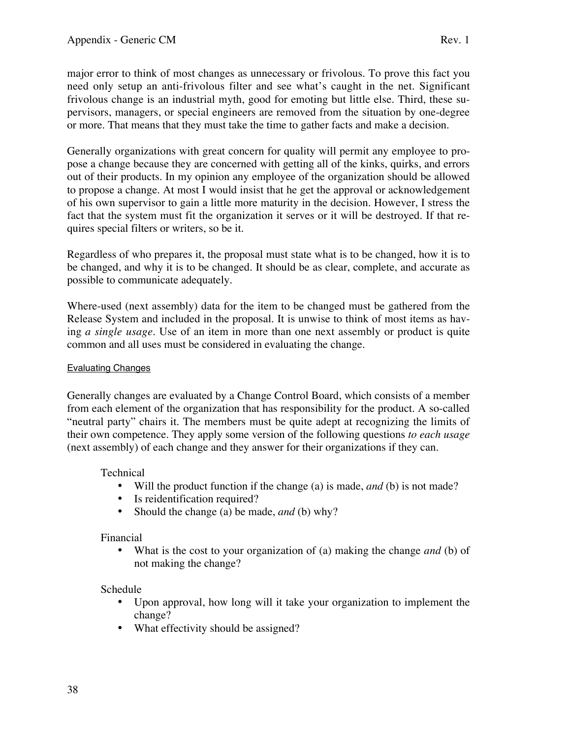major error to think of most changes as unnecessary or frivolous. To prove this fact you need only setup an anti-frivolous filter and see what's caught in the net. Significant frivolous change is an industrial myth, good for emoting but little else. Third, these supervisors, managers, or special engineers are removed from the situation by one-degree or more. That means that they must take the time to gather facts and make a decision.

Generally organizations with great concern for quality will permit any employee to propose a change because they are concerned with getting all of the kinks, quirks, and errors out of their products. In my opinion any employee of the organization should be allowed to propose a change. At most I would insist that he get the approval or acknowledgement of his own supervisor to gain a little more maturity in the decision. However, I stress the fact that the system must fit the organization it serves or it will be destroyed. If that requires special filters or writers, so be it.

Regardless of who prepares it, the proposal must state what is to be changed, how it is to be changed, and why it is to be changed. It should be as clear, complete, and accurate as possible to communicate adequately.

Where-used (next assembly) data for the item to be changed must be gathered from the Release System and included in the proposal. It is unwise to think of most items as having *a single usage*. Use of an item in more than one next assembly or product is quite common and all uses must be considered in evaluating the change.

### Evaluating Changes

Generally changes are evaluated by a Change Control Board, which consists of a member from each element of the organization that has responsibility for the product. A so-called "neutral party" chairs it. The members must be quite adept at recognizing the limits of their own competence. They apply some version of the following questions *to each usage* (next assembly) of each change and they answer for their organizations if they can.

Technical

- Will the product function if the change (a) is made, *and* (b) is not made?
- Is reidentification required?
- Should the change (a) be made, *and* (b) why?

Financial

- What is the cost to your organization of (a) making the change *and* (b) of not making the change?

Schedule

- Upon approval, how long will it take your organization to implement the change?
- What effectivity should be assigned?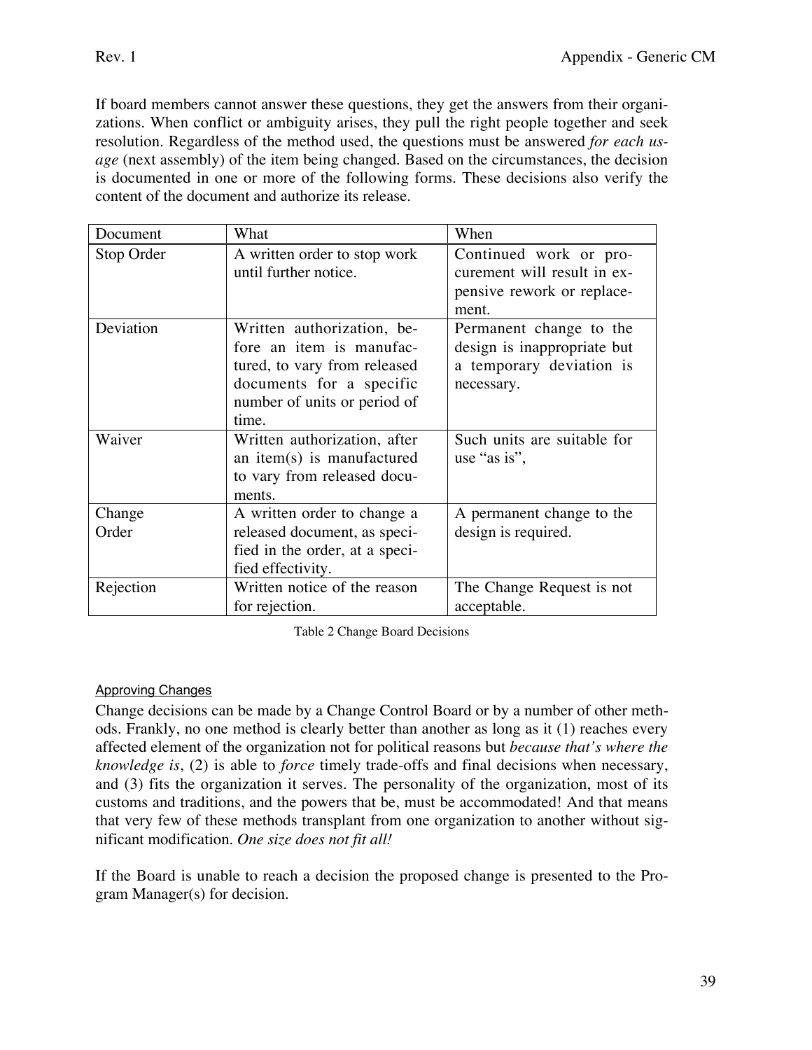If board members cannot answer these questions, they get the answers from their organizations. When conflict or ambiguity arises, they pull the right people together and seek resolution. Regardless of the method used, the questions must be answered *for each usage* (next assembly) of the item being changed. Based on the circumstances, the decision is documented in one or more of the following forms. These decisions also verify the content of the document and authorize its release.

| Document | What | When |
| --- | --- | --- |
| Stop Order | A written order to stop work until further notice. | Continued work or procurement will result in expensive rework or replacement. |
| Deviation | Written authorization, before an item is manufactured, to vary from released documents for a specific number of units or period of time. | Permanent change to the design is inappropriate but a temporary deviation is necessary. |
| Waiver | Written authorization, after an item(s) is manufactured to vary from released documents. | Such units are suitable for use "as is", |
| Change Order | A written order to change a released document, as specified in the order, at a specified effectivity. | A permanent change to the design is required. |
| Rejection | Written notice of the reason for rejection. | The Change Request is not acceptable. |

Table 2 Change Board Decisions

#### Approving Changes

Change decisions can be made by a Change Control Board or by a number of other methods. Frankly, no one method is clearly better than another as long as it (1) reaches every affected element of the organization not for political reasons but *because that's where the knowledge is*, (2) is able to *force* timely trade-offs and final decisions when necessary, and (3) fits the organization it serves. The personality of the organization, most of its customs and traditions, and the powers that be, must be accommodated! And that means that very few of these methods transplant from one organization to another without significant modification. *One size does not fit all!*

If the Board is unable to reach a decision the proposed change is presented to the Program Manager(s) for decision.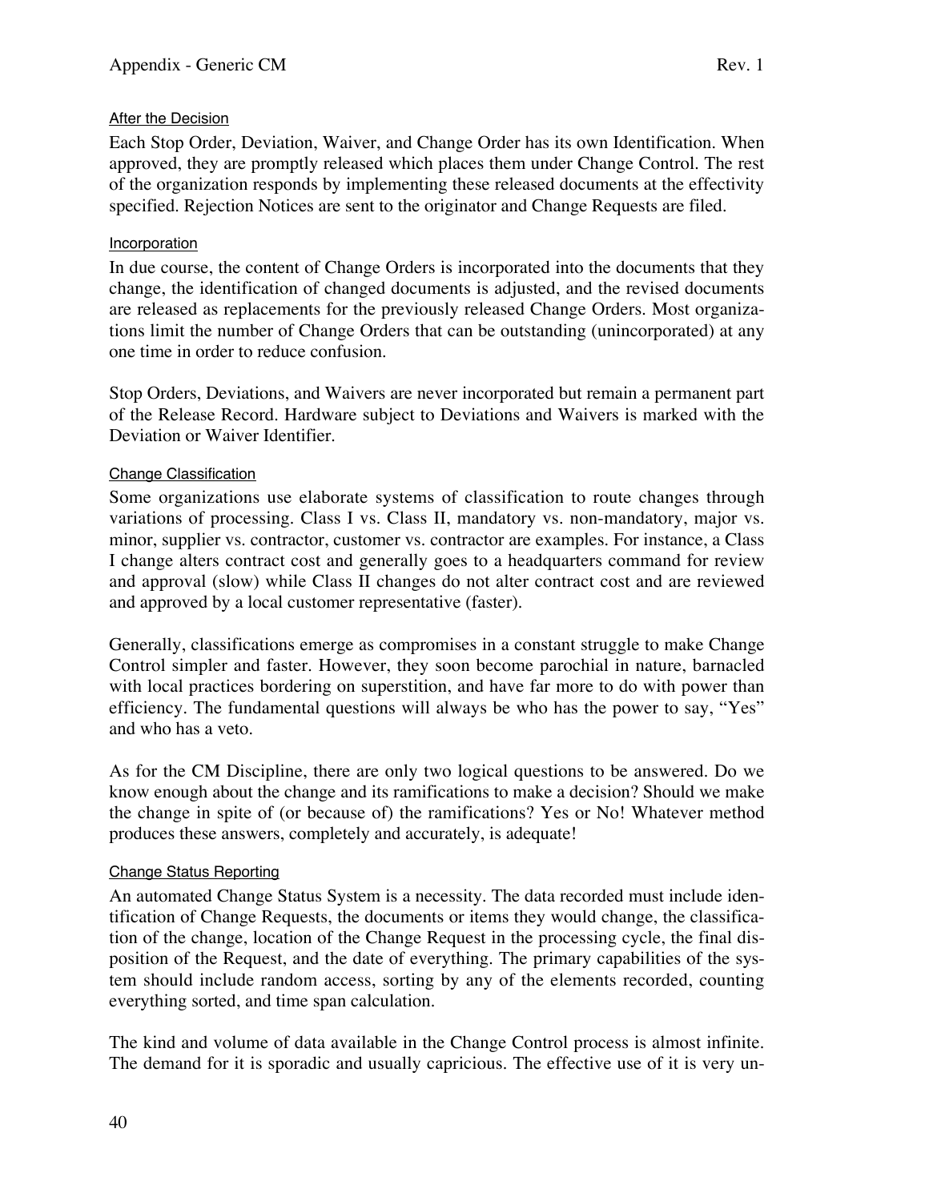#### After the Decision

Each Stop Order, Deviation, Waiver, and Change Order has its own Identification. When approved, they are promptly released which places them under Change Control. The rest of the organization responds by implementing these released documents at the effectivity specified. Rejection Notices are sent to the originator and Change Requests are filed.

#### Incorporation

In due course, the content of Change Orders is incorporated into the documents that they change, the identification of changed documents is adjusted, and the revised documents are released as replacements for the previously released Change Orders. Most organizations limit the number of Change Orders that can be outstanding (unincorporated) at any one time in order to reduce confusion.

Stop Orders, Deviations, and Waivers are never incorporated but remain a permanent part of the Release Record. Hardware subject to Deviations and Waivers is marked with the Deviation or Waiver Identifier.

#### Change Classification

Some organizations use elaborate systems of classification to route changes through variations of processing. Class I vs. Class II, mandatory vs. non-mandatory, major vs. minor, supplier vs. contractor, customer vs. contractor are examples. For instance, a Class I change alters contract cost and generally goes to a headquarters command for review and approval (slow) while Class II changes do not alter contract cost and are reviewed and approved by a local customer representative (faster).

Generally, classifications emerge as compromises in a constant struggle to make Change Control simpler and faster. However, they soon become parochial in nature, barnacled with local practices bordering on superstition, and have far more to do with power than efficiency. The fundamental questions will always be who has the power to say, "Yes" and who has a veto.

As for the CM Discipline, there are only two logical questions to be answered. Do we know enough about the change and its ramifications to make a decision? Should we make the change in spite of (or because of) the ramifications? Yes or No! Whatever method produces these answers, completely and accurately, is adequate!

#### Change Status Reporting

An automated Change Status System is a necessity. The data recorded must include identification of Change Requests, the documents or items they would change, the classification of the change, location of the Change Request in the processing cycle, the final disposition of the Request, and the date of everything. The primary capabilities of the system should include random access, sorting by any of the elements recorded, counting everything sorted, and time span calculation.

The kind and volume of data available in the Change Control process is almost infinite. The demand for it is sporadic and usually capricious. The effective use of it is very un-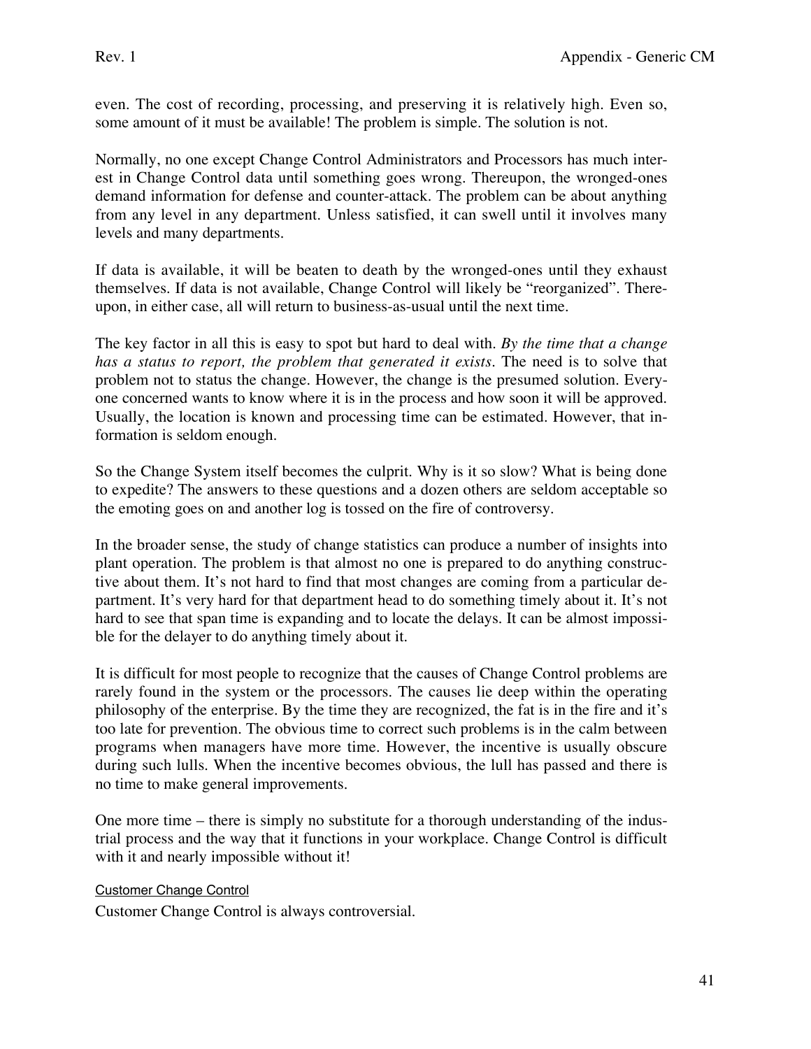even. The cost of recording, processing, and preserving it is relatively high. Even so, some amount of it must be available! The problem is simple. The solution is not.

Normally, no one except Change Control Administrators and Processors has much interest in Change Control data until something goes wrong. Thereupon, the wronged-ones demand information for defense and counter-attack. The problem can be about anything from any level in any department. Unless satisfied, it can swell until it involves many levels and many departments.

If data is available, it will be beaten to death by the wronged-ones until they exhaust themselves. If data is not available, Change Control will likely be "reorganized". Thereupon, in either case, all will return to business-as-usual until the next time.

The key factor in all this is easy to spot but hard to deal with. *By the time that a change has a status to report, the problem that generated it exists.* The need is to solve that problem not to status the change. However, the change is the presumed solution. Everyone concerned wants to know where it is in the process and how soon it will be approved. Usually, the location is known and processing time can be estimated. However, that information is seldom enough.

So the Change System itself becomes the culprit. Why is it so slow? What is being done to expedite? The answers to these questions and a dozen others are seldom acceptable so the emoting goes on and another log is tossed on the fire of controversy.

In the broader sense, the study of change statistics can produce a number of insights into plant operation. The problem is that almost no one is prepared to do anything constructive about them. It's not hard to find that most changes are coming from a particular department. It's very hard for that department head to do something timely about it. It's not hard to see that span time is expanding and to locate the delays. It can be almost impossible for the delayer to do anything timely about it.

It is difficult for most people to recognize that the causes of Change Control problems are rarely found in the system or the processors. The causes lie deep within the operating philosophy of the enterprise. By the time they are recognized, the fat is in the fire and it's too late for prevention. The obvious time to correct such problems is in the calm between programs when managers have more time. However, the incentive is usually obscure during such lulls. When the incentive becomes obvious, the lull has passed and there is no time to make general improvements.

One more time – there is simply no substitute for a thorough understanding of the industrial process and the way that it functions in your workplace. Change Control is difficult with it and nearly impossible without it!

#### Customer Change Control

Customer Change Control is always controversial.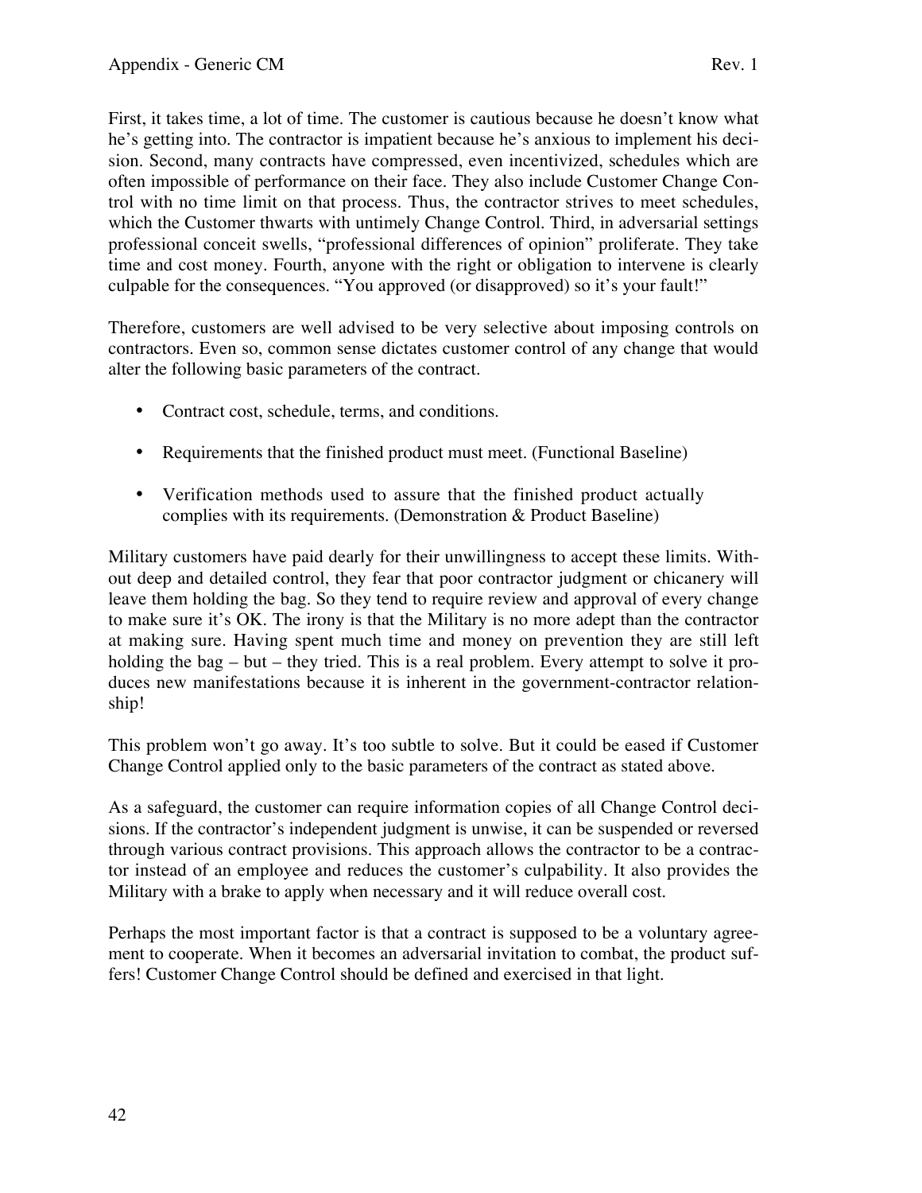First, it takes time, a lot of time. The customer is cautious because he doesn't know what he's getting into. The contractor is impatient because he's anxious to implement his decision. Second, many contracts have compressed, even incentivized, schedules which are often impossible of performance on their face. They also include Customer Change Control with no time limit on that process. Thus, the contractor strives to meet schedules, which the Customer thwarts with untimely Change Control. Third, in adversarial settings professional conceit swells, "professional differences of opinion" proliferate. They take time and cost money. Fourth, anyone with the right or obligation to intervene is clearly culpable for the consequences. "You approved (or disapproved) so it's your fault!"

Therefore, customers are well advised to be very selective about imposing controls on contractors. Even so, common sense dictates customer control of any change that would alter the following basic parameters of the contract.

- Contract cost, schedule, terms, and conditions.
- Requirements that the finished product must meet. (Functional Baseline)
- Verification methods used to assure that the finished product actually complies with its requirements. (Demonstration & Product Baseline)

Military customers have paid dearly for their unwillingness to accept these limits. Without deep and detailed control, they fear that poor contractor judgment or chicanery will leave them holding the bag. So they tend to require review and approval of every change to make sure it's OK. The irony is that the Military is no more adept than the contractor at making sure. Having spent much time and money on prevention they are still left holding the bag – but – they tried. This is a real problem. Every attempt to solve it produces new manifestations because it is inherent in the government-contractor relationship!

This problem won't go away. It's too subtle to solve. But it could be eased if Customer Change Control applied only to the basic parameters of the contract as stated above.

As a safeguard, the customer can require information copies of all Change Control decisions. If the contractor's independent judgment is unwise, it can be suspended or reversed through various contract provisions. This approach allows the contractor to be a contractor instead of an employee and reduces the customer's culpability. It also provides the Military with a brake to apply when necessary and it will reduce overall cost.

Perhaps the most important factor is that a contract is supposed to be a voluntary agreement to cooperate. When it becomes an adversarial invitation to combat, the product suffers! Customer Change Control should be defined and exercised in that light.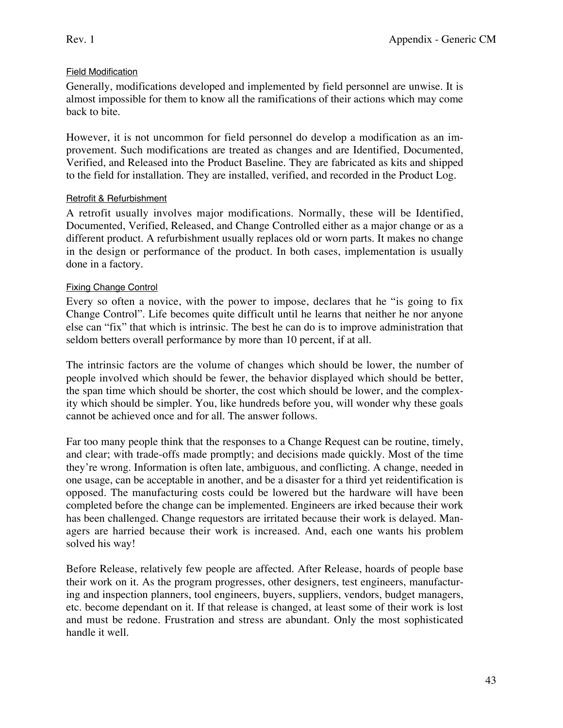### Field Modification

Generally, modifications developed and implemented by field personnel are unwise. It is almost impossible for them to know all the ramifications of their actions which may come back to bite.

However, it is not uncommon for field personnel do develop a modification as an improvement. Such modifications are treated as changes and are Identified, Documented, Verified, and Released into the Product Baseline. They are fabricated as kits and shipped to the field for installation. They are installed, verified, and recorded in the Product Log.

### Retrofit & Refurbishment

A retrofit usually involves major modifications. Normally, these will be Identified, Documented, Verified, Released, and Change Controlled either as a major change or as a different product. A refurbishment usually replaces old or worn parts. It makes no change in the design or performance of the product. In both cases, implementation is usually done in a factory.

### Fixing Change Control

Every so often a novice, with the power to impose, declares that he "is going to fix Change Control". Life becomes quite difficult until he learns that neither he nor anyone else can "fix" that which is intrinsic. The best he can do is to improve administration that seldom betters overall performance by more than 10 percent, if at all.

The intrinsic factors are the volume of changes which should be lower, the number of people involved which should be fewer, the behavior displayed which should be better, the span time which should be shorter, the cost which should be lower, and the complexity which should be simpler. You, like hundreds before you, will wonder why these goals cannot be achieved once and for all. The answer follows.

Far too many people think that the responses to a Change Request can be routine, timely, and clear; with trade-offs made promptly; and decisions made quickly. Most of the time they're wrong. Information is often late, ambiguous, and conflicting. A change, needed in one usage, can be acceptable in another, and be a disaster for a third yet reidentification is opposed. The manufacturing costs could be lowered but the hardware will have been completed before the change can be implemented. Engineers are irked because their work has been challenged. Change requestors are irritated because their work is delayed. Managers are harried because their work is increased. And, each one wants his problem solved his way!

Before Release, relatively few people are affected. After Release, hoards of people base their work on it. As the program progresses, other designers, test engineers, manufacturing and inspection planners, tool engineers, buyers, suppliers, vendors, budget managers, etc. become dependant on it. If that release is changed, at least some of their work is lost and must be redone. Frustration and stress are abundant. Only the most sophisticated handle it well.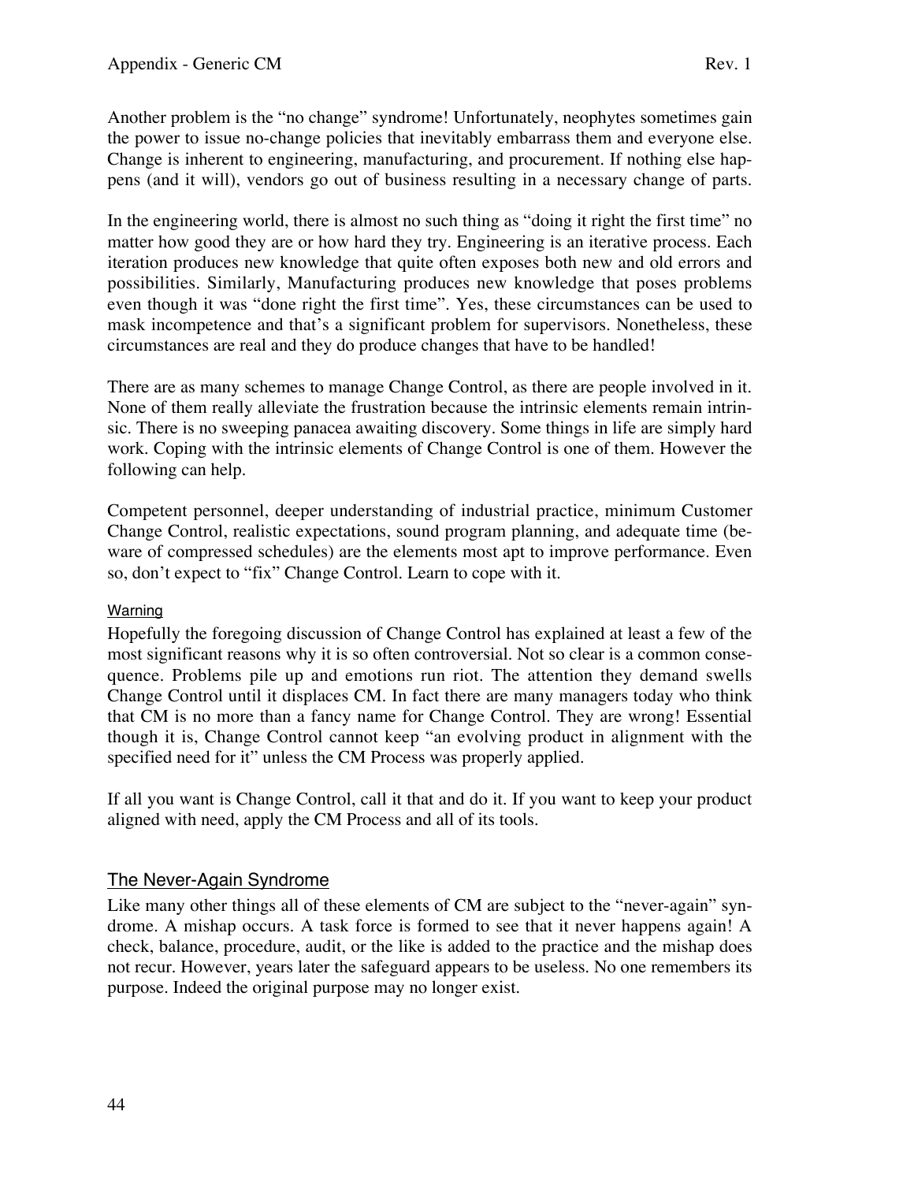Another problem is the "no change" syndrome! Unfortunately, neophytes sometimes gain the power to issue no-change policies that inevitably embarrass them and everyone else. Change is inherent to engineering, manufacturing, and procurement. If nothing else happens (and it will), vendors go out of business resulting in a necessary change of parts.

In the engineering world, there is almost no such thing as "doing it right the first time" no matter how good they are or how hard they try. Engineering is an iterative process. Each iteration produces new knowledge that quite often exposes both new and old errors and possibilities. Similarly, Manufacturing produces new knowledge that poses problems even though it was "done right the first time". Yes, these circumstances can be used to mask incompetence and that's a significant problem for supervisors. Nonetheless, these circumstances are real and they do produce changes that have to be handled!

There are as many schemes to manage Change Control, as there are people involved in it. None of them really alleviate the frustration because the intrinsic elements remain intrinsic. There is no sweeping panacea awaiting discovery. Some things in life are simply hard work. Coping with the intrinsic elements of Change Control is one of them. However the following can help.

Competent personnel, deeper understanding of industrial practice, minimum Customer Change Control, realistic expectations, sound program planning, and adequate time (beware of compressed schedules) are the elements most apt to improve performance. Even so, don't expect to "fix" Change Control. Learn to cope with it.

#### Warning

Hopefully the foregoing discussion of Change Control has explained at least a few of the most significant reasons why it is so often controversial. Not so clear is a common consequence. Problems pile up and emotions run riot. The attention they demand swells Change Control until it displaces CM. In fact there are many managers today who think that CM is no more than a fancy name for Change Control. They are wrong! Essential though it is, Change Control cannot keep "an evolving product in alignment with the specified need for it" unless the CM Process was properly applied.

If all you want is Change Control, call it that and do it. If you want to keep your product aligned with need, apply the CM Process and all of its tools.

## The Never-Again Syndrome

Like many other things all of these elements of CM are subject to the "never-again" syndrome. A mishap occurs. A task force is formed to see that it never happens again! A check, balance, procedure, audit, or the like is added to the practice and the mishap does not recur. However, years later the safeguard appears to be useless. No one remembers its purpose. Indeed the original purpose may no longer exist.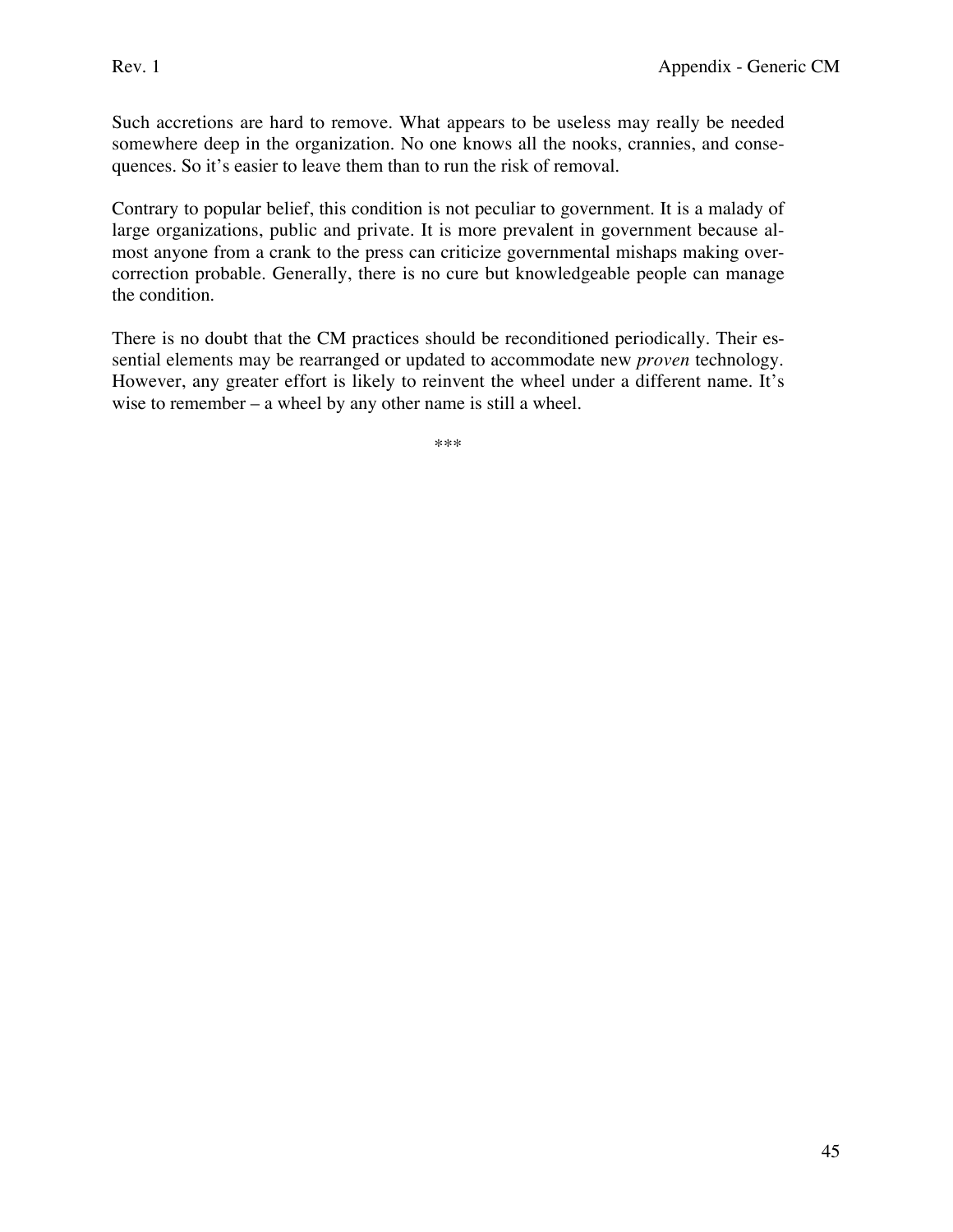Such accretions are hard to remove. What appears to be useless may really be needed somewhere deep in the organization. No one knows all the nooks, crannies, and consequences. So it's easier to leave them than to run the risk of removal.

Contrary to popular belief, this condition is not peculiar to government. It is a malady of large organizations, public and private. It is more prevalent in government because almost anyone from a crank to the press can criticize governmental mishaps making overcorrection probable. Generally, there is no cure but knowledgeable people can manage the condition.

There is no doubt that the CM practices should be reconditioned periodically. Their essential elements may be rearranged or updated to accommodate new *proven* technology. However, any greater effort is likely to reinvent the wheel under a different name. It's wise to remember – a wheel by any other name is still a wheel.

***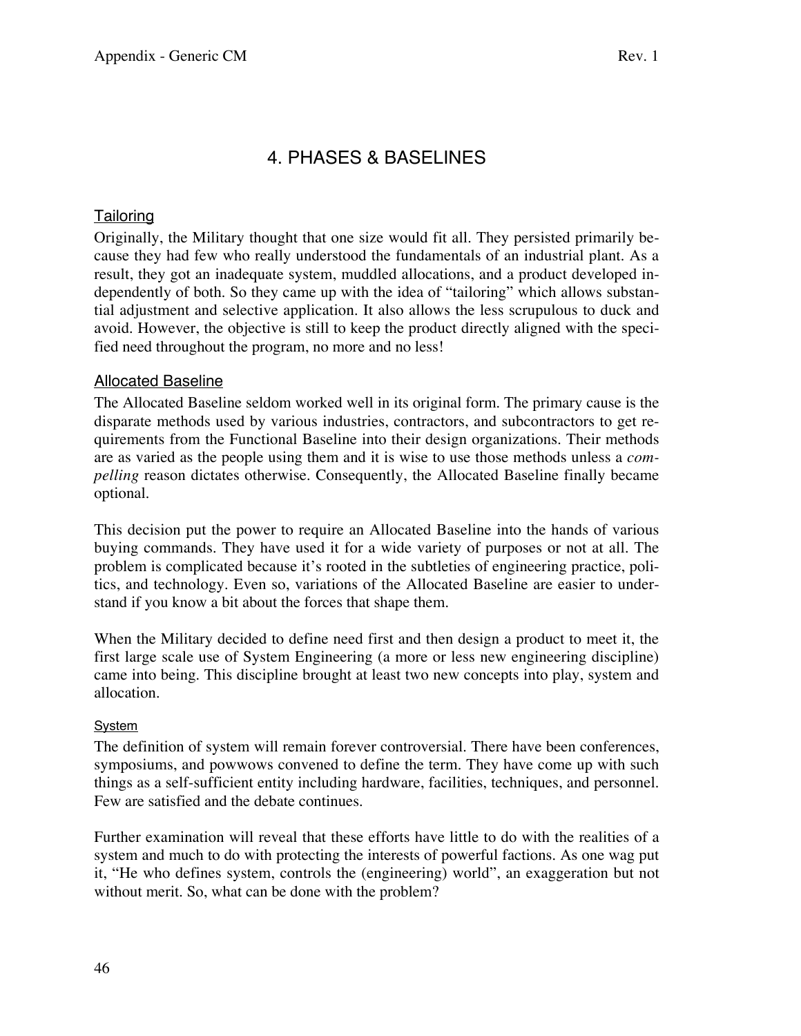# 4. PHASES & BASELINES

## Tailoring

Originally, the Military thought that one size would fit all. They persisted primarily because they had few who really understood the fundamentals of an industrial plant. As a result, they got an inadequate system, muddled allocations, and a product developed independently of both. So they came up with the idea of "tailoring" which allows substantial adjustment and selective application. It also allows the less scrupulous to duck and avoid. However, the objective is still to keep the product directly aligned with the specified need throughout the program, no more and no less!

## Allocated Baseline

The Allocated Baseline seldom worked well in its original form. The primary cause is the disparate methods used by various industries, contractors, and subcontractors to get requirements from the Functional Baseline into their design organizations. Their methods are as varied as the people using them and it is wise to use those methods unless a *compelling* reason dictates otherwise. Consequently, the Allocated Baseline finally became optional.

This decision put the power to require an Allocated Baseline into the hands of various buying commands. They have used it for a wide variety of purposes or not at all. The problem is complicated because it's rooted in the subtleties of engineering practice, politics, and technology. Even so, variations of the Allocated Baseline are easier to understand if you know a bit about the forces that shape them.

When the Military decided to define need first and then design a product to meet it, the first large scale use of System Engineering (a more or less new engineering discipline) came into being. This discipline brought at least two new concepts into play, system and allocation.

### System

The definition of system will remain forever controversial. There have been conferences, symposiums, and powwows convened to define the term. They have come up with such things as a self-sufficient entity including hardware, facilities, techniques, and personnel. Few are satisfied and the debate continues.

Further examination will reveal that these efforts have little to do with the realities of a system and much to do with protecting the interests of powerful factions. As one wag put it, "He who defines system, controls the (engineering) world", an exaggeration but not without merit. So, what can be done with the problem?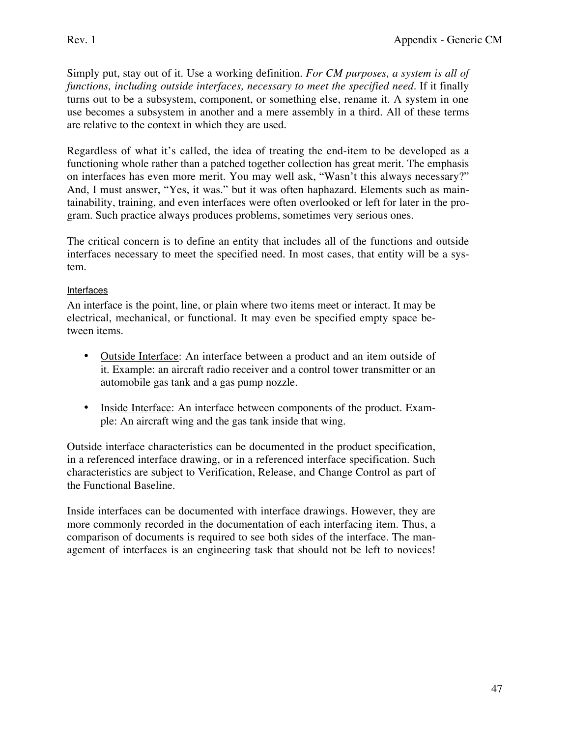Simply put, stay out of it. Use a working definition. *For CM purposes, a system is all of functions, including outside interfaces, necessary to meet the specified need.* If it finally turns out to be a subsystem, component, or something else, rename it. A system in one use becomes a subsystem in another and a mere assembly in a third. All of these terms are relative to the context in which they are used.

Regardless of what it's called, the idea of treating the end-item to be developed as a functioning whole rather than a patched together collection has great merit. The emphasis on interfaces has even more merit. You may well ask, "Wasn't this always necessary?" And, I must answer, "Yes, it was." but it was often haphazard. Elements such as maintainability, training, and even interfaces were often overlooked or left for later in the program. Such practice always produces problems, sometimes very serious ones.

The critical concern is to define an entity that includes all of the functions and outside interfaces necessary to meet the specified need. In most cases, that entity will be a system.

### Interfaces

An interface is the point, line, or plain where two items meet or interact. It may be electrical, mechanical, or functional. It may even be specified empty space between items.

- Outside Interface: An interface between a product and an item outside of it. Example: an aircraft radio receiver and a control tower transmitter or an automobile gas tank and a gas pump nozzle.

- Inside Interface: An interface between components of the product. Example: An aircraft wing and the gas tank inside that wing.

Outside interface characteristics can be documented in the product specification, in a referenced interface drawing, or in a referenced interface specification. Such characteristics are subject to Verification, Release, and Change Control as part of the Functional Baseline.

Inside interfaces can be documented with interface drawings. However, they are more commonly recorded in the documentation of each interfacing item. Thus, a comparison of documents is required to see both sides of the interface. The management of interfaces is an engineering task that should not be left to novices!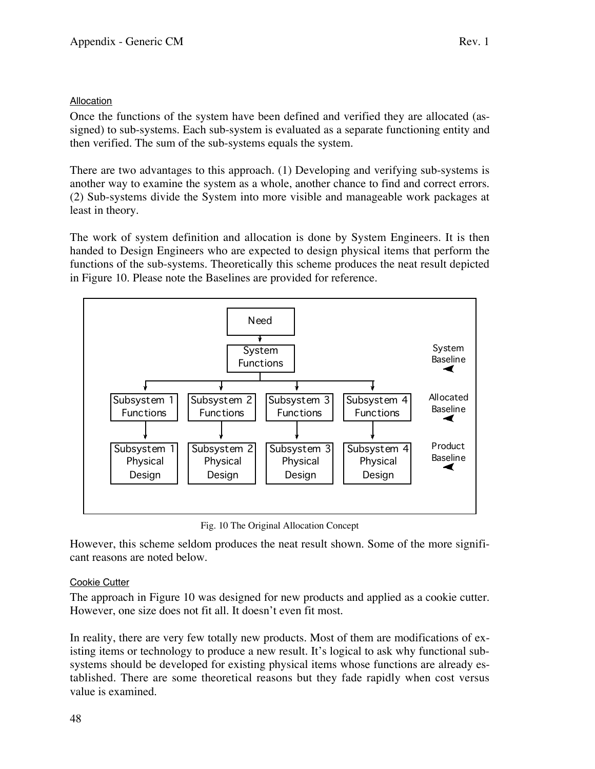### Allocation

Once the functions of the system have been defined and verified they are allocated (assigned) to sub-systems. Each sub-system is evaluated as a separate functioning entity and then verified. The sum of the sub-systems equals the system.

There are two advantages to this approach. (1) Developing and verifying sub-systems is another way to examine the system as a whole, another chance to find and correct errors. (2) Sub-systems divide the System into more visible and manageable work packages at least in theory.

The work of system definition and allocation is done by System Engineers. It is then handed to Design Engineers who are expected to design physical items that perform the functions of the sub-systems. Theoretically this scheme produces the neat result depicted in Figure 10. Please note the Baselines are provided for reference.

```
                              Need
                                |
                         System Functions                          System Baseline
                                |
        +---------------+-------+-------+---------------+
        |               |               |               |
  Subsystem 1     Subsystem 2     Subsystem 3     Subsystem 4         Allocated Baseline
   Functions       Functions       Functions       Functions
        |               |               |               |
  Subsystem 1     Subsystem 2     Subsystem 3     Subsystem 4         Product Baseline
   Physical        Physical        Physical        Physical
    Design          Design          Design          Design
```

Fig. 10 The Original Allocation Concept

However, this scheme seldom produces the neat result shown. Some of the more significant reasons are noted below.

### Cookie Cutter

The approach in Figure 10 was designed for new products and applied as a cookie cutter. However, one size does not fit all. It doesn't even fit most.

In reality, there are very few totally new products. Most of them are modifications of existing items or technology to produce a new result. It's logical to ask why functional subsystems should be developed for existing physical items whose functions are already established. There are some theoretical reasons but they fade rapidly when cost versus value is examined.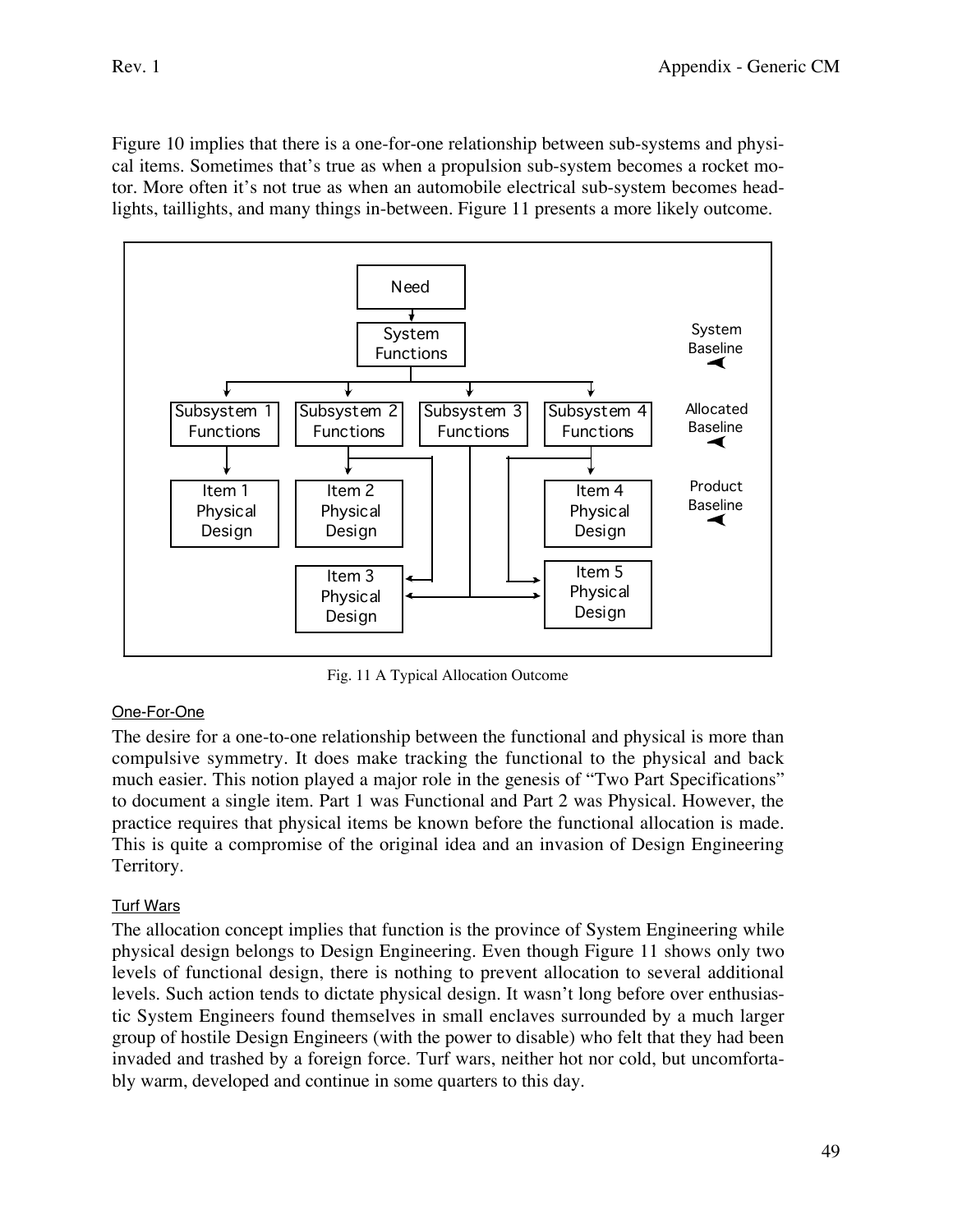Figure 10 implies that there is a one-for-one relationship between sub-systems and physical items. Sometimes that's true as when a propulsion sub-system becomes a rocket motor. More often it's not true as when an automobile electrical sub-system becomes headlights, taillights, and many things in-between. Figure 11 presents a more likely outcome.

Fig. 11 A Typical Allocation Outcome

<u>One-For-One</u>

The desire for a one-to-one relationship between the functional and physical is more than compulsive symmetry. It does make tracking the functional to the physical and back much easier. This notion played a major role in the genesis of "Two Part Specifications" to document a single item. Part 1 was Functional and Part 2 was Physical. However, the practice requires that physical items be known before the functional allocation is made. This is quite a compromise of the original idea and an invasion of Design Engineering Territory.

<u>Turf Wars</u>

The allocation concept implies that function is the province of System Engineering while physical design belongs to Design Engineering. Even though Figure 11 shows only two levels of functional design, there is nothing to prevent allocation to several additional levels. Such action tends to dictate physical design. It wasn't long before over enthusiastic System Engineers found themselves in small enclaves surrounded by a much larger group of hostile Design Engineers (with the power to disable) who felt that they had been invaded and trashed by a foreign force. Turf wars, neither hot nor cold, but uncomfortably warm, developed and continue in some quarters to this day.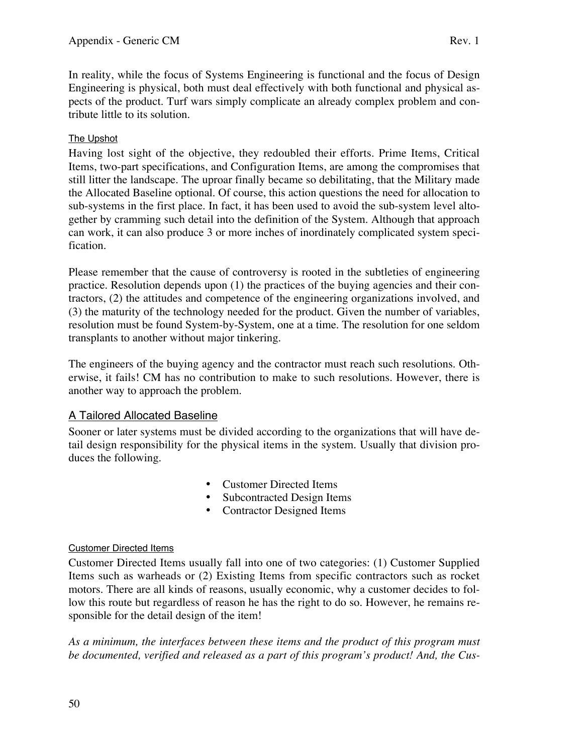In reality, while the focus of Systems Engineering is functional and the focus of Design Engineering is physical, both must deal effectively with both functional and physical aspects of the product. Turf wars simply complicate an already complex problem and contribute little to its solution.

#### The Upshot

Having lost sight of the objective, they redoubled their efforts. Prime Items, Critical Items, two-part specifications, and Configuration Items, are among the compromises that still litter the landscape. The uproar finally became so debilitating, that the Military made the Allocated Baseline optional. Of course, this action questions the need for allocation to sub-systems in the first place. In fact, it has been used to avoid the sub-system level altogether by cramming such detail into the definition of the System. Although that approach can work, it can also produce 3 or more inches of inordinately complicated system specification.

Please remember that the cause of controversy is rooted in the subtleties of engineering practice. Resolution depends upon (1) the practices of the buying agencies and their contractors, (2) the attitudes and competence of the engineering organizations involved, and (3) the maturity of the technology needed for the product. Given the number of variables, resolution must be found System-by-System, one at a time. The resolution for one seldom transplants to another without major tinkering.

The engineers of the buying agency and the contractor must reach such resolutions. Otherwise, it fails! CM has no contribution to make to such resolutions. However, there is another way to approach the problem.

### A Tailored Allocated Baseline

Sooner or later systems must be divided according to the organizations that will have detail design responsibility for the physical items in the system. Usually that division produces the following.

- Customer Directed Items
- Subcontracted Design Items
- Contractor Designed Items

#### Customer Directed Items

Customer Directed Items usually fall into one of two categories: (1) Customer Supplied Items such as warheads or (2) Existing Items from specific contractors such as rocket motors. There are all kinds of reasons, usually economic, why a customer decides to follow this route but regardless of reason he has the right to do so. However, he remains responsible for the detail design of the item!

*As a minimum, the interfaces between these items and the product of this program must be documented, verified and released as a part of this program's product! And, the Cus-*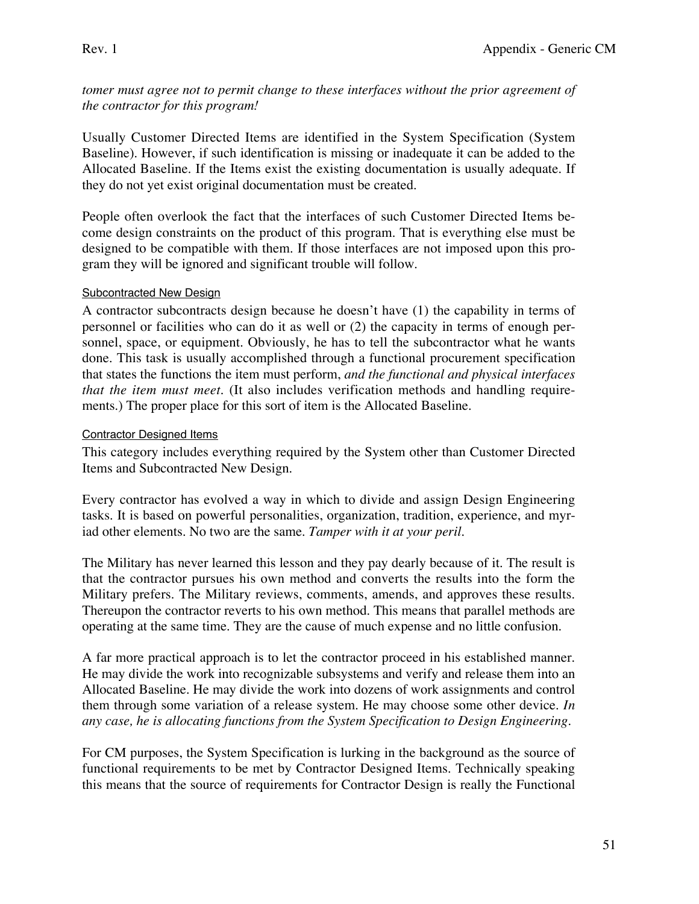*tomer must agree not to permit change to these interfaces without the prior agreement of the contractor for this program!*

Usually Customer Directed Items are identified in the System Specification (System Baseline). However, if such identification is missing or inadequate it can be added to the Allocated Baseline. If the Items exist the existing documentation is usually adequate. If they do not yet exist original documentation must be created.

People often overlook the fact that the interfaces of such Customer Directed Items become design constraints on the product of this program. That is everything else must be designed to be compatible with them. If those interfaces are not imposed upon this program they will be ignored and significant trouble will follow.

#### Subcontracted New Design

A contractor subcontracts design because he doesn't have (1) the capability in terms of personnel or facilities who can do it as well or (2) the capacity in terms of enough personnel, space, or equipment. Obviously, he has to tell the subcontractor what he wants done. This task is usually accomplished through a functional procurement specification that states the functions the item must perform, *and the functional and physical interfaces that the item must meet*. (It also includes verification methods and handling requirements.) The proper place for this sort of item is the Allocated Baseline.

#### Contractor Designed Items

This category includes everything required by the System other than Customer Directed Items and Subcontracted New Design.

Every contractor has evolved a way in which to divide and assign Design Engineering tasks. It is based on powerful personalities, organization, tradition, experience, and myriad other elements. No two are the same. *Tamper with it at your peril*.

The Military has never learned this lesson and they pay dearly because of it. The result is that the contractor pursues his own method and converts the results into the form the Military prefers. The Military reviews, comments, amends, and approves these results. Thereupon the contractor reverts to his own method. This means that parallel methods are operating at the same time. They are the cause of much expense and no little confusion.

A far more practical approach is to let the contractor proceed in his established manner. He may divide the work into recognizable subsystems and verify and release them into an Allocated Baseline. He may divide the work into dozens of work assignments and control them through some variation of a release system. He may choose some other device. *In any case, he is allocating functions from the System Specification to Design Engineering*.

For CM purposes, the System Specification is lurking in the background as the source of functional requirements to be met by Contractor Designed Items. Technically speaking this means that the source of requirements for Contractor Design is really the Functional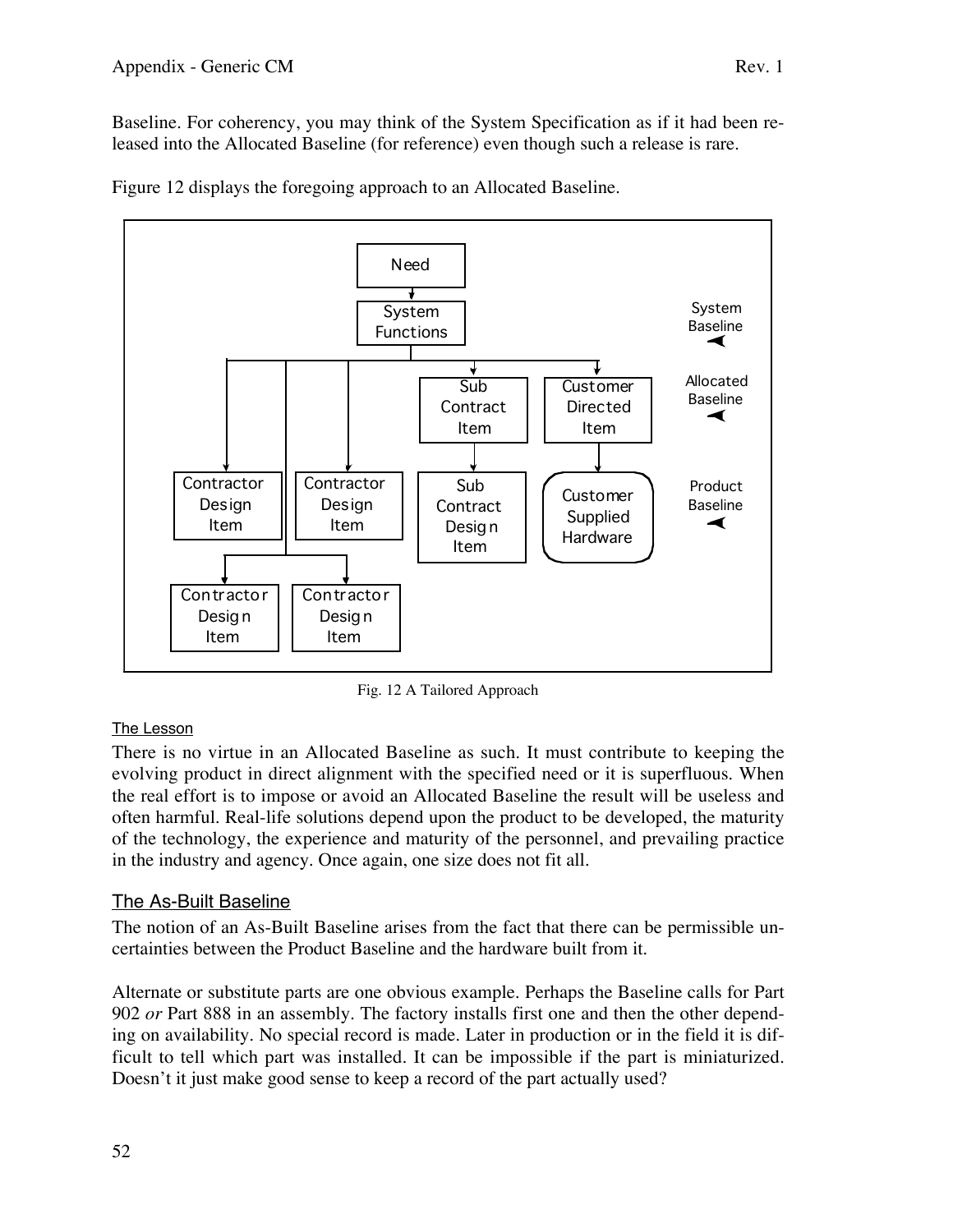Baseline. For coherency, you may think of the System Specification as if it had been released into the Allocated Baseline (for reference) even though such a release is rare.

Figure 12 displays the foregoing approach to an Allocated Baseline.

Fig. 12 A Tailored Approach

#### The Lesson

There is no virtue in an Allocated Baseline as such. It must contribute to keeping the evolving product in direct alignment with the specified need or it is superfluous. When the real effort is to impose or avoid an Allocated Baseline the result will be useless and often harmful. Real-life solutions depend upon the product to be developed, the maturity of the technology, the experience and maturity of the personnel, and prevailing practice in the industry and agency. Once again, one size does not fit all.

### The As-Built Baseline

The notion of an As-Built Baseline arises from the fact that there can be permissible uncertainties between the Product Baseline and the hardware built from it.

Alternate or substitute parts are one obvious example. Perhaps the Baseline calls for Part 902 *or* Part 888 in an assembly. The factory installs first one and then the other depending on availability. No special record is made. Later in production or in the field it is difficult to tell which part was installed. It can be impossible if the part is miniaturized. Doesn't it just make good sense to keep a record of the part actually used?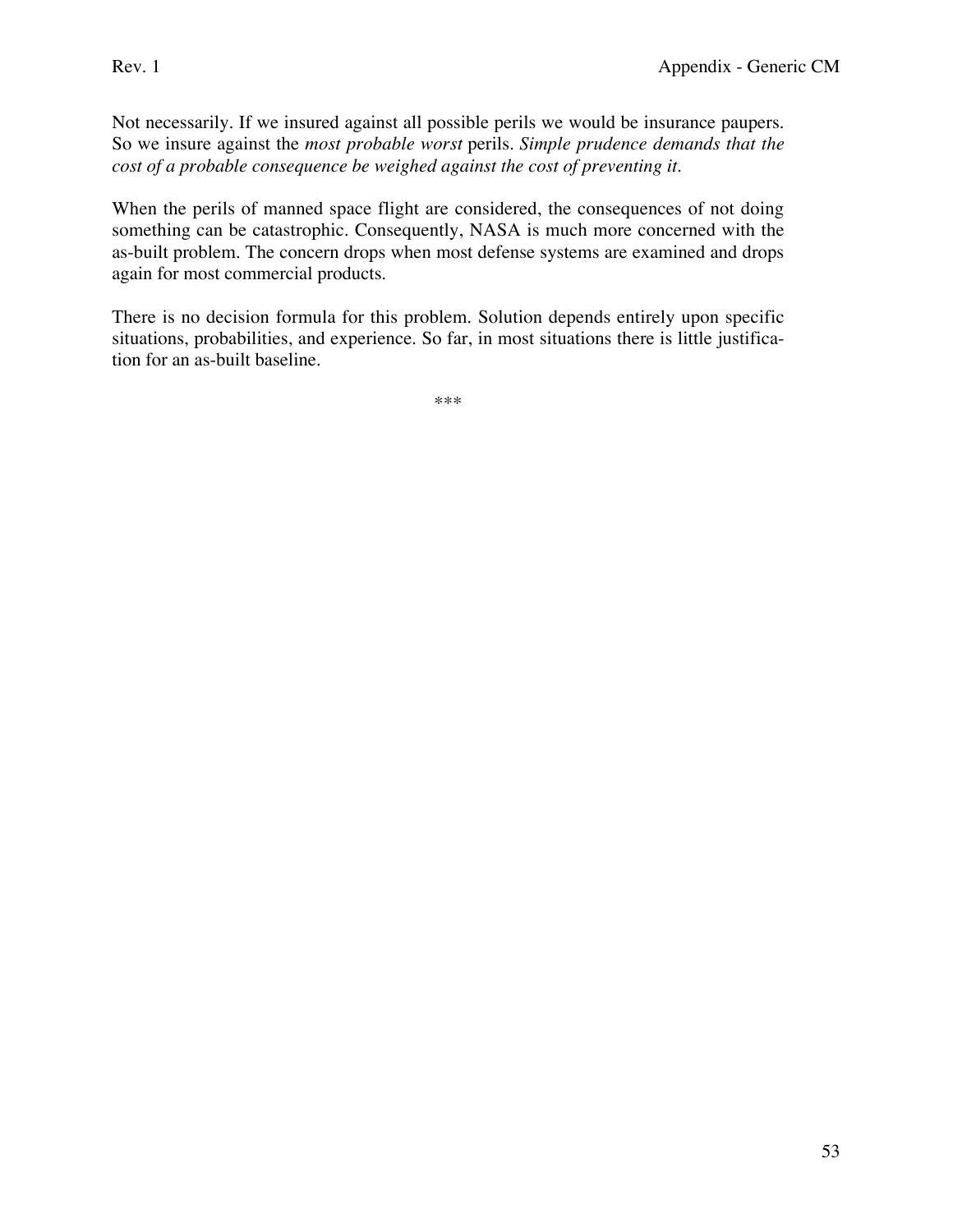Not necessarily. If we insured against all possible perils we would be insurance paupers. So we insure against the *most probable worst* perils. *Simple prudence demands that the cost of a probable consequence be weighed against the cost of preventing it.*

When the perils of manned space flight are considered, the consequences of not doing something can be catastrophic. Consequently, NASA is much more concerned with the as-built problem. The concern drops when most defense systems are examined and drops again for most commercial products.

There is no decision formula for this problem. Solution depends entirely upon specific situations, probabilities, and experience. So far, in most situations there is little justification for an as-built baseline.

***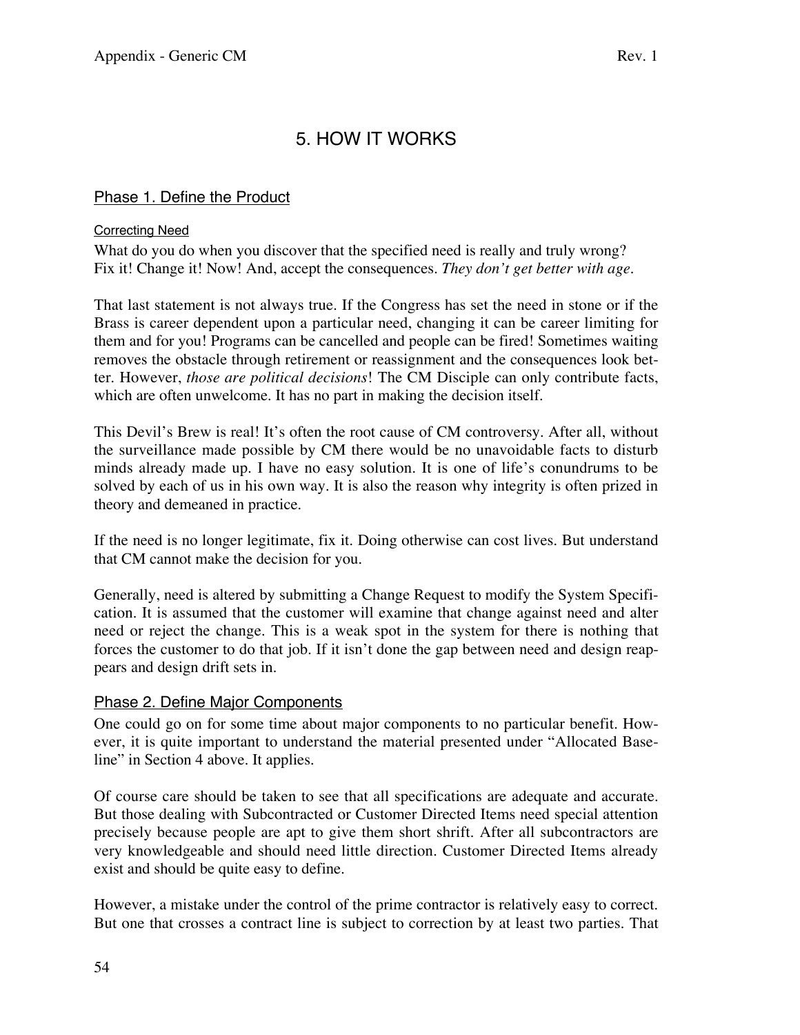# 5. HOW IT WORKS

## Phase 1. Define the Product

### Correcting Need

What do you do when you discover that the specified need is really and truly wrong? Fix it! Change it! Now! And, accept the consequences. *They don't get better with age*.

That last statement is not always true. If the Congress has set the need in stone or if the Brass is career dependent upon a particular need, changing it can be career limiting for them and for you! Programs can be cancelled and people can be fired! Sometimes waiting removes the obstacle through retirement or reassignment and the consequences look better. However, *those are political decisions*! The CM Disciple can only contribute facts, which are often unwelcome. It has no part in making the decision itself.

This Devil's Brew is real! It's often the root cause of CM controversy. After all, without the surveillance made possible by CM there would be no unavoidable facts to disturb minds already made up. I have no easy solution. It is one of life's conundrums to be solved by each of us in his own way. It is also the reason why integrity is often prized in theory and demeaned in practice.

If the need is no longer legitimate, fix it. Doing otherwise can cost lives. But understand that CM cannot make the decision for you.

Generally, need is altered by submitting a Change Request to modify the System Specification. It is assumed that the customer will examine that change against need and alter need or reject the change. This is a weak spot in the system for there is nothing that forces the customer to do that job. If it isn't done the gap between need and design reappears and design drift sets in.

## Phase 2. Define Major Components

One could go on for some time about major components to no particular benefit. However, it is quite important to understand the material presented under "Allocated Baseline" in Section 4 above. It applies.

Of course care should be taken to see that all specifications are adequate and accurate. But those dealing with Subcontracted or Customer Directed Items need special attention precisely because people are apt to give them short shrift. After all subcontractors are very knowledgeable and should need little direction. Customer Directed Items already exist and should be quite easy to define.

However, a mistake under the control of the prime contractor is relatively easy to correct. But one that crosses a contract line is subject to correction by at least two parties. That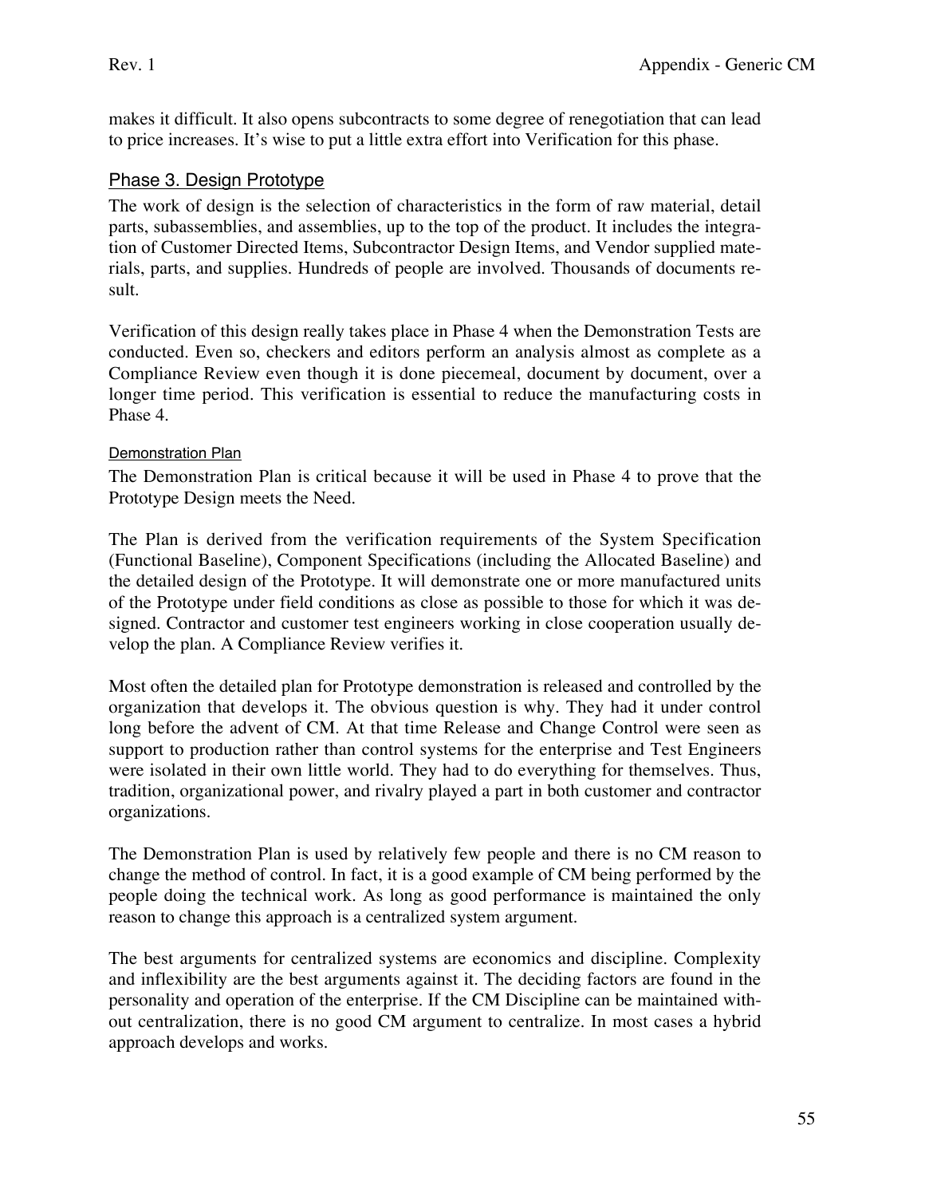makes it difficult. It also opens subcontracts to some degree of renegotiation that can lead to price increases. It's wise to put a little extra effort into Verification for this phase.

## Phase 3. Design Prototype

The work of design is the selection of characteristics in the form of raw material, detail parts, subassemblies, and assemblies, up to the top of the product. It includes the integration of Customer Directed Items, Subcontractor Design Items, and Vendor supplied materials, parts, and supplies. Hundreds of people are involved. Thousands of documents result.

Verification of this design really takes place in Phase 4 when the Demonstration Tests are conducted. Even so, checkers and editors perform an analysis almost as complete as a Compliance Review even though it is done piecemeal, document by document, over a longer time period. This verification is essential to reduce the manufacturing costs in Phase 4.

### Demonstration Plan

The Demonstration Plan is critical because it will be used in Phase 4 to prove that the Prototype Design meets the Need.

The Plan is derived from the verification requirements of the System Specification (Functional Baseline), Component Specifications (including the Allocated Baseline) and the detailed design of the Prototype. It will demonstrate one or more manufactured units of the Prototype under field conditions as close as possible to those for which it was designed. Contractor and customer test engineers working in close cooperation usually develop the plan. A Compliance Review verifies it.

Most often the detailed plan for Prototype demonstration is released and controlled by the organization that develops it. The obvious question is why. They had it under control long before the advent of CM. At that time Release and Change Control were seen as support to production rather than control systems for the enterprise and Test Engineers were isolated in their own little world. They had to do everything for themselves. Thus, tradition, organizational power, and rivalry played a part in both customer and contractor organizations.

The Demonstration Plan is used by relatively few people and there is no CM reason to change the method of control. In fact, it is a good example of CM being performed by the people doing the technical work. As long as good performance is maintained the only reason to change this approach is a centralized system argument.

The best arguments for centralized systems are economics and discipline. Complexity and inflexibility are the best arguments against it. The deciding factors are found in the personality and operation of the enterprise. If the CM Discipline can be maintained without centralization, there is no good CM argument to centralize. In most cases a hybrid approach develops and works.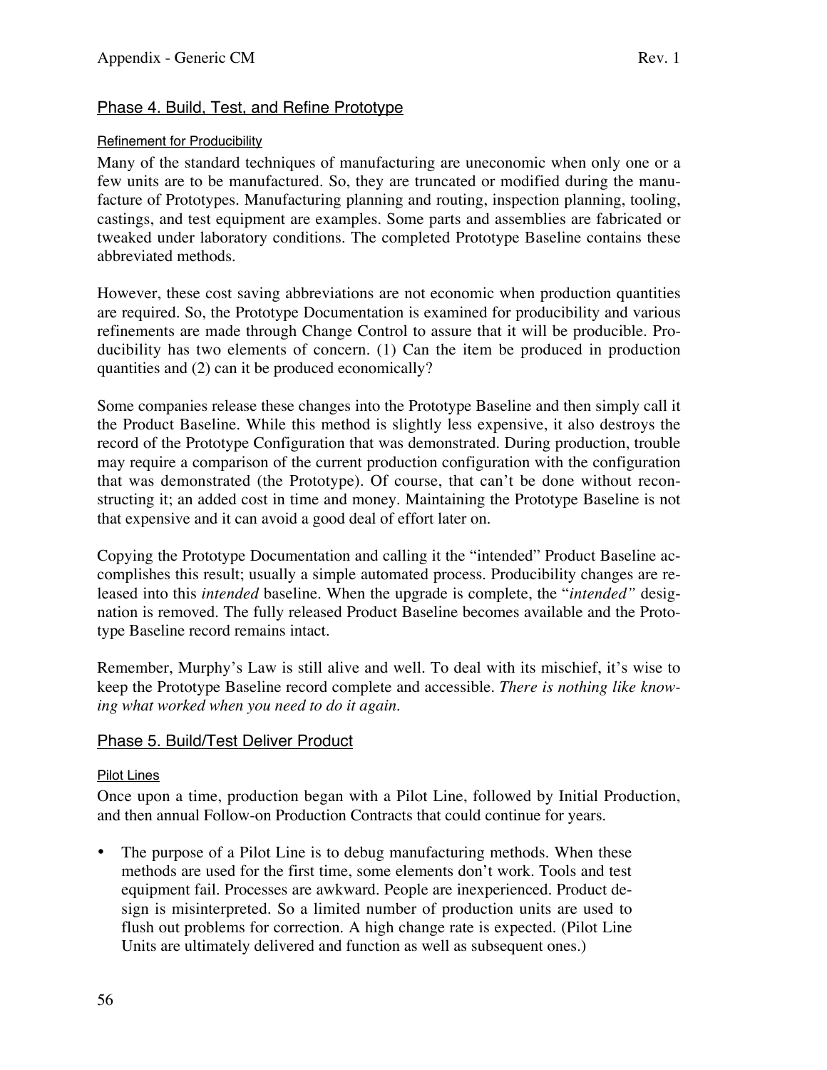## Phase 4. Build, Test, and Refine Prototype

### Refinement for Producibility

Many of the standard techniques of manufacturing are uneconomic when only one or a few units are to be manufactured. So, they are truncated or modified during the manufacture of Prototypes. Manufacturing planning and routing, inspection planning, tooling, castings, and test equipment are examples. Some parts and assemblies are fabricated or tweaked under laboratory conditions. The completed Prototype Baseline contains these abbreviated methods.

However, these cost saving abbreviations are not economic when production quantities are required. So, the Prototype Documentation is examined for producibility and various refinements are made through Change Control to assure that it will be producible. Producibility has two elements of concern. (1) Can the item be produced in production quantities and (2) can it be produced economically?

Some companies release these changes into the Prototype Baseline and then simply call it the Product Baseline. While this method is slightly less expensive, it also destroys the record of the Prototype Configuration that was demonstrated. During production, trouble may require a comparison of the current production configuration with the configuration that was demonstrated (the Prototype). Of course, that can't be done without reconstructing it; an added cost in time and money. Maintaining the Prototype Baseline is not that expensive and it can avoid a good deal of effort later on.

Copying the Prototype Documentation and calling it the "intended" Product Baseline accomplishes this result; usually a simple automated process. Producibility changes are released into this *intended* baseline. When the upgrade is complete, the "*intended"* designation is removed. The fully released Product Baseline becomes available and the Prototype Baseline record remains intact.

Remember, Murphy's Law is still alive and well. To deal with its mischief, it's wise to keep the Prototype Baseline record complete and accessible. *There is nothing like knowing what worked when you need to do it again.*

## Phase 5. Build/Test Deliver Product

### Pilot Lines

Once upon a time, production began with a Pilot Line, followed by Initial Production, and then annual Follow-on Production Contracts that could continue for years.

- The purpose of a Pilot Line is to debug manufacturing methods. When these methods are used for the first time, some elements don't work. Tools and test equipment fail. Processes are awkward. People are inexperienced. Product design is misinterpreted. So a limited number of production units are used to flush out problems for correction. A high change rate is expected. (Pilot Line Units are ultimately delivered and function as well as subsequent ones.)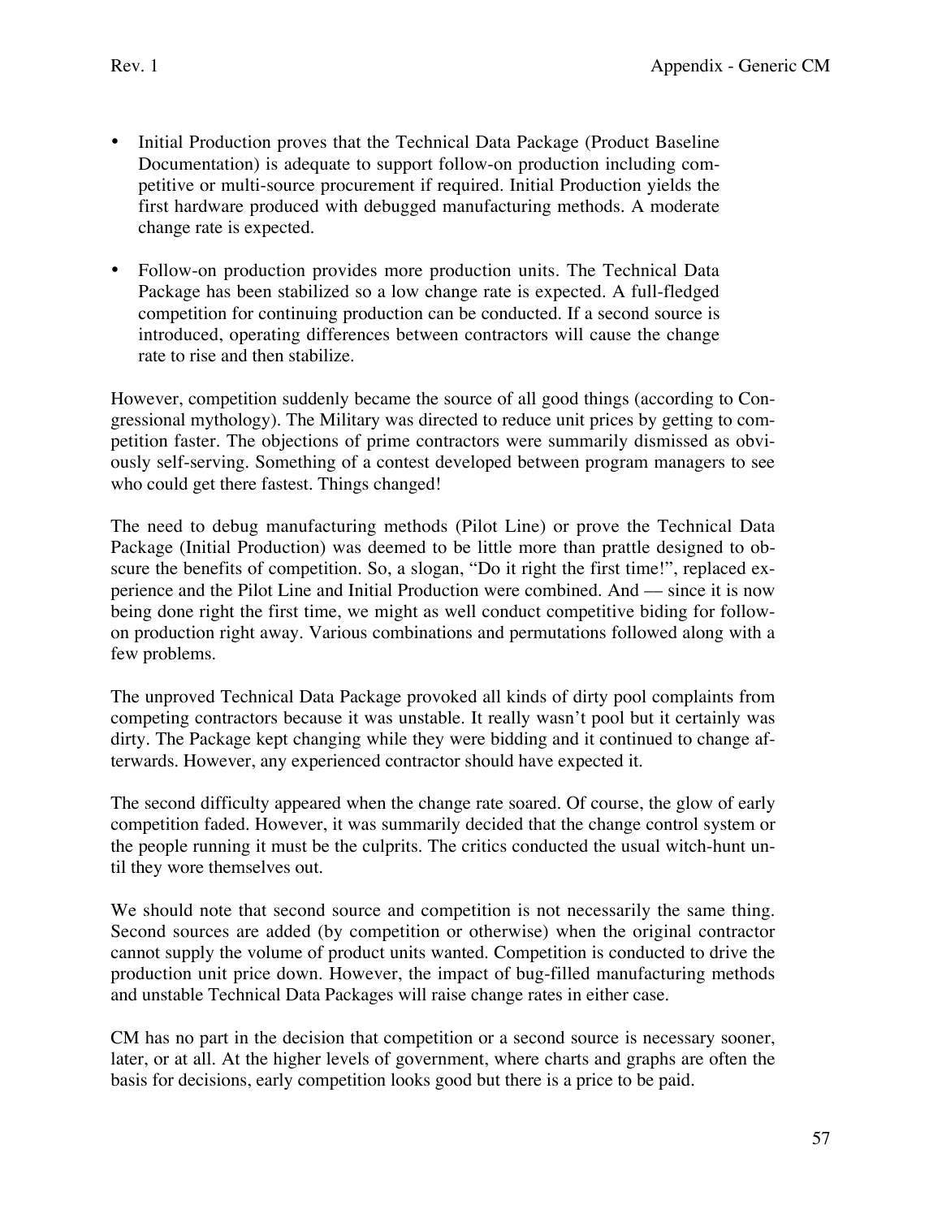- Initial Production proves that the Technical Data Package (Product Baseline Documentation) is adequate to support follow-on production including competitive or multi-source procurement if required. Initial Production yields the first hardware produced with debugged manufacturing methods. A moderate change rate is expected.

- Follow-on production provides more production units. The Technical Data Package has been stabilized so a low change rate is expected. A full-fledged competition for continuing production can be conducted. If a second source is introduced, operating differences between contractors will cause the change rate to rise and then stabilize.

However, competition suddenly became the source of all good things (according to Congressional mythology). The Military was directed to reduce unit prices by getting to competition faster. The objections of prime contractors were summarily dismissed as obviously self-serving. Something of a contest developed between program managers to see who could get there fastest. Things changed!

The need to debug manufacturing methods (Pilot Line) or prove the Technical Data Package (Initial Production) was deemed to be little more than prattle designed to obscure the benefits of competition. So, a slogan, "Do it right the first time!", replaced experience and the Pilot Line and Initial Production were combined. And — since it is now being done right the first time, we might as well conduct competitive biding for follow-on production right away. Various combinations and permutations followed along with a few problems.

The unproved Technical Data Package provoked all kinds of dirty pool complaints from competing contractors because it was unstable. It really wasn't pool but it certainly was dirty. The Package kept changing while they were bidding and it continued to change afterwards. However, any experienced contractor should have expected it.

The second difficulty appeared when the change rate soared. Of course, the glow of early competition faded. However, it was summarily decided that the change control system or the people running it must be the culprits. The critics conducted the usual witch-hunt until they wore themselves out.

We should note that second source and competition is not necessarily the same thing. Second sources are added (by competition or otherwise) when the original contractor cannot supply the volume of product units wanted. Competition is conducted to drive the production unit price down. However, the impact of bug-filled manufacturing methods and unstable Technical Data Packages will raise change rates in either case.

CM has no part in the decision that competition or a second source is necessary sooner, later, or at all. At the higher levels of government, where charts and graphs are often the basis for decisions, early competition looks good but there is a price to be paid.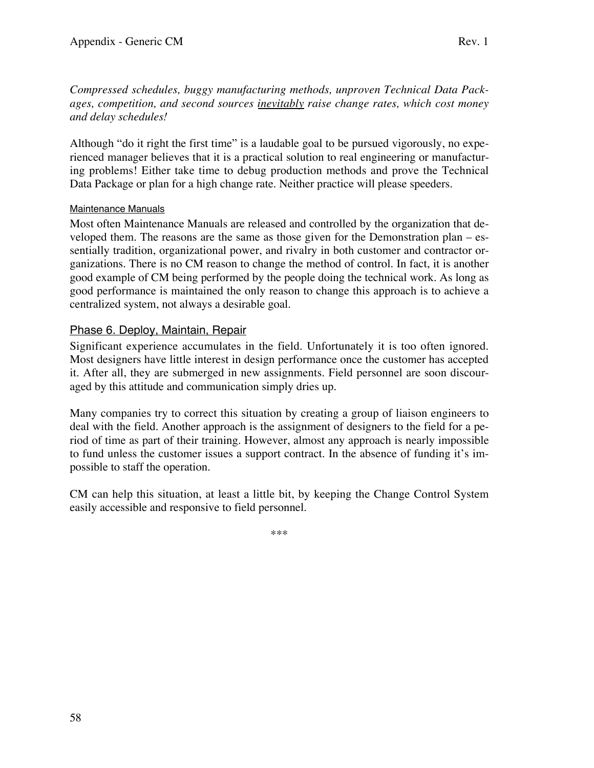*Compressed schedules, buggy manufacturing methods, unproven Technical Data Packages, competition, and second sources inevitably raise change rates, which cost money and delay schedules!*

Although "do it right the first time" is a laudable goal to be pursued vigorously, no experienced manager believes that it is a practical solution to real engineering or manufacturing problems! Either take time to debug production methods and prove the Technical Data Package or plan for a high change rate. Neither practice will please speeders.

#### Maintenance Manuals

Most often Maintenance Manuals are released and controlled by the organization that developed them. The reasons are the same as those given for the Demonstration plan – essentially tradition, organizational power, and rivalry in both customer and contractor organizations. There is no CM reason to change the method of control. In fact, it is another good example of CM being performed by the people doing the technical work. As long as good performance is maintained the only reason to change this approach is to achieve a centralized system, not always a desirable goal.

### Phase 6. Deploy, Maintain, Repair

Significant experience accumulates in the field. Unfortunately it is too often ignored. Most designers have little interest in design performance once the customer has accepted it. After all, they are submerged in new assignments. Field personnel are soon discouraged by this attitude and communication simply dries up.

Many companies try to correct this situation by creating a group of liaison engineers to deal with the field. Another approach is the assignment of designers to the field for a period of time as part of their training. However, almost any approach is nearly impossible to fund unless the customer issues a support contract. In the absence of funding it's impossible to staff the operation.

CM can help this situation, at least a little bit, by keeping the Change Control System easily accessible and responsive to field personnel.

***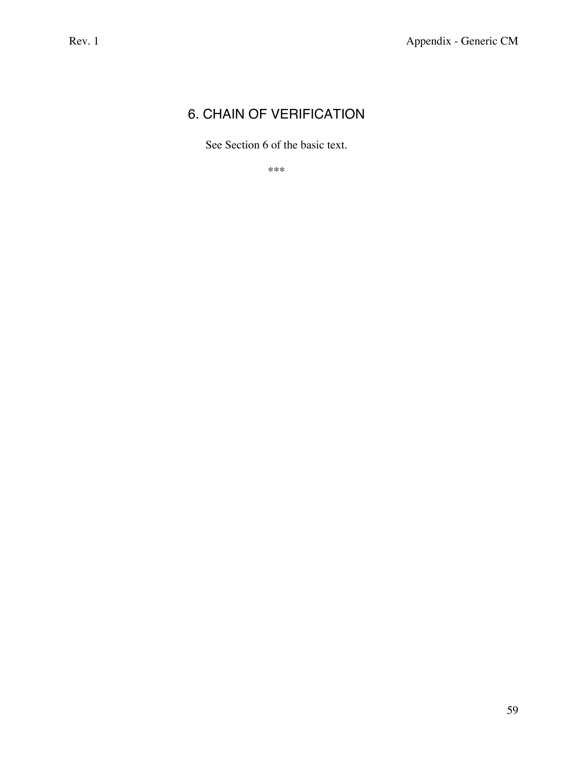# 6. CHAIN OF VERIFICATION

See Section 6 of the basic text.

***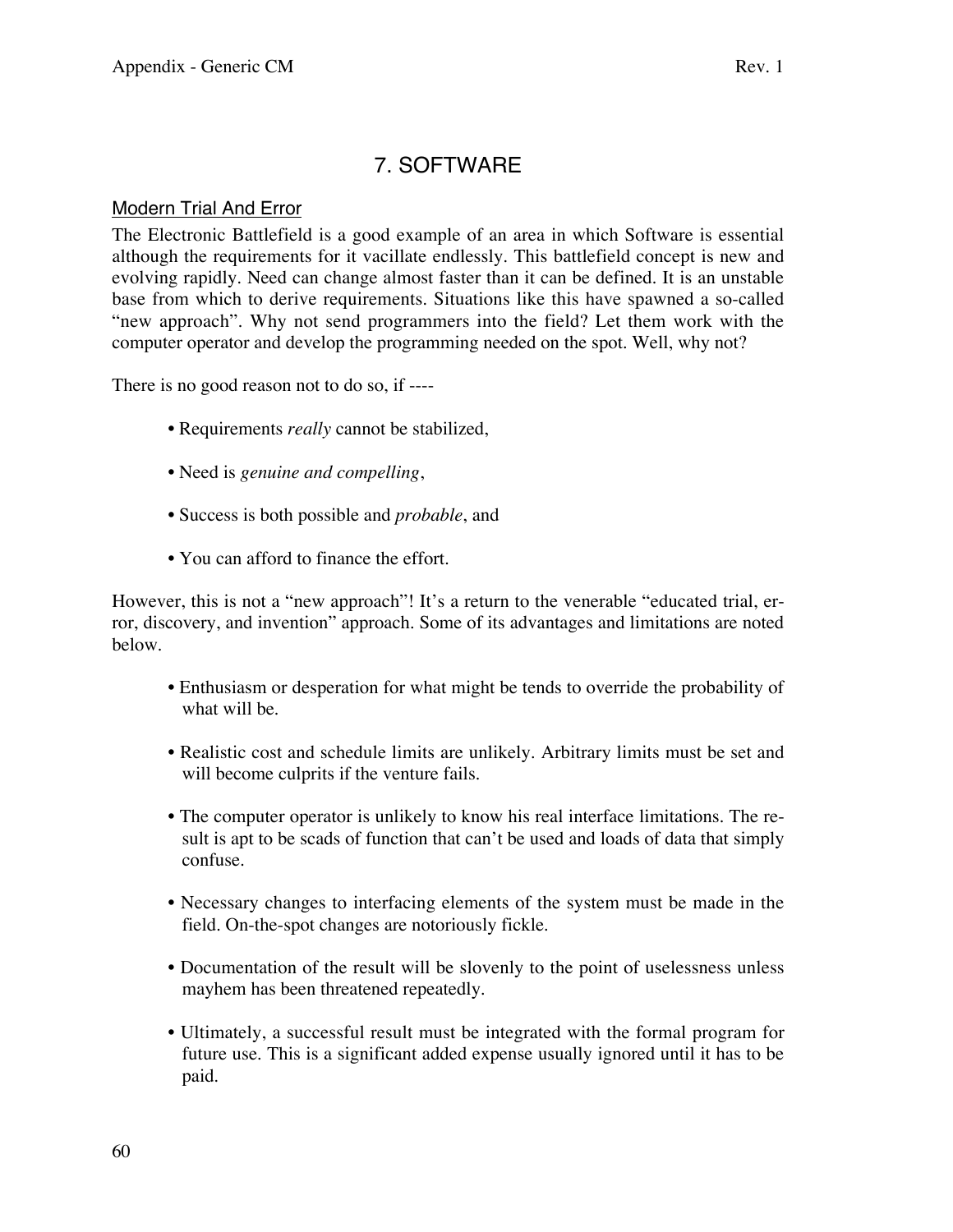# 7. SOFTWARE

## Modern Trial And Error

The Electronic Battlefield is a good example of an area in which Software is essential although the requirements for it vacillate endlessly. This battlefield concept is new and evolving rapidly. Need can change almost faster than it can be defined. It is an unstable base from which to derive requirements. Situations like this have spawned a so-called "new approach". Why not send programmers into the field? Let them work with the computer operator and develop the programming needed on the spot. Well, why not?

There is no good reason not to do so, if ----

- Requirements *really* cannot be stabilized,
- Need is *genuine and compelling*,
- Success is both possible and *probable*, and
- You can afford to finance the effort.

However, this is not a "new approach"! It's a return to the venerable "educated trial, error, discovery, and invention" approach. Some of its advantages and limitations are noted below.

- Enthusiasm or desperation for what might be tends to override the probability of what will be.
- Realistic cost and schedule limits are unlikely. Arbitrary limits must be set and will become culprits if the venture fails.
- The computer operator is unlikely to know his real interface limitations. The result is apt to be scads of function that can't be used and loads of data that simply confuse.
- Necessary changes to interfacing elements of the system must be made in the field. On-the-spot changes are notoriously fickle.
- Documentation of the result will be slovenly to the point of uselessness unless mayhem has been threatened repeatedly.
- Ultimately, a successful result must be integrated with the formal program for future use. This is a significant added expense usually ignored until it has to be paid.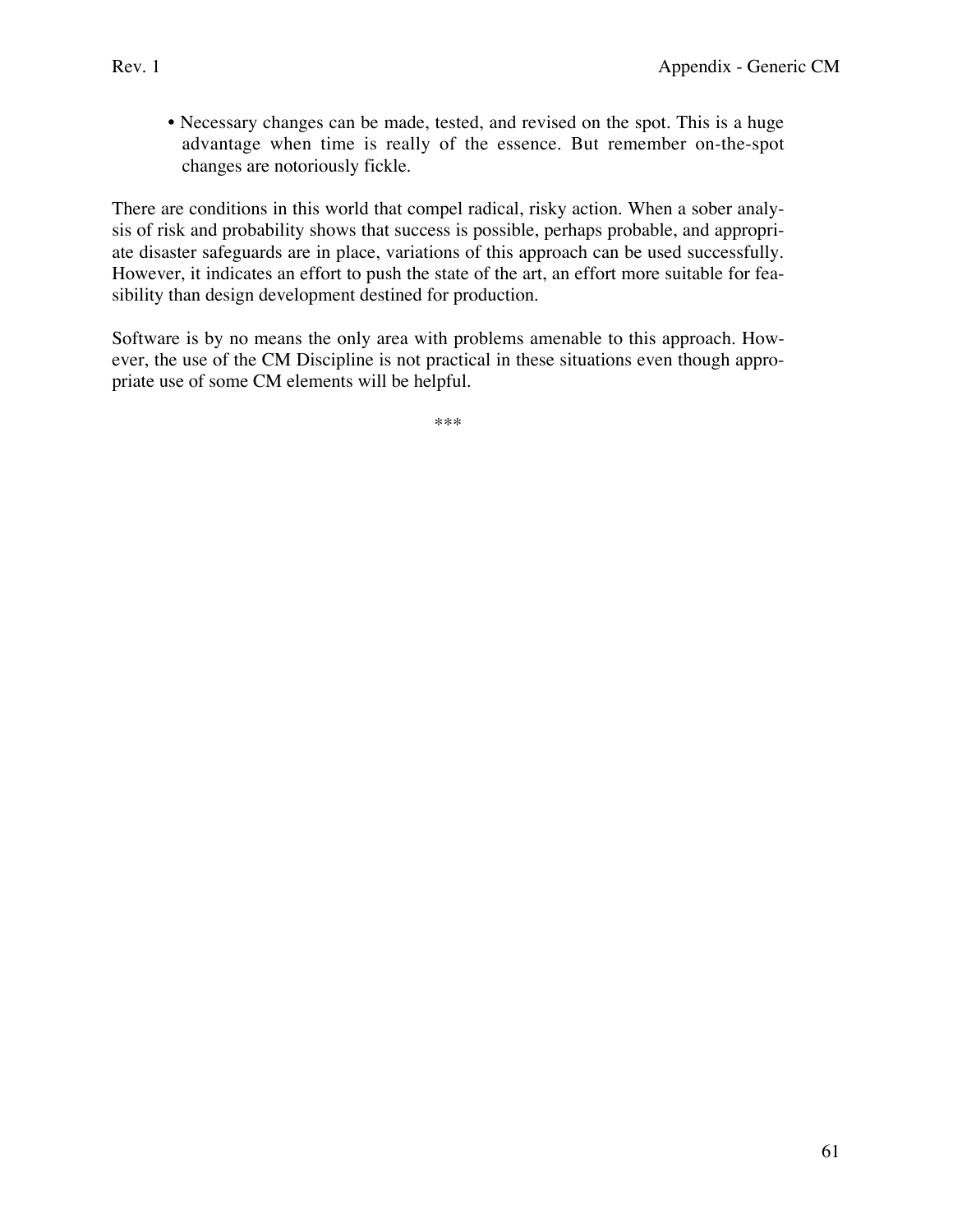- Necessary changes can be made, tested, and revised on the spot. This is a huge advantage when time is really of the essence. But remember on-the-spot changes are notoriously fickle.

There are conditions in this world that compel radical, risky action. When a sober analysis of risk and probability shows that success is possible, perhaps probable, and appropriate disaster safeguards are in place, variations of this approach can be used successfully. However, it indicates an effort to push the state of the art, an effort more suitable for feasibility than design development destined for production.

Software is by no means the only area with problems amenable to this approach. However, the use of the CM Discipline is not practical in these situations even though appropriate use of some CM elements will be helpful.

***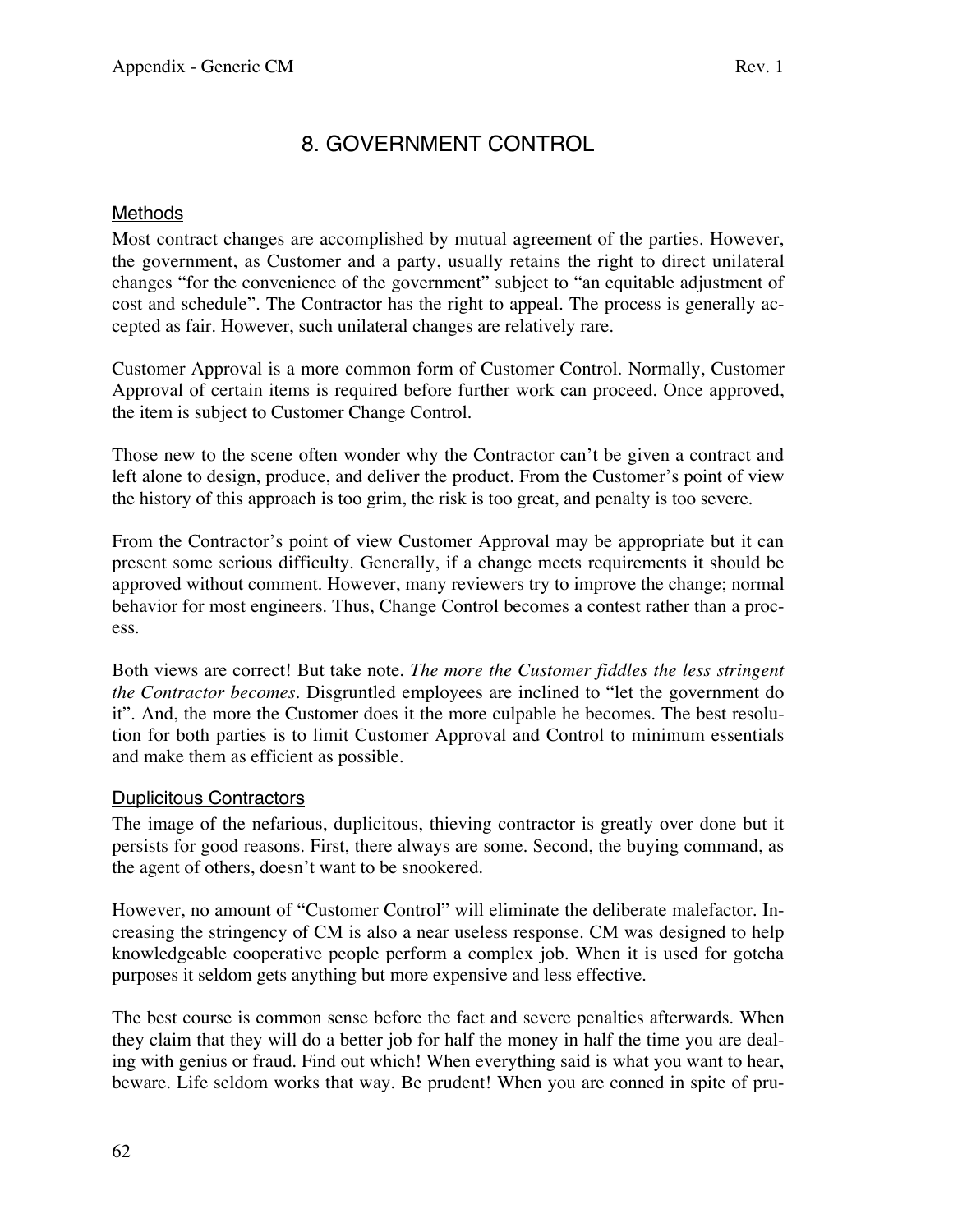# 8. GOVERNMENT CONTROL

## Methods

Most contract changes are accomplished by mutual agreement of the parties. However, the government, as Customer and a party, usually retains the right to direct unilateral changes "for the convenience of the government" subject to "an equitable adjustment of cost and schedule". The Contractor has the right to appeal. The process is generally accepted as fair. However, such unilateral changes are relatively rare.

Customer Approval is a more common form of Customer Control. Normally, Customer Approval of certain items is required before further work can proceed. Once approved, the item is subject to Customer Change Control.

Those new to the scene often wonder why the Contractor can't be given a contract and left alone to design, produce, and deliver the product. From the Customer's point of view the history of this approach is too grim, the risk is too great, and penalty is too severe.

From the Contractor's point of view Customer Approval may be appropriate but it can present some serious difficulty. Generally, if a change meets requirements it should be approved without comment. However, many reviewers try to improve the change; normal behavior for most engineers. Thus, Change Control becomes a contest rather than a process.

Both views are correct! But take note. *The more the Customer fiddles the less stringent the Contractor becomes*. Disgruntled employees are inclined to "let the government do it". And, the more the Customer does it the more culpable he becomes. The best resolution for both parties is to limit Customer Approval and Control to minimum essentials and make them as efficient as possible.

## Duplicitous Contractors

The image of the nefarious, duplicitous, thieving contractor is greatly over done but it persists for good reasons. First, there always are some. Second, the buying command, as the agent of others, doesn't want to be snookered.

However, no amount of "Customer Control" will eliminate the deliberate malefactor. Increasing the stringency of CM is also a near useless response. CM was designed to help knowledgeable cooperative people perform a complex job. When it is used for gotcha purposes it seldom gets anything but more expensive and less effective.

The best course is common sense before the fact and severe penalties afterwards. When they claim that they will do a better job for half the money in half the time you are dealing with genius or fraud. Find out which! When everything said is what you want to hear, beware. Life seldom works that way. Be prudent! When you are conned in spite of pru-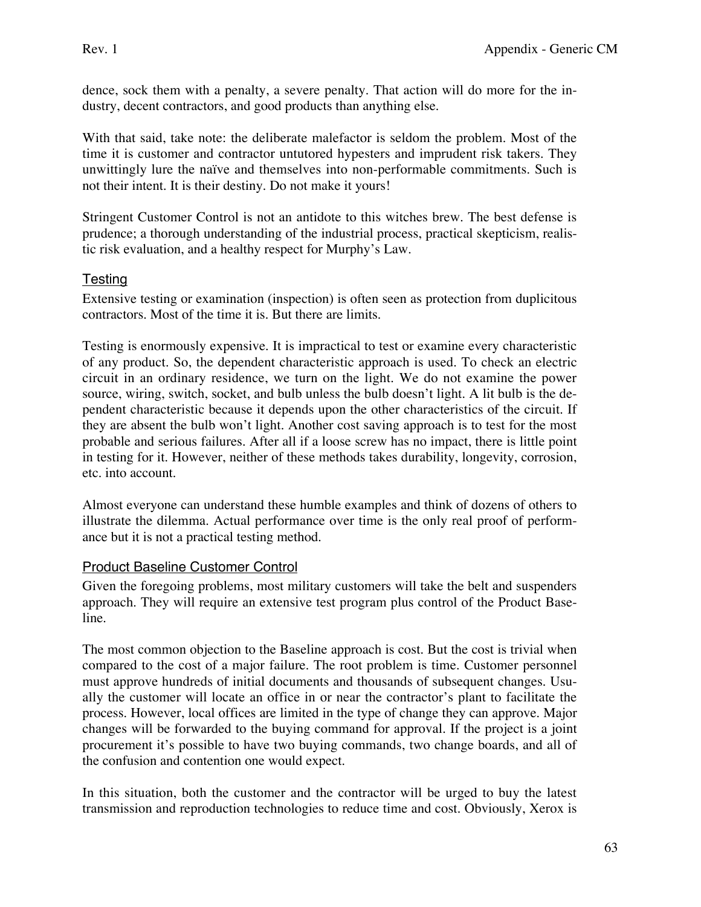dence, sock them with a penalty, a severe penalty. That action will do more for the industry, decent contractors, and good products than anything else.

With that said, take note: the deliberate malefactor is seldom the problem. Most of the time it is customer and contractor untutored hypesters and imprudent risk takers. They unwittingly lure the naïve and themselves into non-performable commitments. Such is not their intent. It is their destiny. Do not make it yours!

Stringent Customer Control is not an antidote to this witches brew. The best defense is prudence; a thorough understanding of the industrial process, practical skepticism, realistic risk evaluation, and a healthy respect for Murphy's Law.

## Testing

Extensive testing or examination (inspection) is often seen as protection from duplicitous contractors. Most of the time it is. But there are limits.

Testing is enormously expensive. It is impractical to test or examine every characteristic of any product. So, the dependent characteristic approach is used. To check an electric circuit in an ordinary residence, we turn on the light. We do not examine the power source, wiring, switch, socket, and bulb unless the bulb doesn't light. A lit bulb is the dependent characteristic because it depends upon the other characteristics of the circuit. If they are absent the bulb won't light. Another cost saving approach is to test for the most probable and serious failures. After all if a loose screw has no impact, there is little point in testing for it. However, neither of these methods takes durability, longevity, corrosion, etc. into account.

Almost everyone can understand these humble examples and think of dozens of others to illustrate the dilemma. Actual performance over time is the only real proof of performance but it is not a practical testing method.

## Product Baseline Customer Control

Given the foregoing problems, most military customers will take the belt and suspenders approach. They will require an extensive test program plus control of the Product Baseline.

The most common objection to the Baseline approach is cost. But the cost is trivial when compared to the cost of a major failure. The root problem is time. Customer personnel must approve hundreds of initial documents and thousands of subsequent changes. Usually the customer will locate an office in or near the contractor's plant to facilitate the process. However, local offices are limited in the type of change they can approve. Major changes will be forwarded to the buying command for approval. If the project is a joint procurement it's possible to have two buying commands, two change boards, and all of the confusion and contention one would expect.

In this situation, both the customer and the contractor will be urged to buy the latest transmission and reproduction technologies to reduce time and cost. Obviously, Xerox is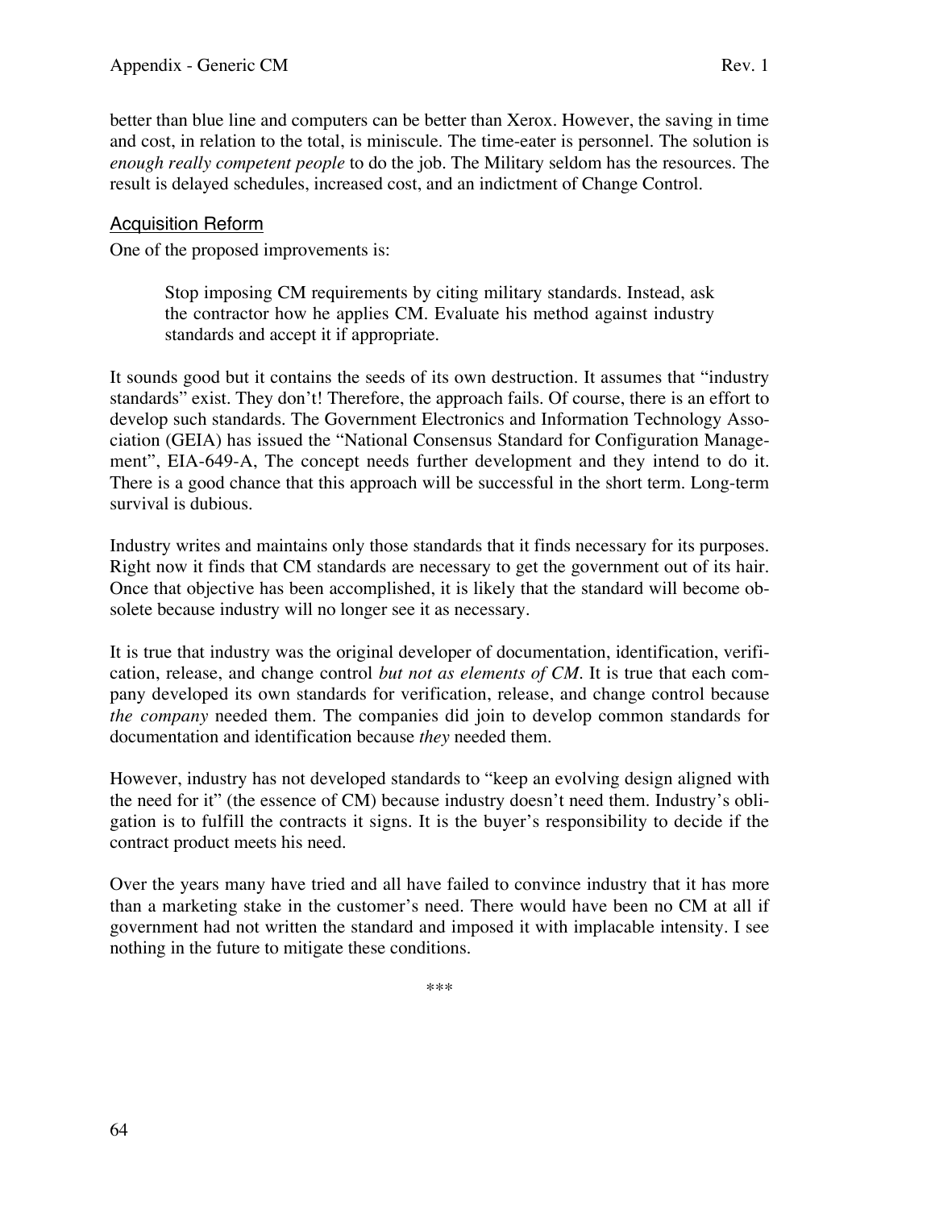better than blue line and computers can be better than Xerox. However, the saving in time and cost, in relation to the total, is miniscule. The time-eater is personnel. The solution is *enough really competent people* to do the job. The Military seldom has the resources. The result is delayed schedules, increased cost, and an indictment of Change Control.

## Acquisition Reform

One of the proposed improvements is:

> Stop imposing CM requirements by citing military standards. Instead, ask the contractor how he applies CM. Evaluate his method against industry standards and accept it if appropriate.

It sounds good but it contains the seeds of its own destruction. It assumes that "industry standards" exist. They don't! Therefore, the approach fails. Of course, there is an effort to develop such standards. The Government Electronics and Information Technology Association (GEIA) has issued the "National Consensus Standard for Configuration Management", EIA-649-A, The concept needs further development and they intend to do it. There is a good chance that this approach will be successful in the short term. Long-term survival is dubious.

Industry writes and maintains only those standards that it finds necessary for its purposes. Right now it finds that CM standards are necessary to get the government out of its hair. Once that objective has been accomplished, it is likely that the standard will become obsolete because industry will no longer see it as necessary.

It is true that industry was the original developer of documentation, identification, verification, release, and change control *but not as elements of CM*. It is true that each company developed its own standards for verification, release, and change control because *the company* needed them. The companies did join to develop common standards for documentation and identification because *they* needed them.

However, industry has not developed standards to "keep an evolving design aligned with the need for it" (the essence of CM) because industry doesn't need them. Industry's obligation is to fulfill the contracts it signs. It is the buyer's responsibility to decide if the contract product meets his need.

Over the years many have tried and all have failed to convince industry that it has more than a marketing stake in the customer's need. There would have been no CM at all if government had not written the standard and imposed it with implacable intensity. I see nothing in the future to mitigate these conditions.

***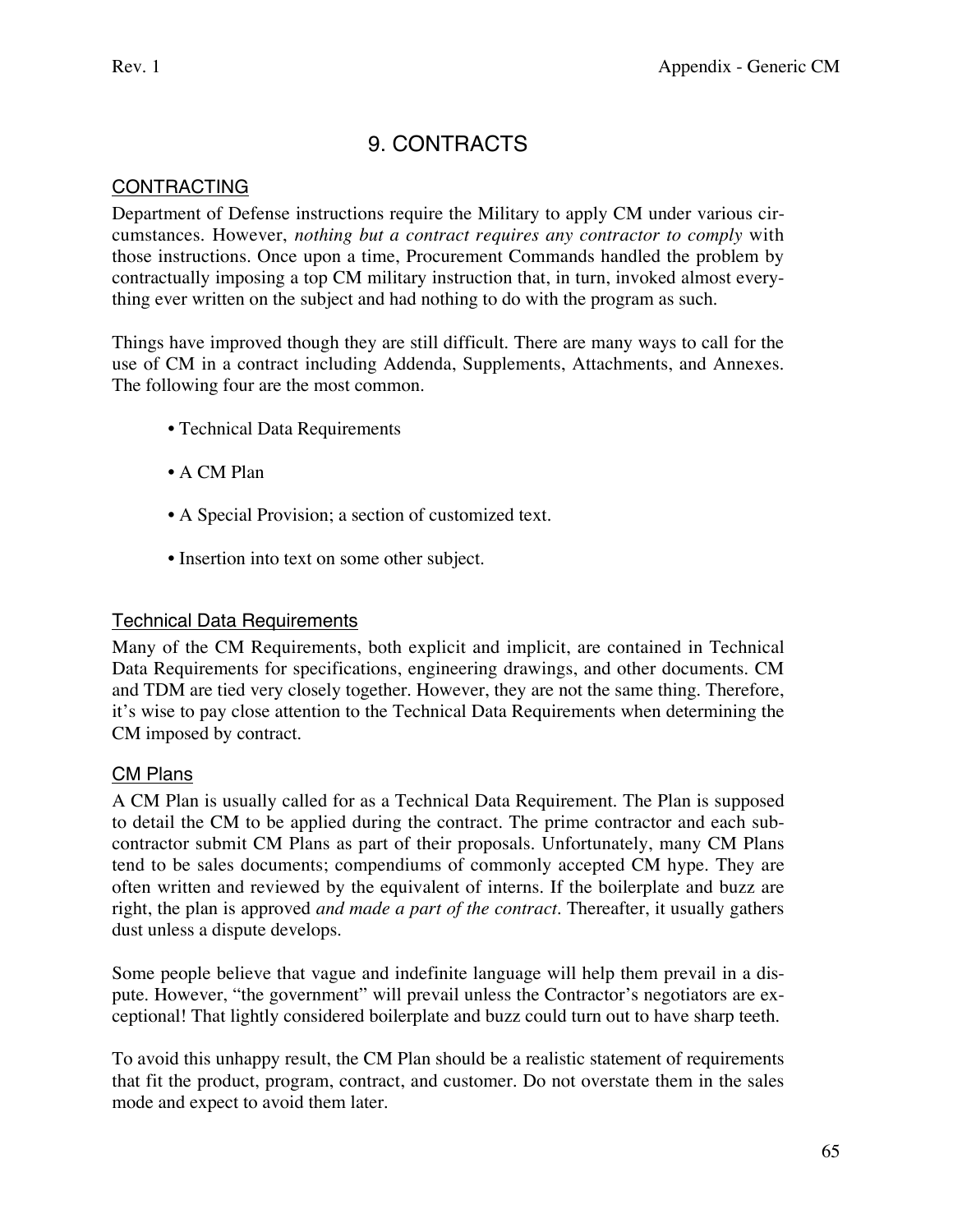# 9. CONTRACTS

## CONTRACTING

Department of Defense instructions require the Military to apply CM under various circumstances. However, *nothing but a contract requires any contractor to comply* with those instructions. Once upon a time, Procurement Commands handled the problem by contractually imposing a top CM military instruction that, in turn, invoked almost everything ever written on the subject and had nothing to do with the program as such.

Things have improved though they are still difficult. There are many ways to call for the use of CM in a contract including Addenda, Supplements, Attachments, and Annexes. The following four are the most common.

- Technical Data Requirements
- A CM Plan
- A Special Provision; a section of customized text.
- Insertion into text on some other subject.

### Technical Data Requirements

Many of the CM Requirements, both explicit and implicit, are contained in Technical Data Requirements for specifications, engineering drawings, and other documents. CM and TDM are tied very closely together. However, they are not the same thing. Therefore, it's wise to pay close attention to the Technical Data Requirements when determining the CM imposed by contract.

### CM Plans

A CM Plan is usually called for as a Technical Data Requirement. The Plan is supposed to detail the CM to be applied during the contract. The prime contractor and each subcontractor submit CM Plans as part of their proposals. Unfortunately, many CM Plans tend to be sales documents; compendiums of commonly accepted CM hype. They are often written and reviewed by the equivalent of interns. If the boilerplate and buzz are right, the plan is approved *and made a part of the contract*. Thereafter, it usually gathers dust unless a dispute develops.

Some people believe that vague and indefinite language will help them prevail in a dispute. However, "the government" will prevail unless the Contractor's negotiators are exceptional! That lightly considered boilerplate and buzz could turn out to have sharp teeth.

To avoid this unhappy result, the CM Plan should be a realistic statement of requirements that fit the product, program, contract, and customer. Do not overstate them in the sales mode and expect to avoid them later.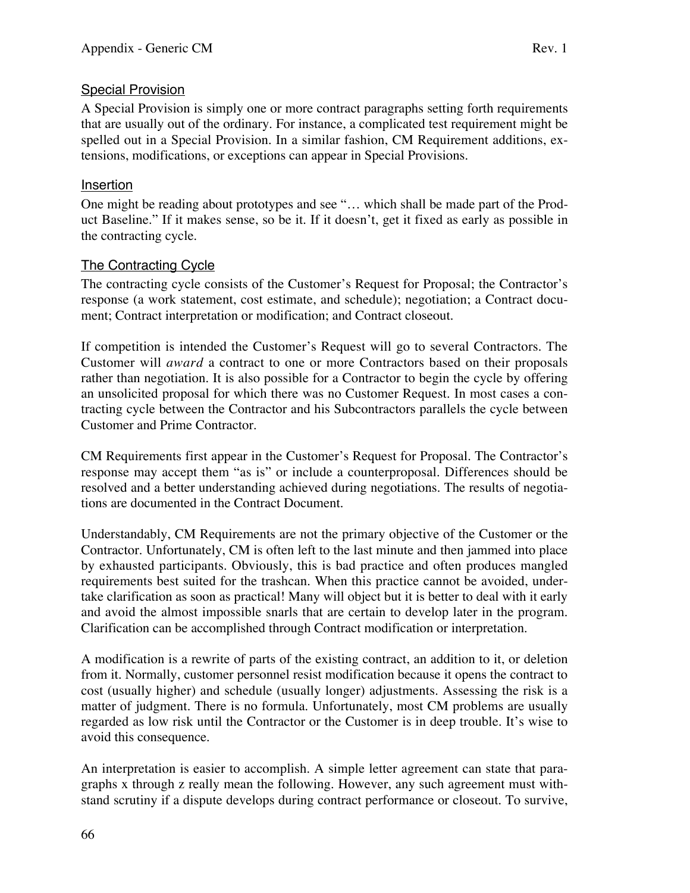### Special Provision

A Special Provision is simply one or more contract paragraphs setting forth requirements that are usually out of the ordinary. For instance, a complicated test requirement might be spelled out in a Special Provision. In a similar fashion, CM Requirement additions, extensions, modifications, or exceptions can appear in Special Provisions.

### Insertion

One might be reading about prototypes and see "… which shall be made part of the Product Baseline." If it makes sense, so be it. If it doesn't, get it fixed as early as possible in the contracting cycle.

### The Contracting Cycle

The contracting cycle consists of the Customer's Request for Proposal; the Contractor's response (a work statement, cost estimate, and schedule); negotiation; a Contract document; Contract interpretation or modification; and Contract closeout.

If competition is intended the Customer's Request will go to several Contractors. The Customer will *award* a contract to one or more Contractors based on their proposals rather than negotiation. It is also possible for a Contractor to begin the cycle by offering an unsolicited proposal for which there was no Customer Request. In most cases a contracting cycle between the Contractor and his Subcontractors parallels the cycle between Customer and Prime Contractor.

CM Requirements first appear in the Customer's Request for Proposal. The Contractor's response may accept them "as is" or include a counterproposal. Differences should be resolved and a better understanding achieved during negotiations. The results of negotiations are documented in the Contract Document.

Understandably, CM Requirements are not the primary objective of the Customer or the Contractor. Unfortunately, CM is often left to the last minute and then jammed into place by exhausted participants. Obviously, this is bad practice and often produces mangled requirements best suited for the trashcan. When this practice cannot be avoided, undertake clarification as soon as practical! Many will object but it is better to deal with it early and avoid the almost impossible snarls that are certain to develop later in the program. Clarification can be accomplished through Contract modification or interpretation.

A modification is a rewrite of parts of the existing contract, an addition to it, or deletion from it. Normally, customer personnel resist modification because it opens the contract to cost (usually higher) and schedule (usually longer) adjustments. Assessing the risk is a matter of judgment. There is no formula. Unfortunately, most CM problems are usually regarded as low risk until the Contractor or the Customer is in deep trouble. It's wise to avoid this consequence.

An interpretation is easier to accomplish. A simple letter agreement can state that paragraphs x through z really mean the following. However, any such agreement must withstand scrutiny if a dispute develops during contract performance or closeout. To survive,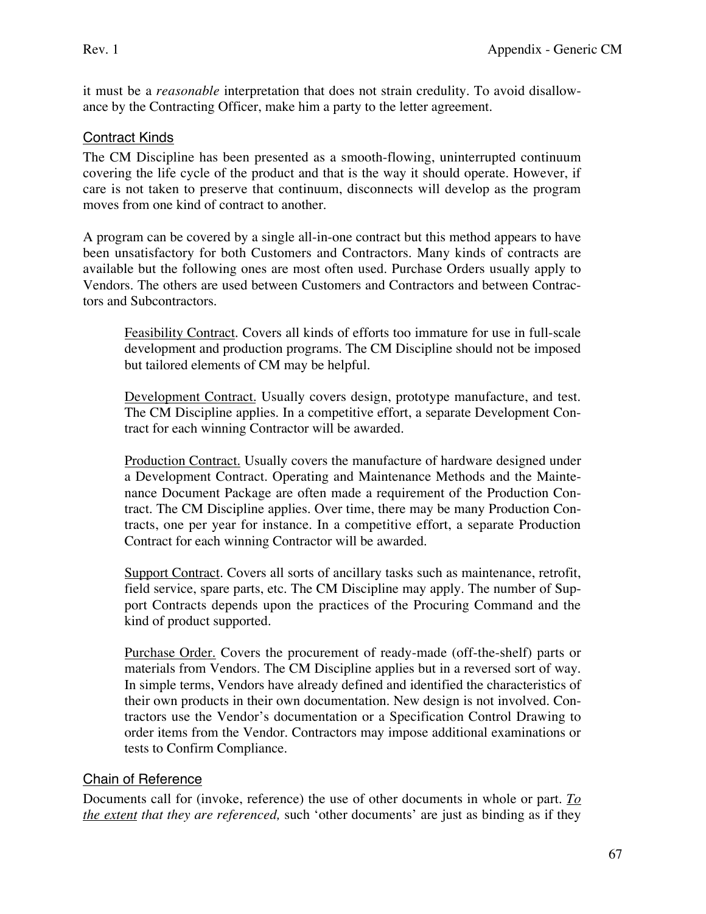it must be a *reasonable* interpretation that does not strain credulity. To avoid disallowance by the Contracting Officer, make him a party to the letter agreement.

## Contract Kinds

The CM Discipline has been presented as a smooth-flowing, uninterrupted continuum covering the life cycle of the product and that is the way it should operate. However, if care is not taken to preserve that continuum, disconnects will develop as the program moves from one kind of contract to another.

A program can be covered by a single all-in-one contract but this method appears to have been unsatisfactory for both Customers and Contractors. Many kinds of contracts are available but the following ones are most often used. Purchase Orders usually apply to Vendors. The others are used between Customers and Contractors and between Contractors and Subcontractors.

> <u>Feasibility Contract</u>. Covers all kinds of efforts too immature for use in full-scale development and production programs. The CM Discipline should not be imposed but tailored elements of CM may be helpful.
>
> <u>Development Contract.</u> Usually covers design, prototype manufacture, and test. The CM Discipline applies. In a competitive effort, a separate Development Contract for each winning Contractor will be awarded.
>
> <u>Production Contract.</u> Usually covers the manufacture of hardware designed under a Development Contract. Operating and Maintenance Methods and the Maintenance Document Package are often made a requirement of the Production Contract. The CM Discipline applies. Over time, there may be many Production Contracts, one per year for instance. In a competitive effort, a separate Production Contract for each winning Contractor will be awarded.
>
> <u>Support Contract</u>. Covers all sorts of ancillary tasks such as maintenance, retrofit, field service, spare parts, etc. The CM Discipline may apply. The number of Support Contracts depends upon the practices of the Procuring Command and the kind of product supported.
>
> <u>Purchase Order.</u> Covers the procurement of ready-made (off-the-shelf) parts or materials from Vendors. The CM Discipline applies but in a reversed sort of way. In simple terms, Vendors have already defined and identified the characteristics of their own products in their own documentation. New design is not involved. Contractors use the Vendor's documentation or a Specification Control Drawing to order items from the Vendor. Contractors may impose additional examinations or tests to Confirm Compliance.

## Chain of Reference

Documents call for (invoke, reference) the use of other documents in whole or part. ***<u>To</u>*** ***<u>the extent</u>*** *that they are referenced,* such 'other documents' are just as binding as if they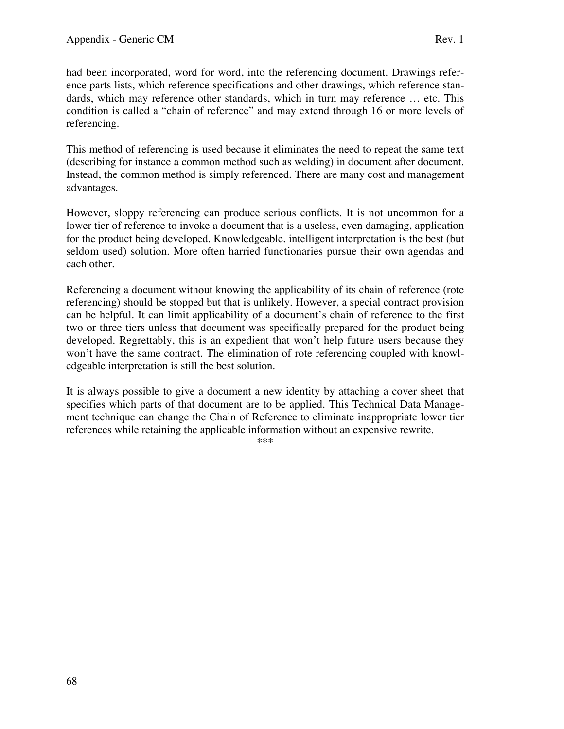had been incorporated, word for word, into the referencing document. Drawings reference parts lists, which reference specifications and other drawings, which reference standards, which may reference other standards, which in turn may reference … etc. This condition is called a "chain of reference" and may extend through 16 or more levels of referencing.

This method of referencing is used because it eliminates the need to repeat the same text (describing for instance a common method such as welding) in document after document. Instead, the common method is simply referenced. There are many cost and management advantages.

However, sloppy referencing can produce serious conflicts. It is not uncommon for a lower tier of reference to invoke a document that is a useless, even damaging, application for the product being developed. Knowledgeable, intelligent interpretation is the best (but seldom used) solution. More often harried functionaries pursue their own agendas and each other.

Referencing a document without knowing the applicability of its chain of reference (rote referencing) should be stopped but that is unlikely. However, a special contract provision can be helpful. It can limit applicability of a document's chain of reference to the first two or three tiers unless that document was specifically prepared for the product being developed. Regrettably, this is an expedient that won't help future users because they won't have the same contract. The elimination of rote referencing coupled with knowledgeable interpretation is still the best solution.

It is always possible to give a document a new identity by attaching a cover sheet that specifies which parts of that document are to be applied. This Technical Data Management technique can change the Chain of Reference to eliminate inappropriate lower tier references while retaining the applicable information without an expensive rewrite.

***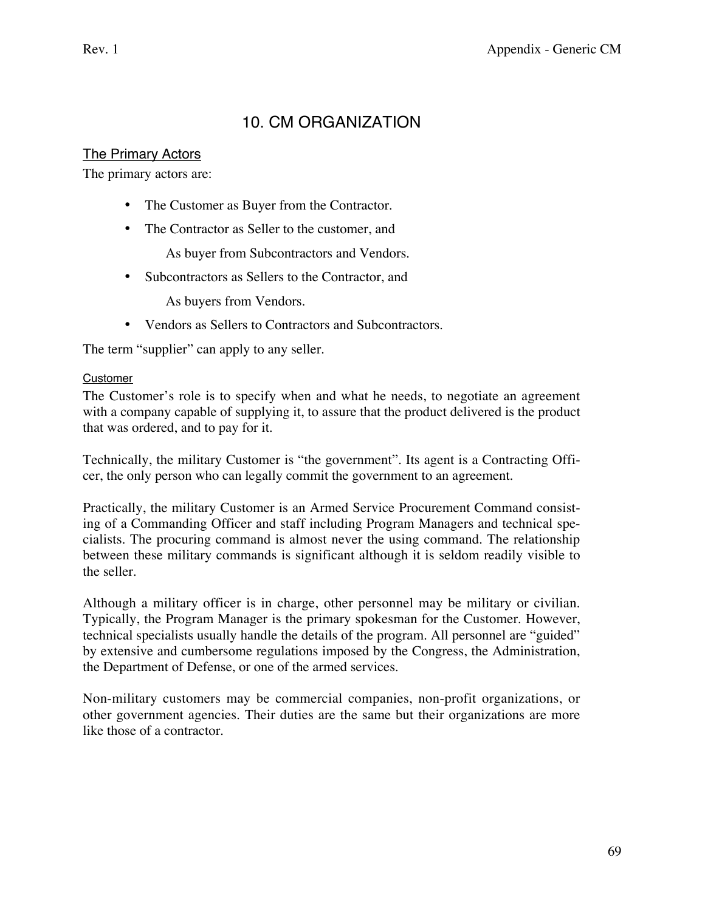# 10. CM ORGANIZATION

## The Primary Actors

The primary actors are:

- The Customer as Buyer from the Contractor.
- The Contractor as Seller to the customer, and

  As buyer from Subcontractors and Vendors.
- Subcontractors as Sellers to the Contractor, and

  As buyers from Vendors.
- Vendors as Sellers to Contractors and Subcontractors.

The term "supplier" can apply to any seller.

### Customer

The Customer's role is to specify when and what he needs, to negotiate an agreement with a company capable of supplying it, to assure that the product delivered is the product that was ordered, and to pay for it.

Technically, the military Customer is "the government". Its agent is a Contracting Officer, the only person who can legally commit the government to an agreement.

Practically, the military Customer is an Armed Service Procurement Command consisting of a Commanding Officer and staff including Program Managers and technical specialists. The procuring command is almost never the using command. The relationship between these military commands is significant although it is seldom readily visible to the seller.

Although a military officer is in charge, other personnel may be military or civilian. Typically, the Program Manager is the primary spokesman for the Customer. However, technical specialists usually handle the details of the program. All personnel are "guided" by extensive and cumbersome regulations imposed by the Congress, the Administration, the Department of Defense, or one of the armed services.

Non-military customers may be commercial companies, non-profit organizations, or other government agencies. Their duties are the same but their organizations are more like those of a contractor.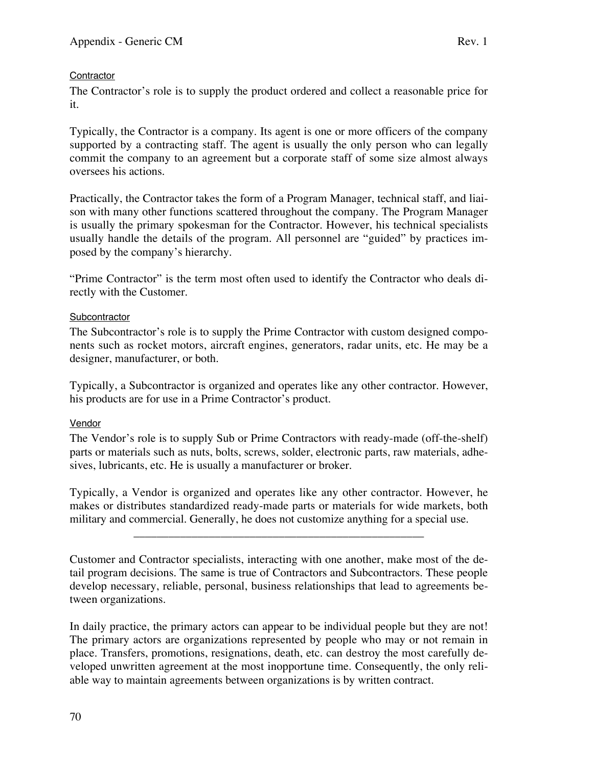<u>Contractor</u>

The Contractor's role is to supply the product ordered and collect a reasonable price for it.

Typically, the Contractor is a company. Its agent is one or more officers of the company supported by a contracting staff. The agent is usually the only person who can legally commit the company to an agreement but a corporate staff of some size almost always oversees his actions.

Practically, the Contractor takes the form of a Program Manager, technical staff, and liaison with many other functions scattered throughout the company. The Program Manager is usually the primary spokesman for the Contractor. However, his technical specialists usually handle the details of the program. All personnel are "guided" by practices imposed by the company's hierarchy.

"Prime Contractor" is the term most often used to identify the Contractor who deals directly with the Customer.

<u>Subcontractor</u>

The Subcontractor's role is to supply the Prime Contractor with custom designed components such as rocket motors, aircraft engines, generators, radar units, etc. He may be a designer, manufacturer, or both.

Typically, a Subcontractor is organized and operates like any other contractor. However, his products are for use in a Prime Contractor's product.

<u>Vendor</u>

The Vendor's role is to supply Sub or Prime Contractors with ready-made (off-the-shelf) parts or materials such as nuts, bolts, screws, solder, electronic parts, raw materials, adhesives, lubricants, etc. He is usually a manufacturer or broker.

Typically, a Vendor is organized and operates like any other contractor. However, he makes or distributes standardized ready-made parts or materials for wide markets, both military and commercial. Generally, he does not customize anything for a special use.

---

Customer and Contractor specialists, interacting with one another, make most of the detail program decisions. The same is true of Contractors and Subcontractors. These people develop necessary, reliable, personal, business relationships that lead to agreements between organizations.

In daily practice, the primary actors can appear to be individual people but they are not! The primary actors are organizations represented by people who may or not remain in place. Transfers, promotions, resignations, death, etc. can destroy the most carefully developed unwritten agreement at the most inopportune time. Consequently, the only reliable way to maintain agreements between organizations is by written contract.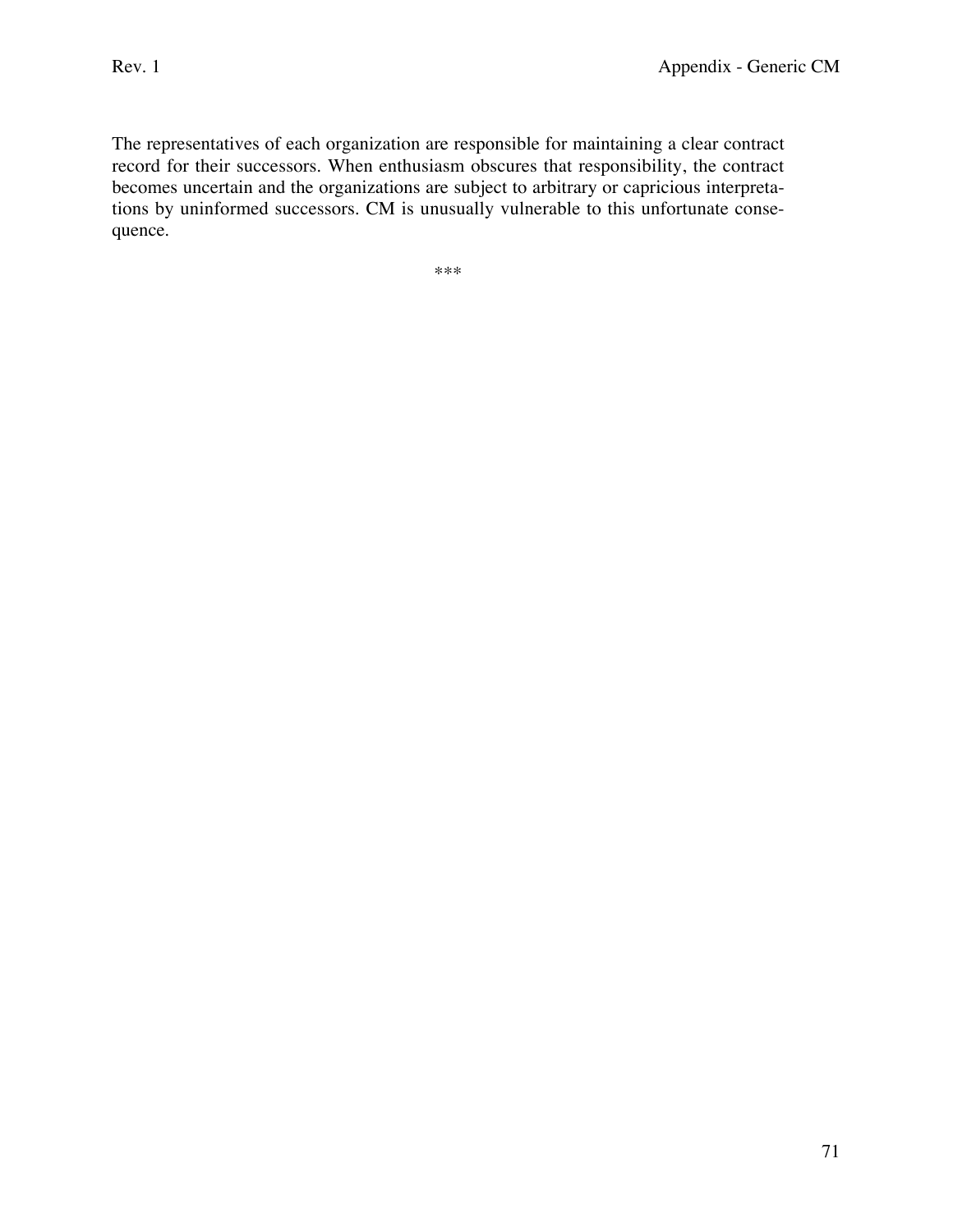The representatives of each organization are responsible for maintaining a clear contract record for their successors. When enthusiasm obscures that responsibility, the contract becomes uncertain and the organizations are subject to arbitrary or capricious interpretations by uninformed successors. CM is unusually vulnerable to this unfortunate consequence.

***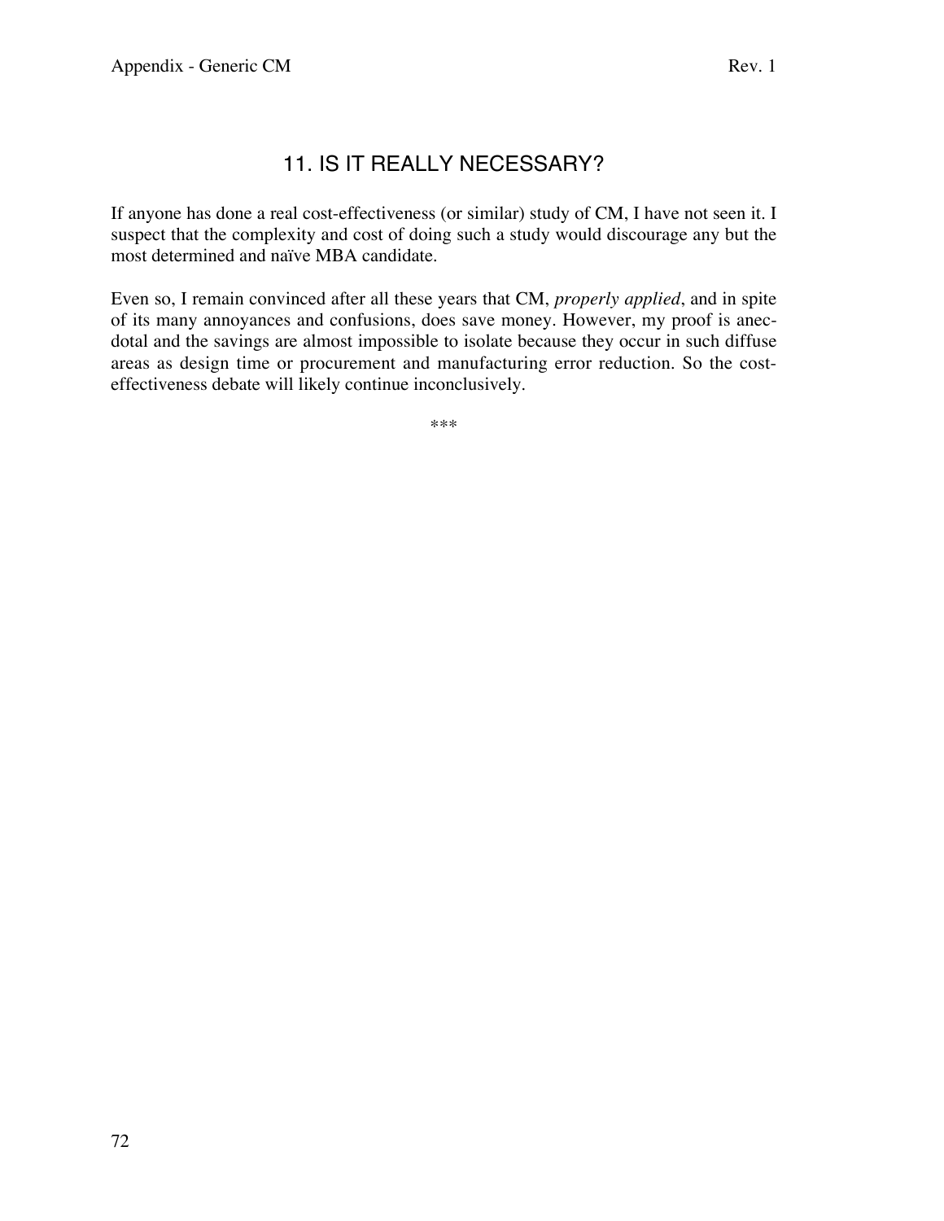## 11. IS IT REALLY NECESSARY?

If anyone has done a real cost-effectiveness (or similar) study of CM, I have not seen it. I suspect that the complexity and cost of doing such a study would discourage any but the most determined and naïve MBA candidate.

Even so, I remain convinced after all these years that CM, *properly applied*, and in spite of its many annoyances and confusions, does save money. However, my proof is anecdotal and the savings are almost impossible to isolate because they occur in such diffuse areas as design time or procurement and manufacturing error reduction. So the cost-effectiveness debate will likely continue inconclusively.

***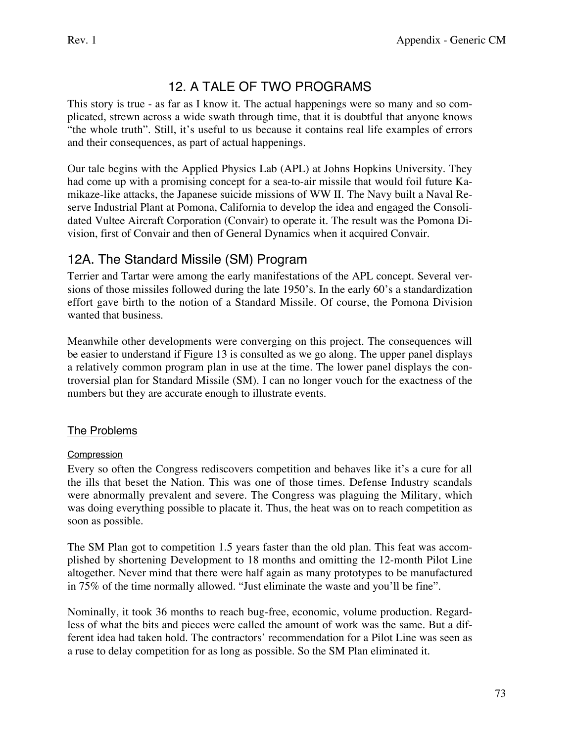# 12. A TALE OF TWO PROGRAMS

This story is true - as far as I know it. The actual happenings were so many and so complicated, strewn across a wide swath through time, that it is doubtful that anyone knows "the whole truth". Still, it's useful to us because it contains real life examples of errors and their consequences, as part of actual happenings.

Our tale begins with the Applied Physics Lab (APL) at Johns Hopkins University. They had come up with a promising concept for a sea-to-air missile that would foil future Kamikaze-like attacks, the Japanese suicide missions of WW II. The Navy built a Naval Reserve Industrial Plant at Pomona, California to develop the idea and engaged the Consolidated Vultee Aircraft Corporation (Convair) to operate it. The result was the Pomona Division, first of Convair and then of General Dynamics when it acquired Convair.

## 12A. The Standard Missile (SM) Program

Terrier and Tartar were among the early manifestations of the APL concept. Several versions of those missiles followed during the late 1950's. In the early 60's a standardization effort gave birth to the notion of a Standard Missile. Of course, the Pomona Division wanted that business.

Meanwhile other developments were converging on this project. The consequences will be easier to understand if Figure 13 is consulted as we go along. The upper panel displays a relatively common program plan in use at the time. The lower panel displays the controversial plan for Standard Missile (SM). I can no longer vouch for the exactness of the numbers but they are accurate enough to illustrate events.

### The Problems

#### Compression

Every so often the Congress rediscovers competition and behaves like it's a cure for all the ills that beset the Nation. This was one of those times. Defense Industry scandals were abnormally prevalent and severe. The Congress was plaguing the Military, which was doing everything possible to placate it. Thus, the heat was on to reach competition as soon as possible.

The SM Plan got to competition 1.5 years faster than the old plan. This feat was accomplished by shortening Development to 18 months and omitting the 12-month Pilot Line altogether. Never mind that there were half again as many prototypes to be manufactured in 75% of the time normally allowed. "Just eliminate the waste and you'll be fine".

Nominally, it took 36 months to reach bug-free, economic, volume production. Regardless of what the bits and pieces were called the amount of work was the same. But a different idea had taken hold. The contractors' recommendation for a Pilot Line was seen as a ruse to delay competition for as long as possible. So the SM Plan eliminated it.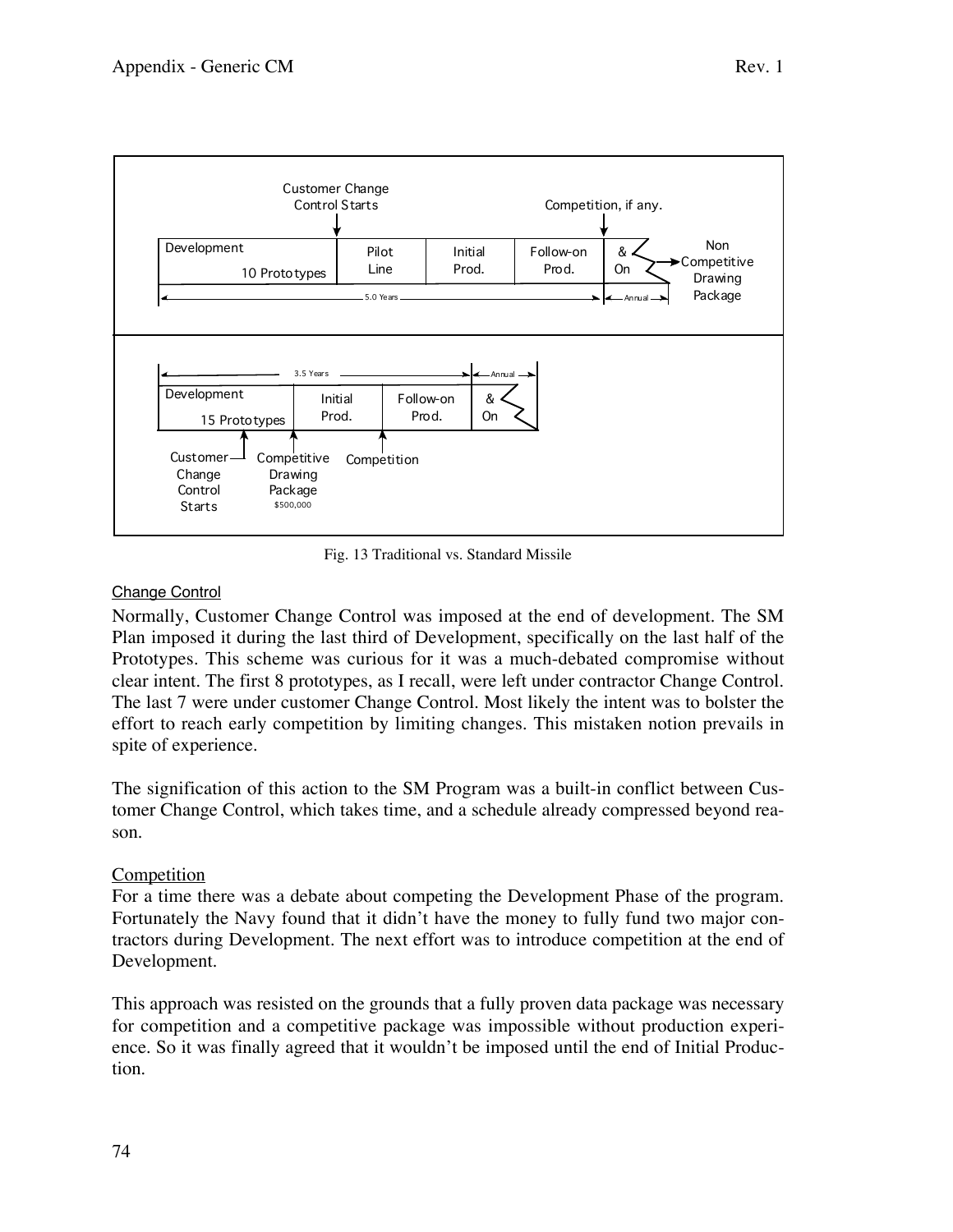Customer Change Control Starts

Competition, if any.

| Development 10 Prototypes | Pilot Line | Initial Prod. | Follow-on Prod. | & On |
|---|---|---|---|---|

5.0 Years — Annual → Non Competitive Drawing Package

3.5 Years — Annual

| Development 15 Prototypes | Initial Prod. | Follow-on Prod. | & On |
|---|---|---|---|

Customer Change Control Starts — Competitive Drawing Package $500,000 — Competition

Fig. 13 Traditional vs. Standard Missile

Change Control

Normally, Customer Change Control was imposed at the end of development. The SM Plan imposed it during the last third of Development, specifically on the last half of the Prototypes. This scheme was curious for it was a much-debated compromise without clear intent. The first 8 prototypes, as I recall, were left under contractor Change Control. The last 7 were under customer Change Control. Most likely the intent was to bolster the effort to reach early competition by limiting changes. This mistaken notion prevails in spite of experience.

The signification of this action to the SM Program was a built-in conflict between Customer Change Control, which takes time, and a schedule already compressed beyond reason.

Competition

For a time there was a debate about competing the Development Phase of the program. Fortunately the Navy found that it didn't have the money to fully fund two major contractors during Development. The next effort was to introduce competition at the end of Development.

This approach was resisted on the grounds that a fully proven data package was necessary for competition and a competitive package was impossible without production experience. So it was finally agreed that it wouldn't be imposed until the end of Initial Production.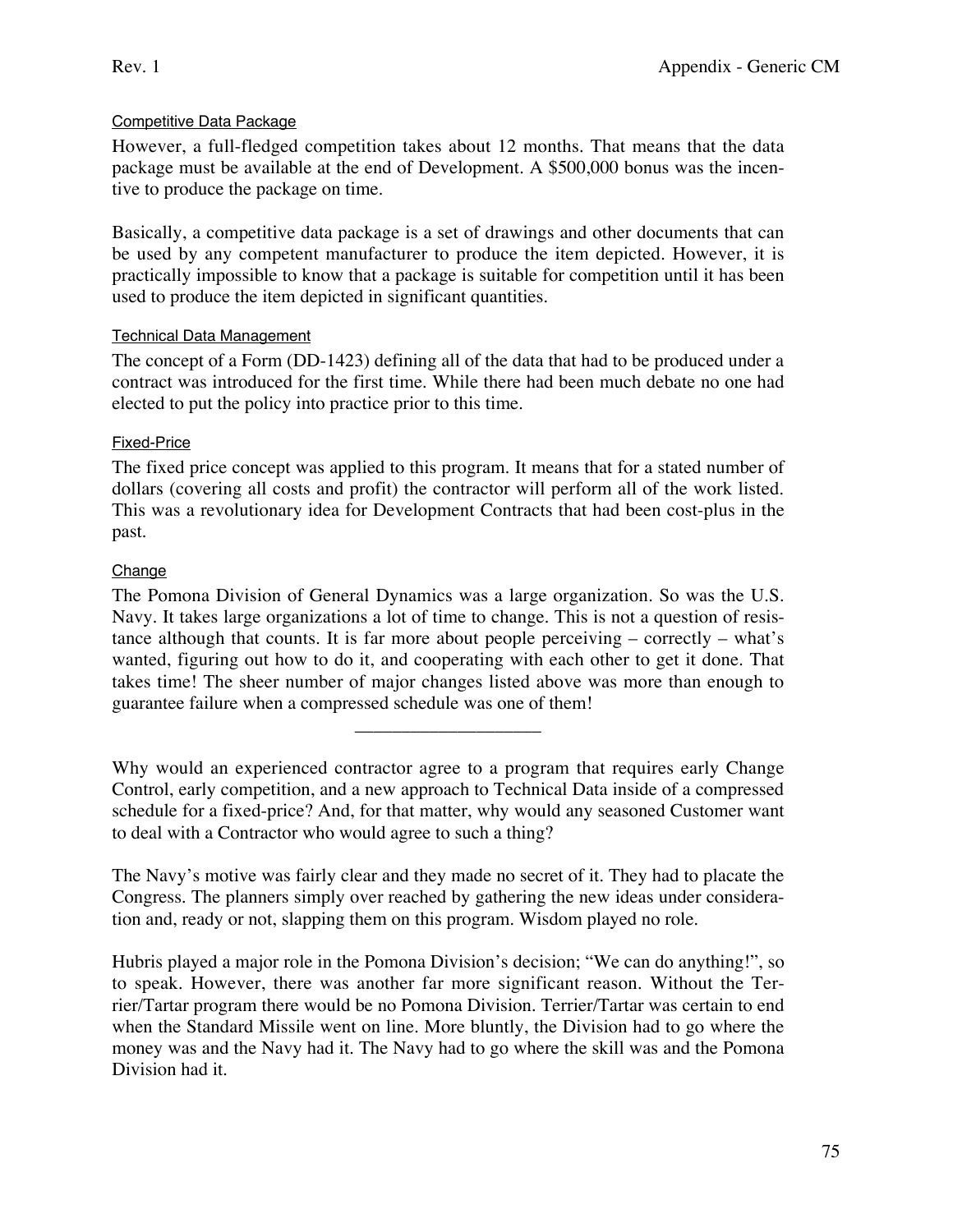### Competitive Data Package

However, a full-fledged competition takes about 12 months. That means that the data package must be available at the end of Development. A $500,000 bonus was the incentive to produce the package on time.

Basically, a competitive data package is a set of drawings and other documents that can be used by any competent manufacturer to produce the item depicted. However, it is practically impossible to know that a package is suitable for competition until it has been used to produce the item depicted in significant quantities.

### Technical Data Management

The concept of a Form (DD-1423) defining all of the data that had to be produced under a contract was introduced for the first time. While there had been much debate no one had elected to put the policy into practice prior to this time.

### Fixed-Price

The fixed price concept was applied to this program. It means that for a stated number of dollars (covering all costs and profit) the contractor will perform all of the work listed. This was a revolutionary idea for Development Contracts that had been cost-plus in the past.

### Change

The Pomona Division of General Dynamics was a large organization. So was the U.S. Navy. It takes large organizations a lot of time to change. This is not a question of resistance although that counts. It is far more about people perceiving – correctly – what's wanted, figuring out how to do it, and cooperating with each other to get it done. That takes time! The sheer number of major changes listed above was more than enough to guarantee failure when a compressed schedule was one of them!

---

Why would an experienced contractor agree to a program that requires early Change Control, early competition, and a new approach to Technical Data inside of a compressed schedule for a fixed-price? And, for that matter, why would any seasoned Customer want to deal with a Contractor who would agree to such a thing?

The Navy's motive was fairly clear and they made no secret of it. They had to placate the Congress. The planners simply over reached by gathering the new ideas under consideration and, ready or not, slapping them on this program. Wisdom played no role.

Hubris played a major role in the Pomona Division's decision; "We can do anything!", so to speak. However, there was another far more significant reason. Without the Terrier/Tartar program there would be no Pomona Division. Terrier/Tartar was certain to end when the Standard Missile went on line. More bluntly, the Division had to go where the money was and the Navy had it. The Navy had to go where the skill was and the Pomona Division had it.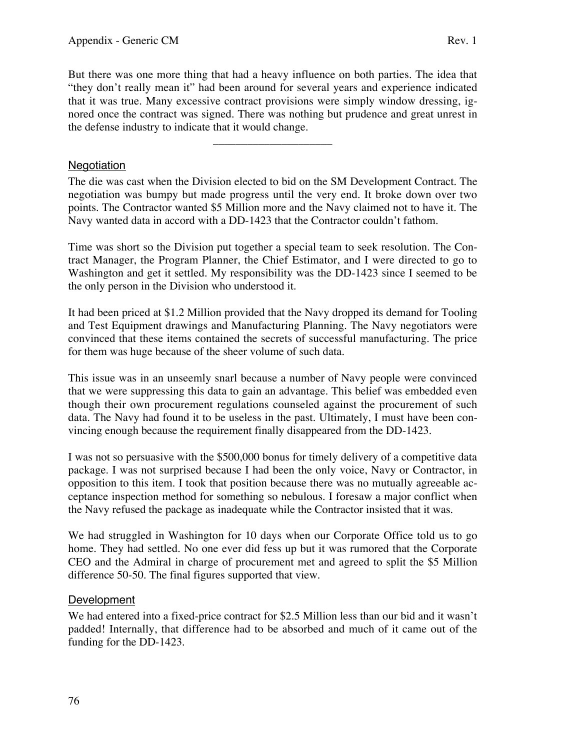But there was one more thing that had a heavy influence on both parties. The idea that "they don't really mean it" had been around for several years and experience indicated that it was true. Many excessive contract provisions were simply window dressing, ignored once the contract was signed. There was nothing but prudence and great unrest in the defense industry to indicate that it would change.

---

## Negotiation

The die was cast when the Division elected to bid on the SM Development Contract. The negotiation was bumpy but made progress until the very end. It broke down over two points. The Contractor wanted $5 Million more and the Navy claimed not to have it. The Navy wanted data in accord with a DD-1423 that the Contractor couldn't fathom.

Time was short so the Division put together a special team to seek resolution. The Contract Manager, the Program Planner, the Chief Estimator, and I were directed to go to Washington and get it settled. My responsibility was the DD-1423 since I seemed to be the only person in the Division who understood it.

It had been priced at $1.2 Million provided that the Navy dropped its demand for Tooling and Test Equipment drawings and Manufacturing Planning. The Navy negotiators were convinced that these items contained the secrets of successful manufacturing. The price for them was huge because of the sheer volume of such data.

This issue was in an unseemly snarl because a number of Navy people were convinced that we were suppressing this data to gain an advantage. This belief was embedded even though their own procurement regulations counseled against the procurement of such data. The Navy had found it to be useless in the past. Ultimately, I must have been convincing enough because the requirement finally disappeared from the DD-1423.

I was not so persuasive with the $500,000 bonus for timely delivery of a competitive data package. I was not surprised because I had been the only voice, Navy or Contractor, in opposition to this item. I took that position because there was no mutually agreeable acceptance inspection method for something so nebulous. I foresaw a major conflict when the Navy refused the package as inadequate while the Contractor insisted that it was.

We had struggled in Washington for 10 days when our Corporate Office told us to go home. They had settled. No one ever did fess up but it was rumored that the Corporate CEO and the Admiral in charge of procurement met and agreed to split the $5 Million difference 50-50. The final figures supported that view.

## Development

We had entered into a fixed-price contract for $2.5 Million less than our bid and it wasn't padded! Internally, that difference had to be absorbed and much of it came out of the funding for the DD-1423.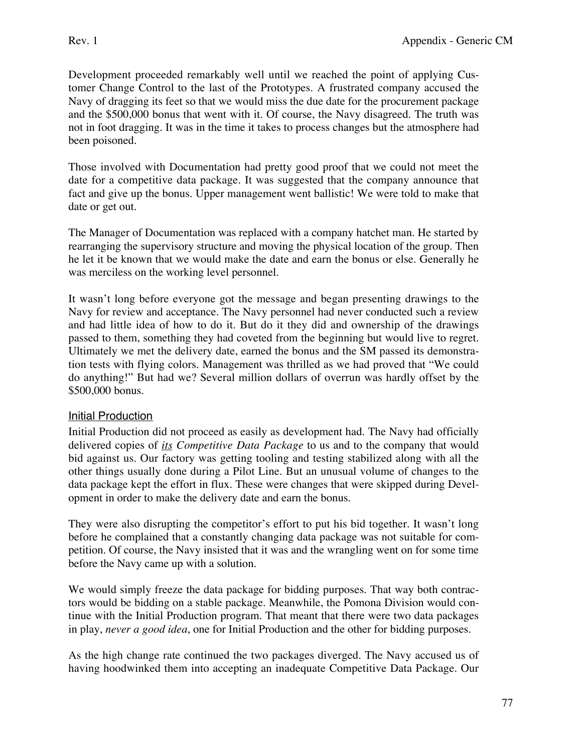Development proceeded remarkably well until we reached the point of applying Customer Change Control to the last of the Prototypes. A frustrated company accused the Navy of dragging its feet so that we would miss the due date for the procurement package and the $500,000 bonus that went with it. Of course, the Navy disagreed. The truth was not in foot dragging. It was in the time it takes to process changes but the atmosphere had been poisoned.

Those involved with Documentation had pretty good proof that we could not meet the date for a competitive data package. It was suggested that the company announce that fact and give up the bonus. Upper management went ballistic! We were told to make that date or get out.

The Manager of Documentation was replaced with a company hatchet man. He started by rearranging the supervisory structure and moving the physical location of the group. Then he let it be known that we would make the date and earn the bonus or else. Generally he was merciless on the working level personnel.

It wasn't long before everyone got the message and began presenting drawings to the Navy for review and acceptance. The Navy personnel had never conducted such a review and had little idea of how to do it. But do it they did and ownership of the drawings passed to them, something they had coveted from the beginning but would live to regret. Ultimately we met the delivery date, earned the bonus and the SM passed its demonstration tests with flying colors. Management was thrilled as we had proved that "We could do anything!" But had we? Several million dollars of overrun was hardly offset by the $500,000 bonus.

### Initial Production

Initial Production did not proceed as easily as development had. The Navy had officially delivered copies of ***its*** *Competitive Data Package* to us and to the company that would bid against us. Our factory was getting tooling and testing stabilized along with all the other things usually done during a Pilot Line. But an unusual volume of changes to the data package kept the effort in flux. These were changes that were skipped during Development in order to make the delivery date and earn the bonus.

They were also disrupting the competitor's effort to put his bid together. It wasn't long before he complained that a constantly changing data package was not suitable for competition. Of course, the Navy insisted that it was and the wrangling went on for some time before the Navy came up with a solution.

We would simply freeze the data package for bidding purposes. That way both contractors would be bidding on a stable package. Meanwhile, the Pomona Division would continue with the Initial Production program. That meant that there were two data packages in play, *never a good idea*, one for Initial Production and the other for bidding purposes.

As the high change rate continued the two packages diverged. The Navy accused us of having hoodwinked them into accepting an inadequate Competitive Data Package. Our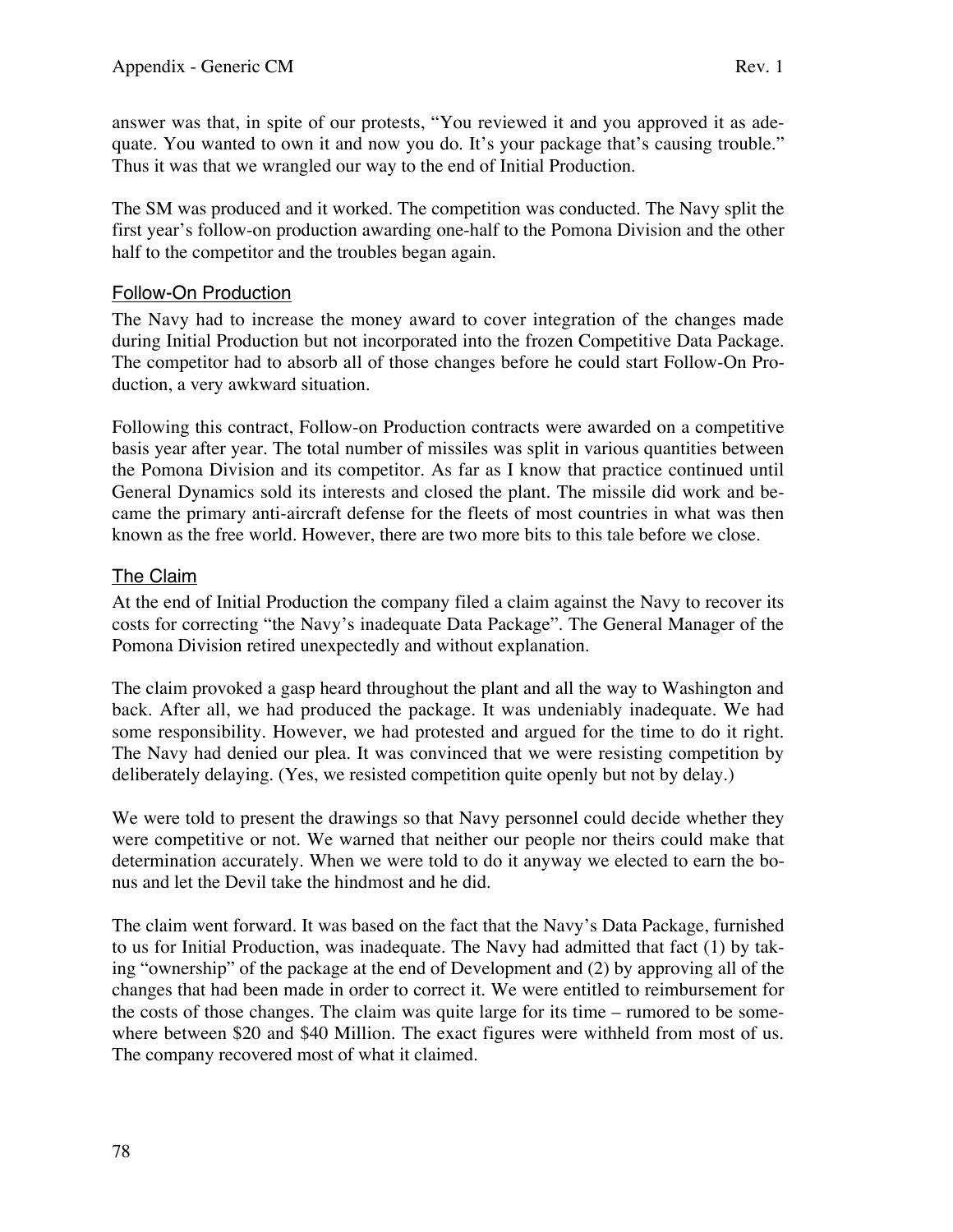answer was that, in spite of our protests, "You reviewed it and you approved it as adequate. You wanted to own it and now you do. It's your package that's causing trouble." Thus it was that we wrangled our way to the end of Initial Production.

The SM was produced and it worked. The competition was conducted. The Navy split the first year's follow-on production awarding one-half to the Pomona Division and the other half to the competitor and the troubles began again.

## Follow-On Production

The Navy had to increase the money award to cover integration of the changes made during Initial Production but not incorporated into the frozen Competitive Data Package. The competitor had to absorb all of those changes before he could start Follow-On Production, a very awkward situation.

Following this contract, Follow-on Production contracts were awarded on a competitive basis year after year. The total number of missiles was split in various quantities between the Pomona Division and its competitor. As far as I know that practice continued until General Dynamics sold its interests and closed the plant. The missile did work and became the primary anti-aircraft defense for the fleets of most countries in what was then known as the free world. However, there are two more bits to this tale before we close.

## The Claim

At the end of Initial Production the company filed a claim against the Navy to recover its costs for correcting "the Navy's inadequate Data Package". The General Manager of the Pomona Division retired unexpectedly and without explanation.

The claim provoked a gasp heard throughout the plant and all the way to Washington and back. After all, we had produced the package. It was undeniably inadequate. We had some responsibility. However, we had protested and argued for the time to do it right. The Navy had denied our plea. It was convinced that we were resisting competition by deliberately delaying. (Yes, we resisted competition quite openly but not by delay.)

We were told to present the drawings so that Navy personnel could decide whether they were competitive or not. We warned that neither our people nor theirs could make that determination accurately. When we were told to do it anyway we elected to earn the bonus and let the Devil take the hindmost and he did.

The claim went forward. It was based on the fact that the Navy's Data Package, furnished to us for Initial Production, was inadequate. The Navy had admitted that fact (1) by taking "ownership" of the package at the end of Development and (2) by approving all of the changes that had been made in order to correct it. We were entitled to reimbursement for the costs of those changes. The claim was quite large for its time – rumored to be somewhere between $20 and $40 Million. The exact figures were withheld from most of us. The company recovered most of what it claimed.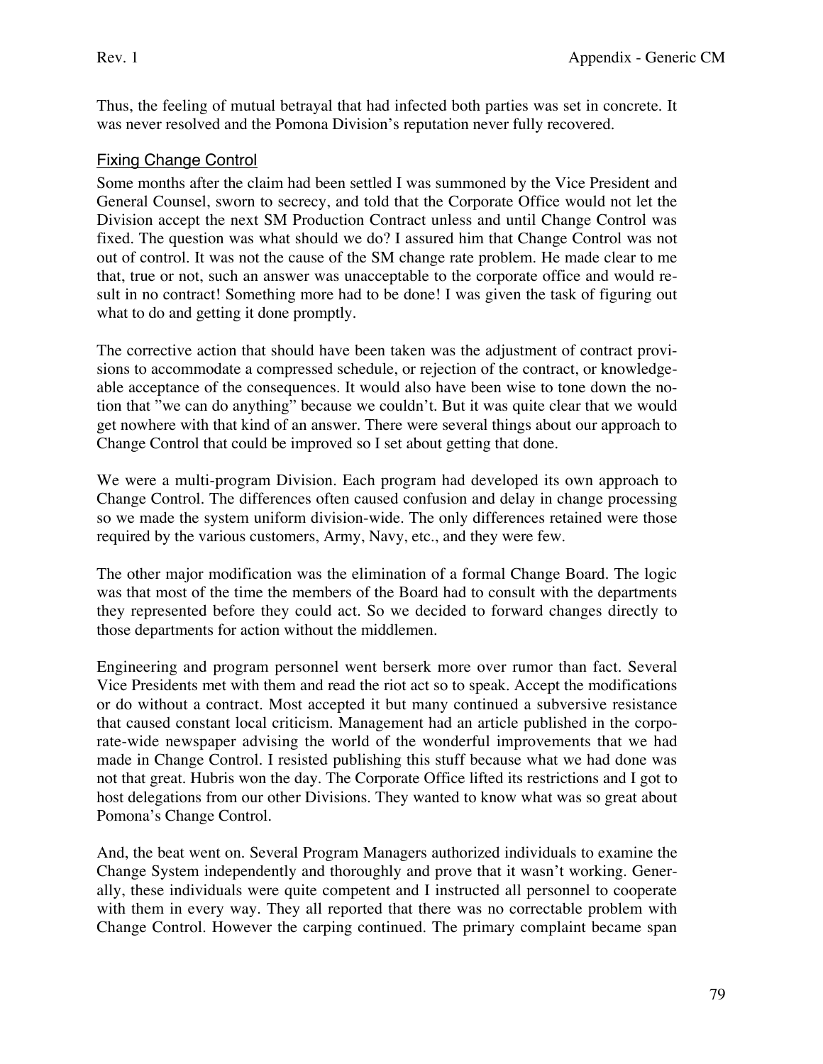Thus, the feeling of mutual betrayal that had infected both parties was set in concrete. It was never resolved and the Pomona Division's reputation never fully recovered.

## Fixing Change Control

Some months after the claim had been settled I was summoned by the Vice President and General Counsel, sworn to secrecy, and told that the Corporate Office would not let the Division accept the next SM Production Contract unless and until Change Control was fixed. The question was what should we do? I assured him that Change Control was not out of control. It was not the cause of the SM change rate problem. He made clear to me that, true or not, such an answer was unacceptable to the corporate office and would result in no contract! Something more had to be done! I was given the task of figuring out what to do and getting it done promptly.

The corrective action that should have been taken was the adjustment of contract provisions to accommodate a compressed schedule, or rejection of the contract, or knowledgeable acceptance of the consequences. It would also have been wise to tone down the notion that "we can do anything" because we couldn't. But it was quite clear that we would get nowhere with that kind of an answer. There were several things about our approach to Change Control that could be improved so I set about getting that done.

We were a multi-program Division. Each program had developed its own approach to Change Control. The differences often caused confusion and delay in change processing so we made the system uniform division-wide. The only differences retained were those required by the various customers, Army, Navy, etc., and they were few.

The other major modification was the elimination of a formal Change Board. The logic was that most of the time the members of the Board had to consult with the departments they represented before they could act. So we decided to forward changes directly to those departments for action without the middlemen.

Engineering and program personnel went berserk more over rumor than fact. Several Vice Presidents met with them and read the riot act so to speak. Accept the modifications or do without a contract. Most accepted it but many continued a subversive resistance that caused constant local criticism. Management had an article published in the corporate-wide newspaper advising the world of the wonderful improvements that we had made in Change Control. I resisted publishing this stuff because what we had done was not that great. Hubris won the day. The Corporate Office lifted its restrictions and I got to host delegations from our other Divisions. They wanted to know what was so great about Pomona's Change Control.

And, the beat went on. Several Program Managers authorized individuals to examine the Change System independently and thoroughly and prove that it wasn't working. Generally, these individuals were quite competent and I instructed all personnel to cooperate with them in every way. They all reported that there was no correctable problem with Change Control. However the carping continued. The primary complaint became span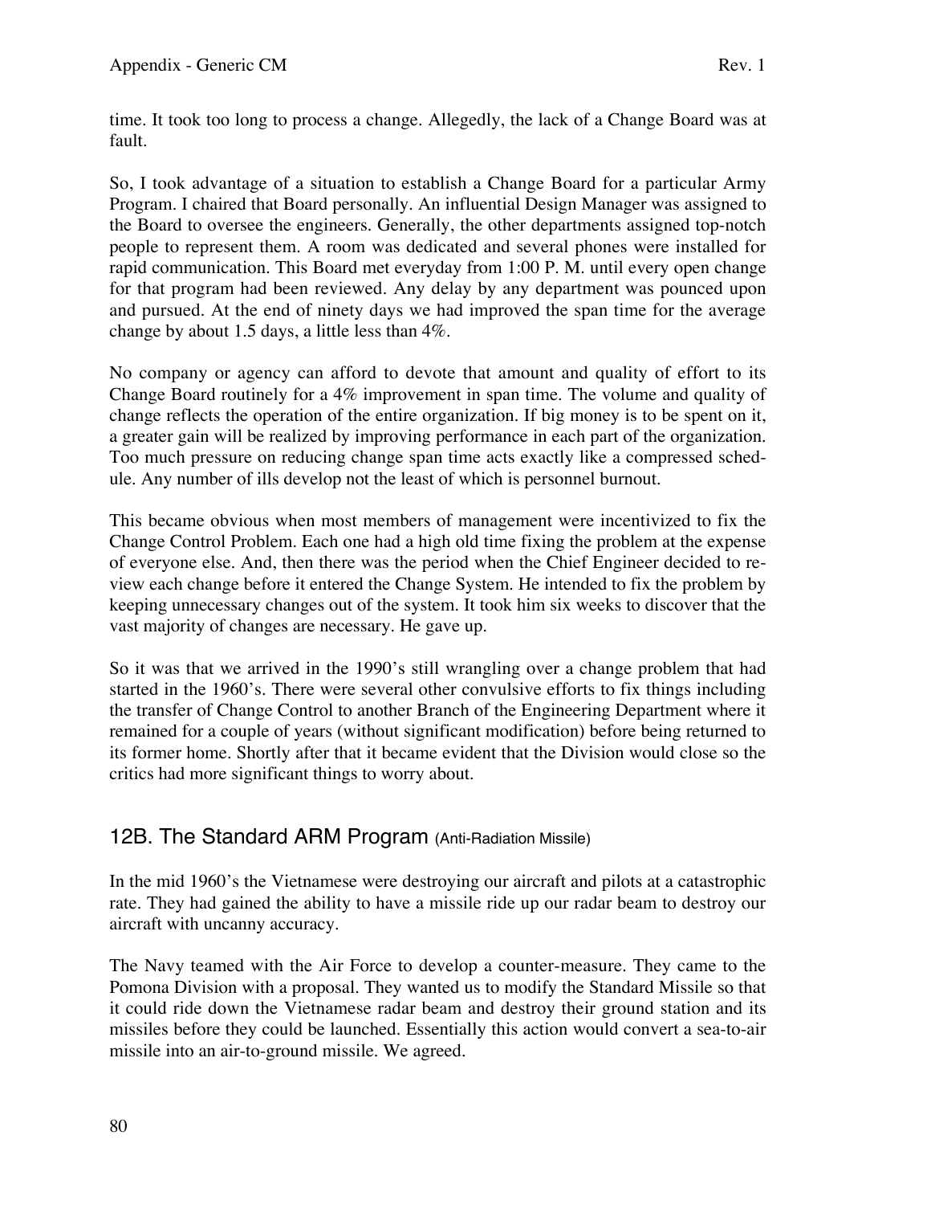time. It took too long to process a change. Allegedly, the lack of a Change Board was at fault.

So, I took advantage of a situation to establish a Change Board for a particular Army Program. I chaired that Board personally. An influential Design Manager was assigned to the Board to oversee the engineers. Generally, the other departments assigned top-notch people to represent them. A room was dedicated and several phones were installed for rapid communication. This Board met everyday from 1:00 P. M. until every open change for that program had been reviewed. Any delay by any department was pounced upon and pursued. At the end of ninety days we had improved the span time for the average change by about 1.5 days, a little less than 4%.

No company or agency can afford to devote that amount and quality of effort to its Change Board routinely for a 4% improvement in span time. The volume and quality of change reflects the operation of the entire organization. If big money is to be spent on it, a greater gain will be realized by improving performance in each part of the organization. Too much pressure on reducing change span time acts exactly like a compressed schedule. Any number of ills develop not the least of which is personnel burnout.

This became obvious when most members of management were incentivized to fix the Change Control Problem. Each one had a high old time fixing the problem at the expense of everyone else. And, then there was the period when the Chief Engineer decided to review each change before it entered the Change System. He intended to fix the problem by keeping unnecessary changes out of the system. It took him six weeks to discover that the vast majority of changes are necessary. He gave up.

So it was that we arrived in the 1990's still wrangling over a change problem that had started in the 1960's. There were several other convulsive efforts to fix things including the transfer of Change Control to another Branch of the Engineering Department where it remained for a couple of years (without significant modification) before being returned to its former home. Shortly after that it became evident that the Division would close so the critics had more significant things to worry about.

## 12B. The Standard ARM Program (Anti-Radiation Missile)

In the mid 1960's the Vietnamese were destroying our aircraft and pilots at a catastrophic rate. They had gained the ability to have a missile ride up our radar beam to destroy our aircraft with uncanny accuracy.

The Navy teamed with the Air Force to develop a counter-measure. They came to the Pomona Division with a proposal. They wanted us to modify the Standard Missile so that it could ride down the Vietnamese radar beam and destroy their ground station and its missiles before they could be launched. Essentially this action would convert a sea-to-air missile into an air-to-ground missile. We agreed.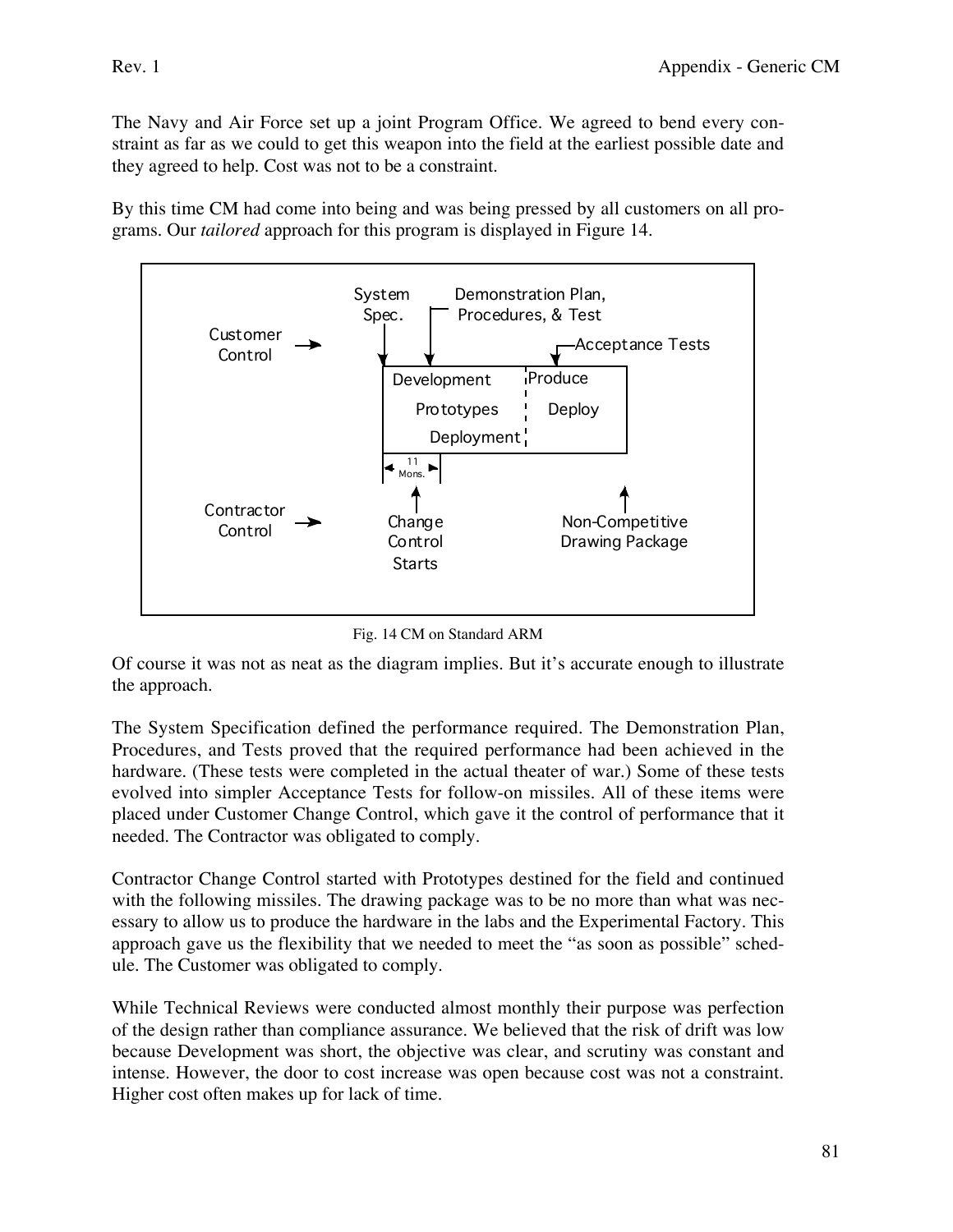The Navy and Air Force set up a joint Program Office. We agreed to bend every constraint as far as we could to get this weapon into the field at the earliest possible date and they agreed to help. Cost was not to be a constraint.

By this time CM had come into being and was being pressed by all customers on all programs. Our *tailored* approach for this program is displayed in Figure 14.

Customer Control → System Spec. | Demonstration Plan, Procedures, & Test | Acceptance Tests

Development | Prototypes | Deployment | Produce | Deploy

11 Mons.

Contractor Control → Change Control Starts | Non-Competitive Drawing Package

Fig. 14 CM on Standard ARM

Of course it was not as neat as the diagram implies. But it's accurate enough to illustrate the approach.

The System Specification defined the performance required. The Demonstration Plan, Procedures, and Tests proved that the required performance had been achieved in the hardware. (These tests were completed in the actual theater of war.) Some of these tests evolved into simpler Acceptance Tests for follow-on missiles. All of these items were placed under Customer Change Control, which gave it the control of performance that it needed. The Contractor was obligated to comply.

Contractor Change Control started with Prototypes destined for the field and continued with the following missiles. The drawing package was to be no more than what was necessary to allow us to produce the hardware in the labs and the Experimental Factory. This approach gave us the flexibility that we needed to meet the "as soon as possible" schedule. The Customer was obligated to comply.

While Technical Reviews were conducted almost monthly their purpose was perfection of the design rather than compliance assurance. We believed that the risk of drift was low because Development was short, the objective was clear, and scrutiny was constant and intense. However, the door to cost increase was open because cost was not a constraint. Higher cost often makes up for lack of time.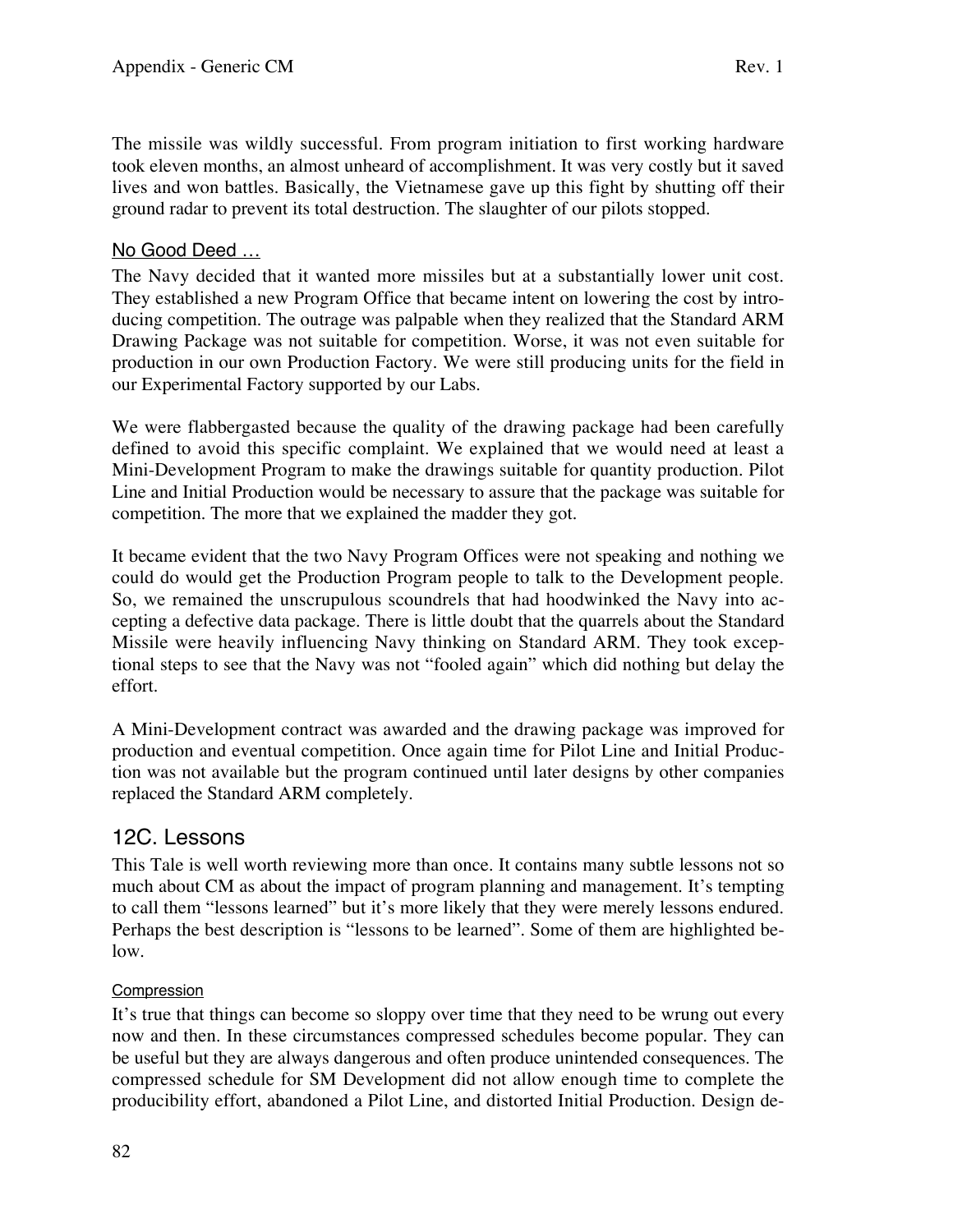The missile was wildly successful. From program initiation to first working hardware took eleven months, an almost unheard of accomplishment. It was very costly but it saved lives and won battles. Basically, the Vietnamese gave up this fight by shutting off their ground radar to prevent its total destruction. The slaughter of our pilots stopped.

### No Good Deed …

The Navy decided that it wanted more missiles but at a substantially lower unit cost. They established a new Program Office that became intent on lowering the cost by introducing competition. The outrage was palpable when they realized that the Standard ARM Drawing Package was not suitable for competition. Worse, it was not even suitable for production in our own Production Factory. We were still producing units for the field in our Experimental Factory supported by our Labs.

We were flabbergasted because the quality of the drawing package had been carefully defined to avoid this specific complaint. We explained that we would need at least a Mini-Development Program to make the drawings suitable for quantity production. Pilot Line and Initial Production would be necessary to assure that the package was suitable for competition. The more that we explained the madder they got.

It became evident that the two Navy Program Offices were not speaking and nothing we could do would get the Production Program people to talk to the Development people. So, we remained the unscrupulous scoundrels that had hoodwinked the Navy into accepting a defective data package. There is little doubt that the quarrels about the Standard Missile were heavily influencing Navy thinking on Standard ARM. They took exceptional steps to see that the Navy was not "fooled again" which did nothing but delay the effort.

A Mini-Development contract was awarded and the drawing package was improved for production and eventual competition. Once again time for Pilot Line and Initial Production was not available but the program continued until later designs by other companies replaced the Standard ARM completely.

## 12C. Lessons

This Tale is well worth reviewing more than once. It contains many subtle lessons not so much about CM as about the impact of program planning and management. It's tempting to call them "lessons learned" but it's more likely that they were merely lessons endured. Perhaps the best description is "lessons to be learned". Some of them are highlighted below.

#### Compression

It's true that things can become so sloppy over time that they need to be wrung out every now and then. In these circumstances compressed schedules become popular. They can be useful but they are always dangerous and often produce unintended consequences. The compressed schedule for SM Development did not allow enough time to complete the producibility effort, abandoned a Pilot Line, and distorted Initial Production. Design de-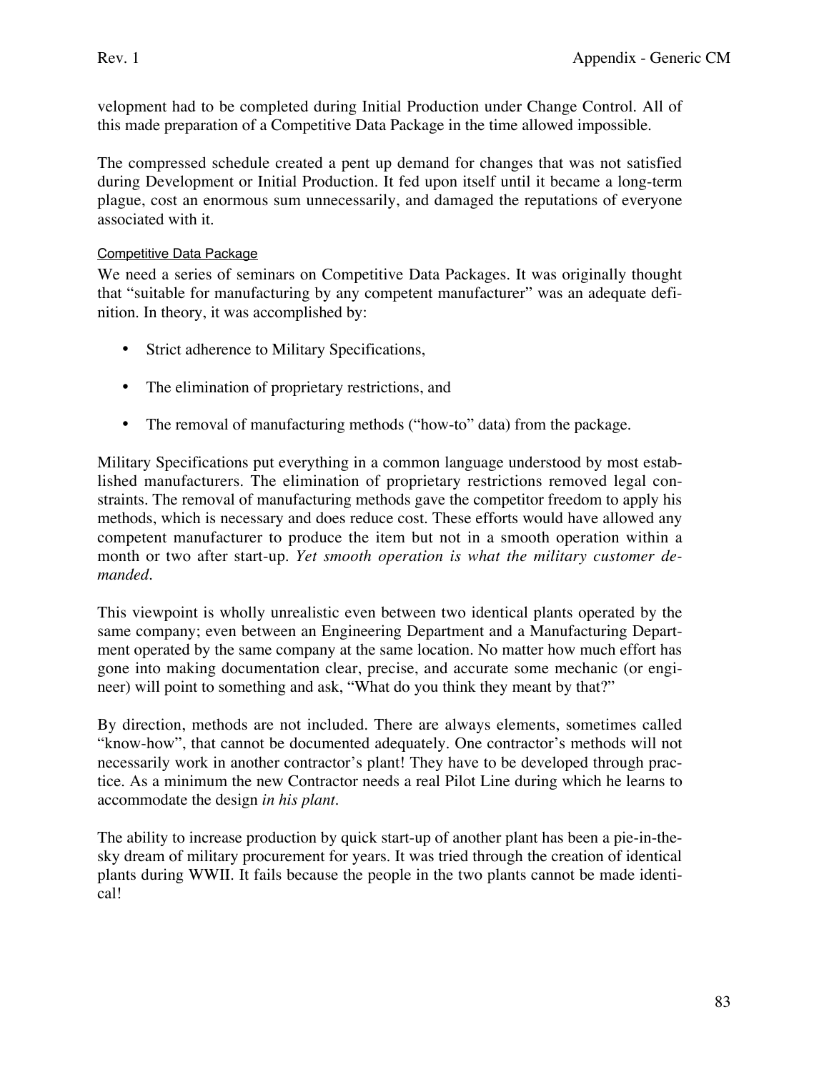velopment had to be completed during Initial Production under Change Control. All of this made preparation of a Competitive Data Package in the time allowed impossible.

The compressed schedule created a pent up demand for changes that was not satisfied during Development or Initial Production. It fed upon itself until it became a long-term plague, cost an enormous sum unnecessarily, and damaged the reputations of everyone associated with it.

### Competitive Data Package

We need a series of seminars on Competitive Data Packages. It was originally thought that "suitable for manufacturing by any competent manufacturer" was an adequate definition. In theory, it was accomplished by:

- Strict adherence to Military Specifications,
- The elimination of proprietary restrictions, and
- The removal of manufacturing methods ("how-to" data) from the package.

Military Specifications put everything in a common language understood by most established manufacturers. The elimination of proprietary restrictions removed legal constraints. The removal of manufacturing methods gave the competitor freedom to apply his methods, which is necessary and does reduce cost. These efforts would have allowed any competent manufacturer to produce the item but not in a smooth operation within a month or two after start-up. *Yet smooth operation is what the military customer demanded.*

This viewpoint is wholly unrealistic even between two identical plants operated by the same company; even between an Engineering Department and a Manufacturing Department operated by the same company at the same location. No matter how much effort has gone into making documentation clear, precise, and accurate some mechanic (or engineer) will point to something and ask, "What do you think they meant by that?"

By direction, methods are not included. There are always elements, sometimes called "know-how", that cannot be documented adequately. One contractor's methods will not necessarily work in another contractor's plant! They have to be developed through practice. As a minimum the new Contractor needs a real Pilot Line during which he learns to accommodate the design *in his plant*.

The ability to increase production by quick start-up of another plant has been a pie-in-the-sky dream of military procurement for years. It was tried through the creation of identical plants during WWII. It fails because the people in the two plants cannot be made identical!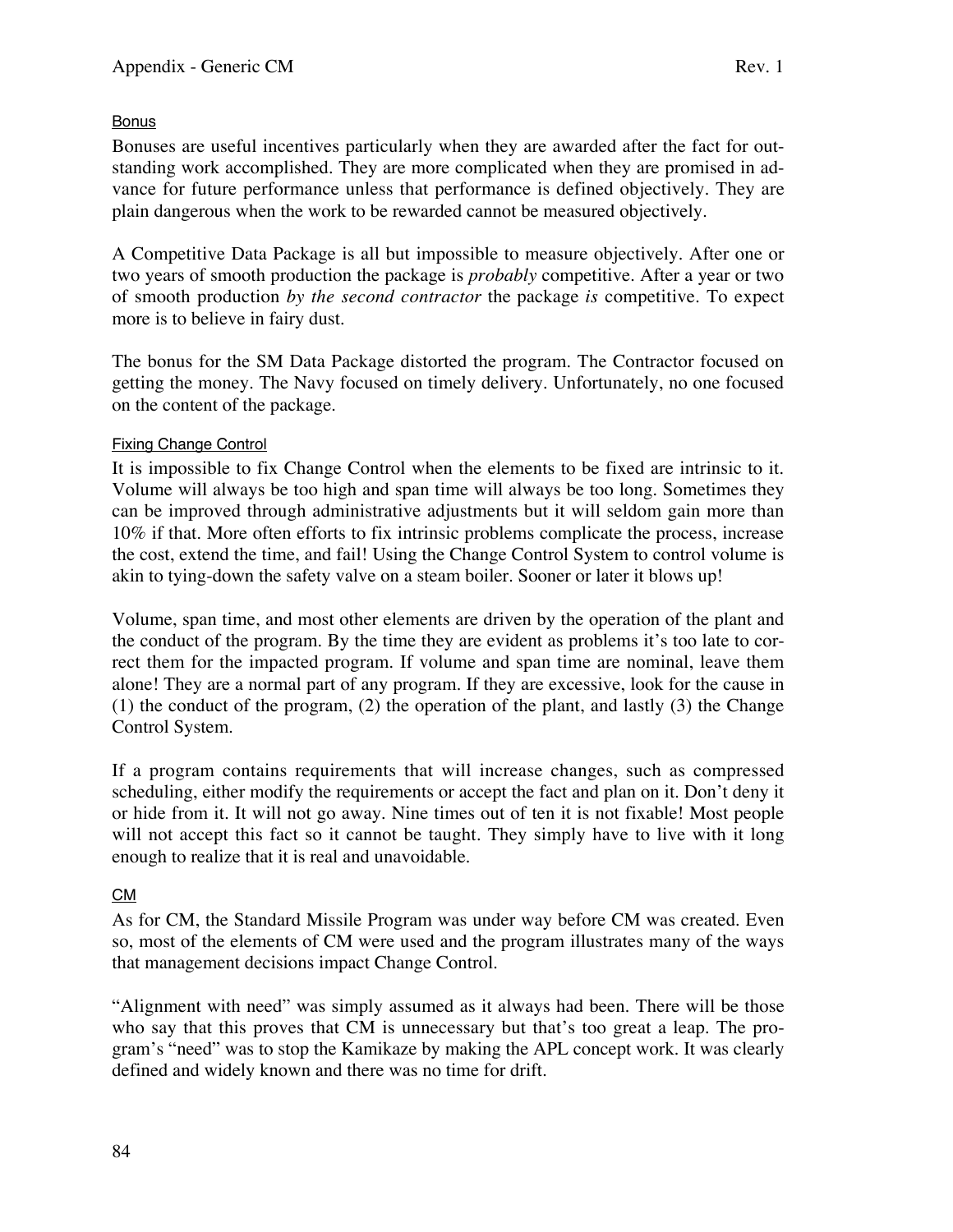#### Bonus

Bonuses are useful incentives particularly when they are awarded after the fact for outstanding work accomplished. They are more complicated when they are promised in advance for future performance unless that performance is defined objectively. They are plain dangerous when the work to be rewarded cannot be measured objectively.

A Competitive Data Package is all but impossible to measure objectively. After one or two years of smooth production the package is *probably* competitive. After a year or two of smooth production *by the second contractor* the package *is* competitive. To expect more is to believe in fairy dust.

The bonus for the SM Data Package distorted the program. The Contractor focused on getting the money. The Navy focused on timely delivery. Unfortunately, no one focused on the content of the package.

#### Fixing Change Control

It is impossible to fix Change Control when the elements to be fixed are intrinsic to it. Volume will always be too high and span time will always be too long. Sometimes they can be improved through administrative adjustments but it will seldom gain more than 10% if that. More often efforts to fix intrinsic problems complicate the process, increase the cost, extend the time, and fail! Using the Change Control System to control volume is akin to tying-down the safety valve on a steam boiler. Sooner or later it blows up!

Volume, span time, and most other elements are driven by the operation of the plant and the conduct of the program. By the time they are evident as problems it's too late to correct them for the impacted program. If volume and span time are nominal, leave them alone! They are a normal part of any program. If they are excessive, look for the cause in (1) the conduct of the program, (2) the operation of the plant, and lastly (3) the Change Control System.

If a program contains requirements that will increase changes, such as compressed scheduling, either modify the requirements or accept the fact and plan on it. Don't deny it or hide from it. It will not go away. Nine times out of ten it is not fixable! Most people will not accept this fact so it cannot be taught. They simply have to live with it long enough to realize that it is real and unavoidable.

#### CM

As for CM, the Standard Missile Program was under way before CM was created. Even so, most of the elements of CM were used and the program illustrates many of the ways that management decisions impact Change Control.

"Alignment with need" was simply assumed as it always had been. There will be those who say that this proves that CM is unnecessary but that's too great a leap. The program's "need" was to stop the Kamikaze by making the APL concept work. It was clearly defined and widely known and there was no time for drift.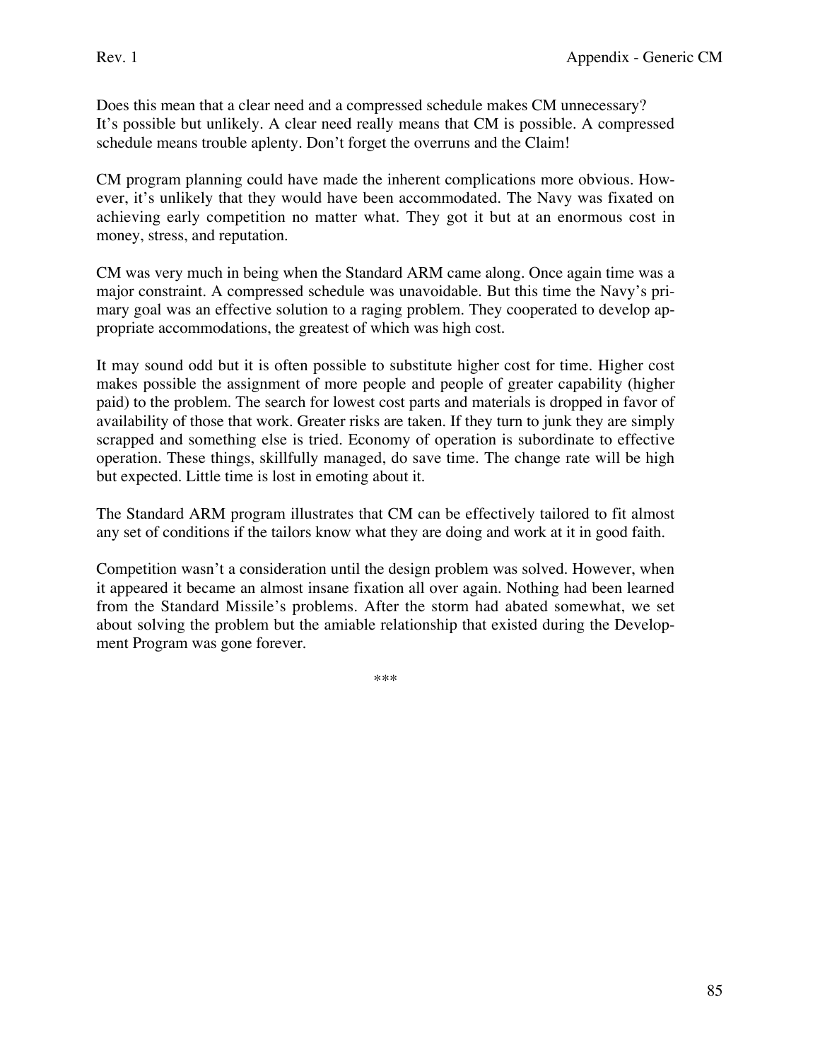Does this mean that a clear need and a compressed schedule makes CM unnecessary? It's possible but unlikely. A clear need really means that CM is possible. A compressed schedule means trouble aplenty. Don't forget the overruns and the Claim!

CM program planning could have made the inherent complications more obvious. However, it's unlikely that they would have been accommodated. The Navy was fixated on achieving early competition no matter what. They got it but at an enormous cost in money, stress, and reputation.

CM was very much in being when the Standard ARM came along. Once again time was a major constraint. A compressed schedule was unavoidable. But this time the Navy's primary goal was an effective solution to a raging problem. They cooperated to develop appropriate accommodations, the greatest of which was high cost.

It may sound odd but it is often possible to substitute higher cost for time. Higher cost makes possible the assignment of more people and people of greater capability (higher paid) to the problem. The search for lowest cost parts and materials is dropped in favor of availability of those that work. Greater risks are taken. If they turn to junk they are simply scrapped and something else is tried. Economy of operation is subordinate to effective operation. These things, skillfully managed, do save time. The change rate will be high but expected. Little time is lost in emoting about it.

The Standard ARM program illustrates that CM can be effectively tailored to fit almost any set of conditions if the tailors know what they are doing and work at it in good faith.

Competition wasn't a consideration until the design problem was solved. However, when it appeared it became an almost insane fixation all over again. Nothing had been learned from the Standard Missile's problems. After the storm had abated somewhat, we set about solving the problem but the amiable relationship that existed during the Development Program was gone forever.

***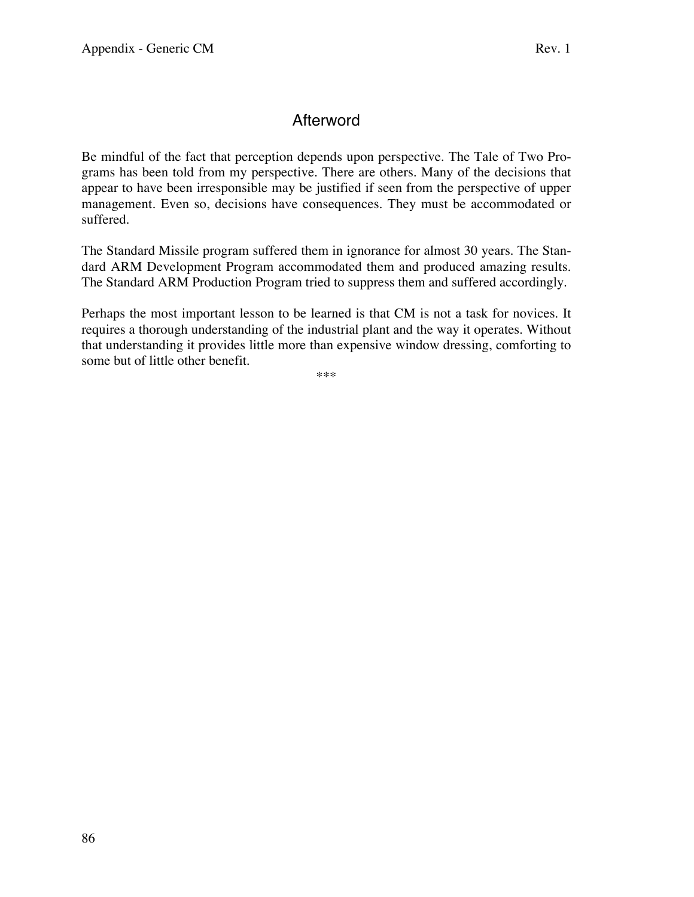# Afterword

Be mindful of the fact that perception depends upon perspective. The Tale of Two Programs has been told from my perspective. There are others. Many of the decisions that appear to have been irresponsible may be justified if seen from the perspective of upper management. Even so, decisions have consequences. They must be accommodated or suffered.

The Standard Missile program suffered them in ignorance for almost 30 years. The Standard ARM Development Program accommodated them and produced amazing results. The Standard ARM Production Program tried to suppress them and suffered accordingly.

Perhaps the most important lesson to be learned is that CM is not a task for novices. It requires a thorough understanding of the industrial plant and the way it operates. Without that understanding it provides little more than expensive window dressing, comforting to some but of little other benefit.

***